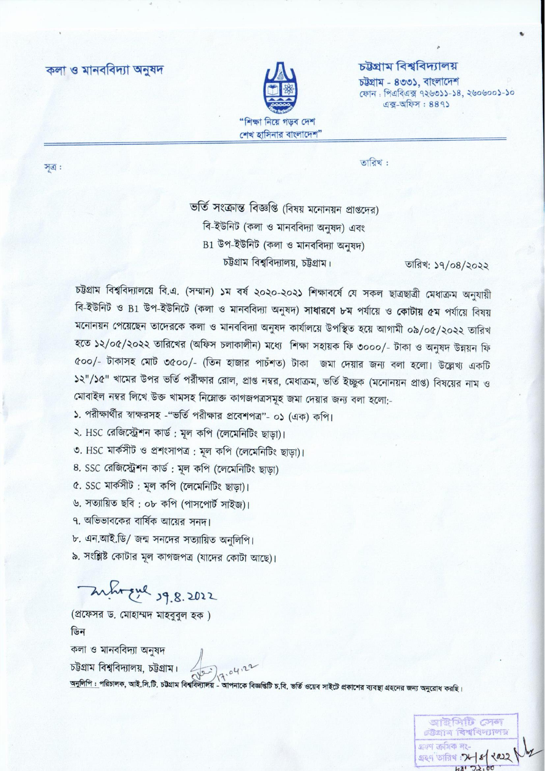কলা ও মানববিদ্যা অনুষদ

"শিক্ষা নিয়ে গড়ব দেশ
শেখ হাসিনার বাংলাদেশ"

**চট্টগ্রাম বিশ্ববিদ্যালয়**
চট্টগ্রাম - ৪৩৩১, বাংলাদেশ
ফোন : পিএবিএক্স ৭২৬৩১১-১৪, ২৬০৬০০১-১০
এক্স-অফিস : ৪৪৭১

সূত্র :

তারিখ :

## ভর্তি সংক্রান্ত বিজ্ঞপ্তি (বিষয় মনোনয়ন প্রাপ্তদের)
## বি-ইউনিট (কলা ও মানববিদ্যা অনুষদ) এবং
## B1 উপ-ইউনিট (কলা ও মানববিদ্যা অনুষদ)
## চট্টগ্রাম বিশ্ববিদ্যালয়, চট্টগ্রাম।

তারিখ: ১৭/০৪/২০২২

চট্টগ্রাম বিশ্ববিদ্যালয়ে বি.এ. (সম্মান) ১ম বর্ষ ২০২০-২০২১ শিক্ষাবর্ষে যে সকল ছাত্রছাত্রী মেধাক্রম অনুযায়ী বি-ইউনিট ও B1 উপ-ইউনিটে (কলা ও মানববিদ্যা অনুষদ) **সাধারণে ৮ম** পর্যায়ে ও **কোটায় ৫ম** পর্যায়ে বিষয় মনোনয়ন পেয়েছেন তাদেরকে কলা ও মানববিদ্যা অনুষদ কার্যালয়ে উপস্থিত হয়ে আগামী ০৯/০৫/২০২২ তারিখ হতে ১২/০৫/২০২২ তারিখের (অফিস চলাকালীন) মধ্যে শিক্ষা সহায়ক ফি ৩০০০/- টাকা ও অনুষদ উন্নয়ন ফি ৫০০/- টাকাসহ মোট ৩৫০০/- (তিন হাজার পাচঁশত) টাকা জমা দেয়ার জন্য বলা হলো। উল্লেখ্য একটি ১২"/১৫" খামের উপর ভর্তি পরীক্ষার রোল, প্রাপ্ত নম্বর, মেধাক্রম, ভর্তি ইচ্ছুক (মনোনয়ন প্রাপ্ত) বিষয়ের নাম ও মোবাইল নম্বর লিখে উক্ত খামসহ নিম্নোক্ত কাগজপত্রসমূহ জমা দেয়ার জন্য বলা হলো:-

১. পরীক্ষার্থীর স্বাক্ষরসহ -"ভর্তি পরীক্ষার প্রবেশপত্র"- ০১ (এক) কপি।
২. HSC রেজিস্ট্রেশন কার্ড : মূল কপি (লেমেনিটিং ছাড়া)।
৩. HSC মার্কসীট ও প্রশংসাপত্র : মূল কপি (লেমেনিটিং ছাড়া)।
৪. SSC রেজিস্ট্রেশন কার্ড : মূল কপি (লেমেনিটিং ছাড়া)
৫. SSC মার্কসীট : মূল কপি (লেমেনিটিং ছাড়া)।
৬. সত্যায়িত ছবি : ০৮ কপি (পাসপোর্ট সাইজ)।
৭. অভিভাবকের বার্ষিক আয়ের সনদ।
৮. এন.আই.ডি/ জন্ম সনদের সত্যায়িত অনুলিপি।
৯. সংশ্লিষ্ট কোটার মূল কাগজপত্র (যাদের কোটা আছে)।

17.4.2022

(প্রফেসর ড. মোহাম্মদ মাহবুবুল হক )
ডিন
কলা ও মানববিদ্যা অনুষদ
চট্টগ্রাম বিশ্ববিদ্যালয়, চট্টগ্রাম।

17.04.22

অনুলিপি : পরিচালক, আই.সি.টি. চট্টগ্রাম বিশ্ববিদ্যালয় - আপনাকে বিজ্ঞপ্তিটি চ.বি. ভর্তি ওয়েব সাইটে প্রকাশের ব্যবস্থা গ্রহনের জন্য অনুরোধ করছি।

আইসিটি সেল
চট্টগ্রাম বিশ্ববিদ্যালয়
গ্রহণ ক্রমিক নং-
গ্রহণ তারিখ : ১৮/৪/২০২২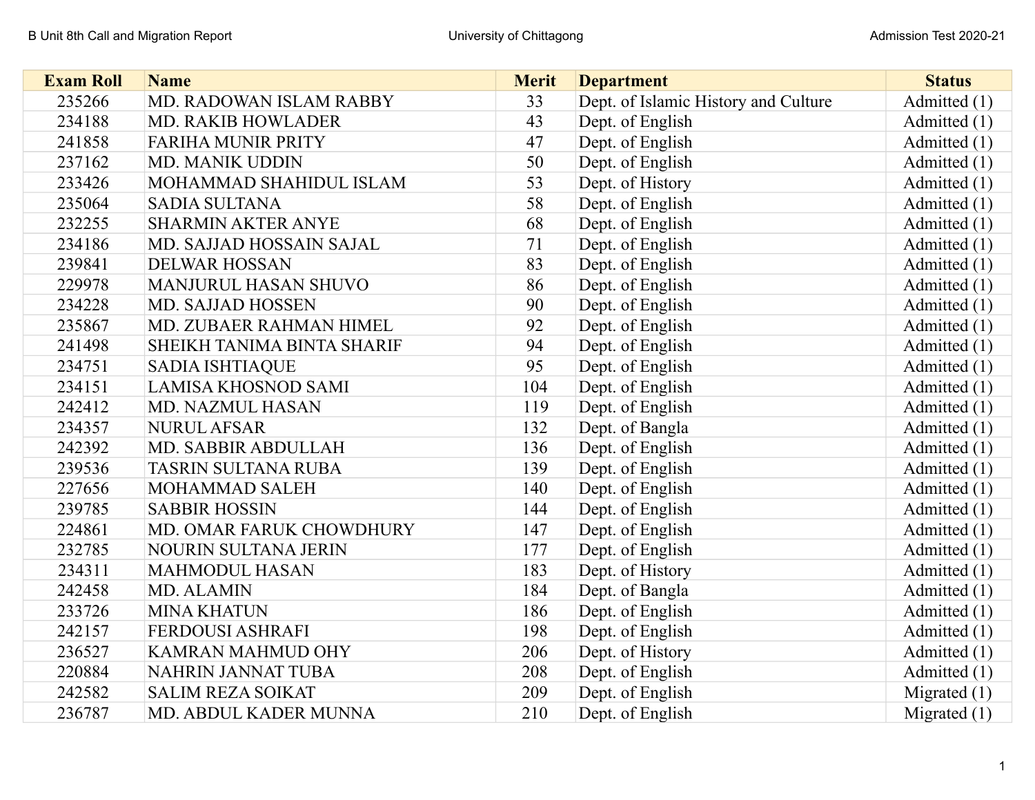| Exam Roll | Name | Merit | Department | Status |
|---|---|---|---|---|
| 235266 | MD. RADOWAN ISLAM RABBY | 33 | Dept. of Islamic History and Culture | Admitted (1) |
| 234188 | MD. RAKIB HOWLADER | 43 | Dept. of English | Admitted (1) |
| 241858 | FARIHA MUNIR PRITY | 47 | Dept. of English | Admitted (1) |
| 237162 | MD. MANIK UDDIN | 50 | Dept. of English | Admitted (1) |
| 233426 | MOHAMMAD SHAHIDUL ISLAM | 53 | Dept. of History | Admitted (1) |
| 235064 | SADIA SULTANA | 58 | Dept. of English | Admitted (1) |
| 232255 | SHARMIN AKTER ANYE | 68 | Dept. of English | Admitted (1) |
| 234186 | MD. SAJJAD HOSSAIN SAJAL | 71 | Dept. of English | Admitted (1) |
| 239841 | DELWAR HOSSAN | 83 | Dept. of English | Admitted (1) |
| 229978 | MANJURUL HASAN SHUVO | 86 | Dept. of English | Admitted (1) |
| 234228 | MD. SAJJAD HOSSEN | 90 | Dept. of English | Admitted (1) |
| 235867 | MD. ZUBAER RAHMAN HIMEL | 92 | Dept. of English | Admitted (1) |
| 241498 | SHEIKH TANIMA BINTA SHARIF | 94 | Dept. of English | Admitted (1) |
| 234751 | SADIA ISHTIAQUE | 95 | Dept. of English | Admitted (1) |
| 234151 | LAMISA KHOSNOD SAMI | 104 | Dept. of English | Admitted (1) |
| 242412 | MD. NAZMUL HASAN | 119 | Dept. of English | Admitted (1) |
| 234357 | NURUL AFSAR | 132 | Dept. of Bangla | Admitted (1) |
| 242392 | MD. SABBIR ABDULLAH | 136 | Dept. of English | Admitted (1) |
| 239536 | TASRIN SULTANA RUBA | 139 | Dept. of English | Admitted (1) |
| 227656 | MOHAMMAD SALEH | 140 | Dept. of English | Admitted (1) |
| 239785 | SABBIR HOSSIN | 144 | Dept. of English | Admitted (1) |
| 224861 | MD. OMAR FARUK CHOWDHURY | 147 | Dept. of English | Admitted (1) |
| 232785 | NOURIN SULTANA JERIN | 177 | Dept. of English | Admitted (1) |
| 234311 | MAHMODUL HASAN | 183 | Dept. of History | Admitted (1) |
| 242458 | MD. ALAMIN | 184 | Dept. of Bangla | Admitted (1) |
| 233726 | MINA KHATUN | 186 | Dept. of English | Admitted (1) |
| 242157 | FERDOUSI ASHRAFI | 198 | Dept. of English | Admitted (1) |
| 236527 | KAMRAN MAHMUD OHY | 206 | Dept. of History | Admitted (1) |
| 220884 | NAHRIN JANNAT TUBA | 208 | Dept. of English | Admitted (1) |
| 242582 | SALIM REZA SOIKAT | 209 | Dept. of English | Migrated (1) |
| 236787 | MD. ABDUL KADER MUNNA | 210 | Dept. of English | Migrated (1) |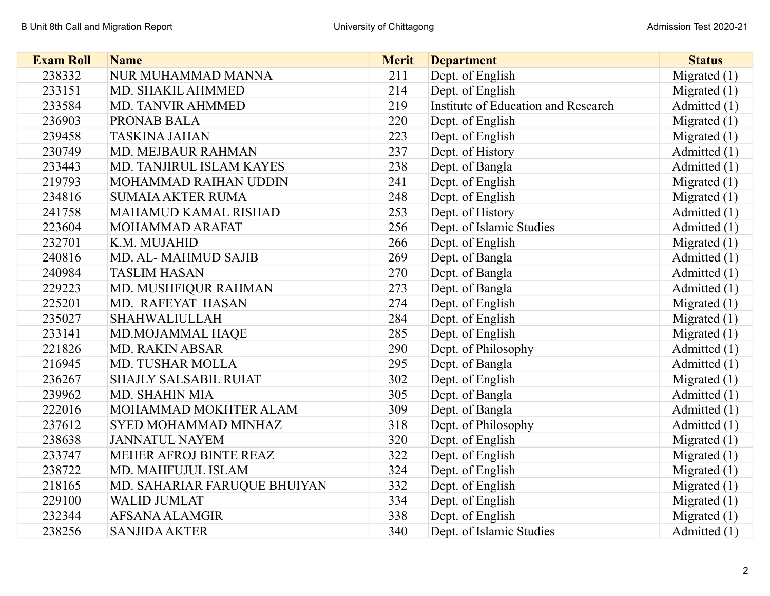| Exam Roll | Name | Merit | Department | Status |
|---|---|---|---|---|
| 238332 | NUR MUHAMMAD MANNA | 211 | Dept. of English | Migrated (1) |
| 233151 | MD. SHAKIL AHMMED | 214 | Dept. of English | Migrated (1) |
| 233584 | MD. TANVIR AHMMED | 219 | Institute of Education and Research | Admitted (1) |
| 236903 | PRONAB BALA | 220 | Dept. of English | Migrated (1) |
| 239458 | TASKINA JAHAN | 223 | Dept. of English | Migrated (1) |
| 230749 | MD. MEJBAUR RAHMAN | 237 | Dept. of History | Admitted (1) |
| 233443 | MD. TANJIRUL ISLAM KAYES | 238 | Dept. of Bangla | Admitted (1) |
| 219793 | MOHAMMAD RAIHAN UDDIN | 241 | Dept. of English | Migrated (1) |
| 234816 | SUMAIA AKTER RUMA | 248 | Dept. of English | Migrated (1) |
| 241758 | MAHAMUD KAMAL RISHAD | 253 | Dept. of History | Admitted (1) |
| 223604 | MOHAMMAD ARAFAT | 256 | Dept. of Islamic Studies | Admitted (1) |
| 232701 | K.M. MUJAHID | 266 | Dept. of English | Migrated (1) |
| 240816 | MD. AL- MAHMUD SAJIB | 269 | Dept. of Bangla | Admitted (1) |
| 240984 | TASLIM HASAN | 270 | Dept. of Bangla | Admitted (1) |
| 229223 | MD. MUSHFIQUR RAHMAN | 273 | Dept. of Bangla | Admitted (1) |
| 225201 | MD.  RAFEYAT  HASAN | 274 | Dept. of English | Migrated (1) |
| 235027 | SHAHWALIULLAH | 284 | Dept. of English | Migrated (1) |
| 233141 | MD.MOJAMMAL HAQE | 285 | Dept. of English | Migrated (1) |
| 221826 | MD. RAKIN ABSAR | 290 | Dept. of Philosophy | Admitted (1) |
| 216945 | MD. TUSHAR MOLLA | 295 | Dept. of Bangla | Admitted (1) |
| 236267 | SHAJLY SALSABIL RUIAT | 302 | Dept. of English | Migrated (1) |
| 239962 | MD. SHAHIN MIA | 305 | Dept. of Bangla | Admitted (1) |
| 222016 | MOHAMMAD MOKHTER ALAM | 309 | Dept. of Bangla | Admitted (1) |
| 237612 | SYED MOHAMMAD MINHAZ | 318 | Dept. of Philosophy | Admitted (1) |
| 238638 | JANNATUL NAYEM | 320 | Dept. of English | Migrated (1) |
| 233747 | MEHER AFROJ BINTE REAZ | 322 | Dept. of English | Migrated (1) |
| 238722 | MD. MAHFUJUL ISLAM | 324 | Dept. of English | Migrated (1) |
| 218165 | MD. SAHARIAR FARUQUE BHUIYAN | 332 | Dept. of English | Migrated (1) |
| 229100 | WALID JUMLAT | 334 | Dept. of English | Migrated (1) |
| 232344 | AFSANA ALAMGIR | 338 | Dept. of English | Migrated (1) |
| 238256 | SANJIDA AKTER | 340 | Dept. of Islamic Studies | Admitted (1) |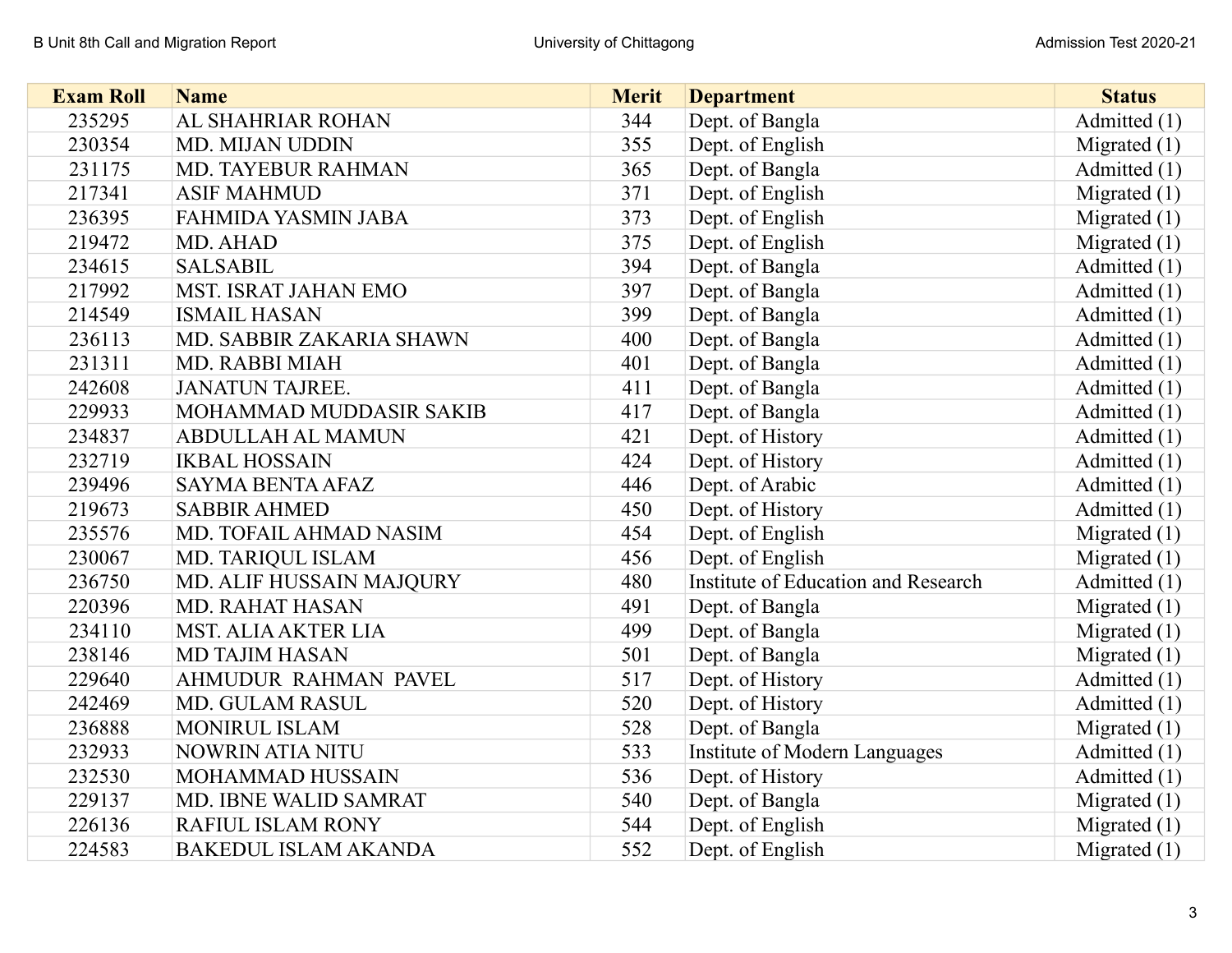| Exam Roll | Name | Merit | Department | Status |
|---|---|---|---|---|
| 235295 | AL SHAHRIAR ROHAN | 344 | Dept. of Bangla | Admitted (1) |
| 230354 | MD. MIJAN UDDIN | 355 | Dept. of English | Migrated (1) |
| 231175 | MD. TAYEBUR RAHMAN | 365 | Dept. of Bangla | Admitted (1) |
| 217341 | ASIF MAHMUD | 371 | Dept. of English | Migrated (1) |
| 236395 | FAHMIDA YASMIN JABA | 373 | Dept. of English | Migrated (1) |
| 219472 | MD. AHAD | 375 | Dept. of English | Migrated (1) |
| 234615 | SALSABIL | 394 | Dept. of Bangla | Admitted (1) |
| 217992 | MST. ISRAT JAHAN EMO | 397 | Dept. of Bangla | Admitted (1) |
| 214549 | ISMAIL HASAN | 399 | Dept. of Bangla | Admitted (1) |
| 236113 | MD. SABBIR ZAKARIA SHAWN | 400 | Dept. of Bangla | Admitted (1) |
| 231311 | MD. RABBI MIAH | 401 | Dept. of Bangla | Admitted (1) |
| 242608 | JANATUN TAJREE. | 411 | Dept. of Bangla | Admitted (1) |
| 229933 | MOHAMMAD MUDDASIR SAKIB | 417 | Dept. of Bangla | Admitted (1) |
| 234837 | ABDULLAH AL MAMUN | 421 | Dept. of History | Admitted (1) |
| 232719 | IKBAL HOSSAIN | 424 | Dept. of History | Admitted (1) |
| 239496 | SAYMA BENTA AFAZ | 446 | Dept. of Arabic | Admitted (1) |
| 219673 | SABBIR AHMED | 450 | Dept. of History | Admitted (1) |
| 235576 | MD. TOFAIL AHMAD NASIM | 454 | Dept. of English | Migrated (1) |
| 230067 | MD. TARIQUL ISLAM | 456 | Dept. of English | Migrated (1) |
| 236750 | MD. ALIF HUSSAIN MAJQURY | 480 | Institute of Education and Research | Admitted (1) |
| 220396 | MD. RAHAT HASAN | 491 | Dept. of Bangla | Migrated (1) |
| 234110 | MST. ALIA AKTER LIA | 499 | Dept. of Bangla | Migrated (1) |
| 238146 | MD TAJIM HASAN | 501 | Dept. of Bangla | Migrated (1) |
| 229640 | AHMUDUR RAHMAN PAVEL | 517 | Dept. of History | Admitted (1) |
| 242469 | MD. GULAM RASUL | 520 | Dept. of History | Admitted (1) |
| 236888 | MONIRUL ISLAM | 528 | Dept. of Bangla | Migrated (1) |
| 232933 | NOWRIN ATIA NITU | 533 | Institute of Modern Languages | Admitted (1) |
| 232530 | MOHAMMAD HUSSAIN | 536 | Dept. of History | Admitted (1) |
| 229137 | MD. IBNE WALID SAMRAT | 540 | Dept. of Bangla | Migrated (1) |
| 226136 | RAFIUL ISLAM RONY | 544 | Dept. of English | Migrated (1) |
| 224583 | BAKEDUL ISLAM AKANDA | 552 | Dept. of English | Migrated (1) |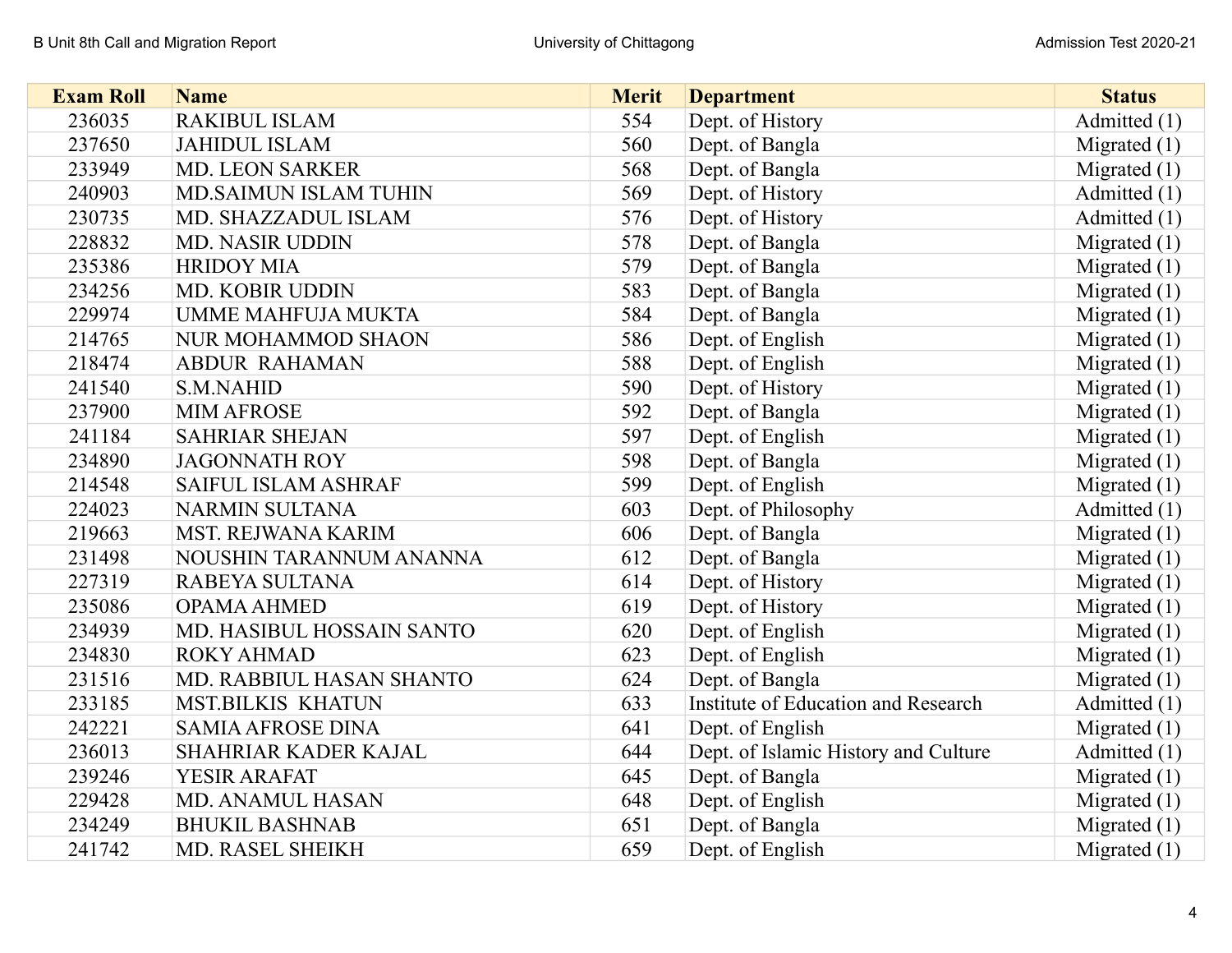| Exam Roll | Name | Merit | Department | Status |
| --- | --- | --- | --- | --- |
| 236035 | RAKIBUL ISLAM | 554 | Dept. of History | Admitted (1) |
| 237650 | JAHIDUL ISLAM | 560 | Dept. of Bangla | Migrated (1) |
| 233949 | MD. LEON SARKER | 568 | Dept. of Bangla | Migrated (1) |
| 240903 | MD.SAIMUN ISLAM TUHIN | 569 | Dept. of History | Admitted (1) |
| 230735 | MD. SHAZZADUL ISLAM | 576 | Dept. of History | Admitted (1) |
| 228832 | MD. NASIR UDDIN | 578 | Dept. of Bangla | Migrated (1) |
| 235386 | HRIDOY MIA | 579 | Dept. of Bangla | Migrated (1) |
| 234256 | MD. KOBIR UDDIN | 583 | Dept. of Bangla | Migrated (1) |
| 229974 | UMME MAHFUJA MUKTA | 584 | Dept. of Bangla | Migrated (1) |
| 214765 | NUR MOHAMMOD SHAON | 586 | Dept. of English | Migrated (1) |
| 218474 | ABDUR  RAHAMAN | 588 | Dept. of English | Migrated (1) |
| 241540 | S.M.NAHID | 590 | Dept. of History | Migrated (1) |
| 237900 | MIM AFROSE | 592 | Dept. of Bangla | Migrated (1) |
| 241184 | SAHRIAR SHEJAN | 597 | Dept. of English | Migrated (1) |
| 234890 | JAGONNATH ROY | 598 | Dept. of Bangla | Migrated (1) |
| 214548 | SAIFUL ISLAM ASHRAF | 599 | Dept. of English | Migrated (1) |
| 224023 | NARMIN SULTANA | 603 | Dept. of Philosophy | Admitted (1) |
| 219663 | MST. REJWANA KARIM | 606 | Dept. of Bangla | Migrated (1) |
| 231498 | NOUSHIN TARANNUM ANANNA | 612 | Dept. of Bangla | Migrated (1) |
| 227319 | RABEYA SULTANA | 614 | Dept. of History | Migrated (1) |
| 235086 | OPAMA AHMED | 619 | Dept. of History | Migrated (1) |
| 234939 | MD. HASIBUL HOSSAIN SANTO | 620 | Dept. of English | Migrated (1) |
| 234830 | ROKY AHMAD | 623 | Dept. of English | Migrated (1) |
| 231516 | MD. RABBIUL HASAN SHANTO | 624 | Dept. of Bangla | Migrated (1) |
| 233185 | MST.BILKIS  KHATUN | 633 | Institute of Education and Research | Admitted (1) |
| 242221 | SAMIA AFROSE DINA | 641 | Dept. of English | Migrated (1) |
| 236013 | SHAHRIAR KADER KAJAL | 644 | Dept. of Islamic History and Culture | Admitted (1) |
| 239246 | YESIR ARAFAT | 645 | Dept. of Bangla | Migrated (1) |
| 229428 | MD. ANAMUL HASAN | 648 | Dept. of English | Migrated (1) |
| 234249 | BHUKIL BASHNAB | 651 | Dept. of Bangla | Migrated (1) |
| 241742 | MD. RASEL SHEIKH | 659 | Dept. of English | Migrated (1) |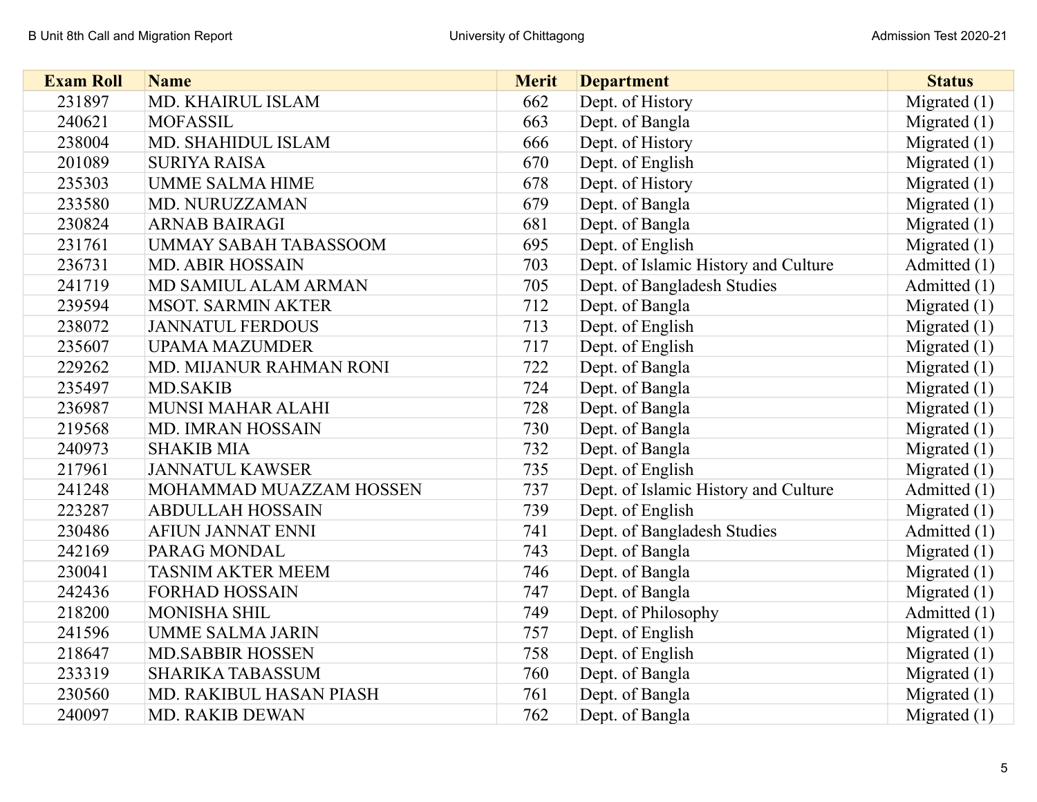| Exam Roll | Name | Merit | Department | Status |
|---|---|---|---|---|
| 231897 | MD. KHAIRUL ISLAM | 662 | Dept. of History | Migrated (1) |
| 240621 | MOFASSIL | 663 | Dept. of Bangla | Migrated (1) |
| 238004 | MD. SHAHIDUL ISLAM | 666 | Dept. of History | Migrated (1) |
| 201089 | SURIYA RAISA | 670 | Dept. of English | Migrated (1) |
| 235303 | UMME SALMA HIME | 678 | Dept. of History | Migrated (1) |
| 233580 | MD. NURUZZAMAN | 679 | Dept. of Bangla | Migrated (1) |
| 230824 | ARNAB BAIRAGI | 681 | Dept. of Bangla | Migrated (1) |
| 231761 | UMMAY SABAH TABASSOOM | 695 | Dept. of English | Migrated (1) |
| 236731 | MD. ABIR HOSSAIN | 703 | Dept. of Islamic History and Culture | Admitted (1) |
| 241719 | MD SAMIUL ALAM ARMAN | 705 | Dept. of Bangladesh Studies | Admitted (1) |
| 239594 | MSOT. SARMIN AKTER | 712 | Dept. of Bangla | Migrated (1) |
| 238072 | JANNATUL FERDOUS | 713 | Dept. of English | Migrated (1) |
| 235607 | UPAMA MAZUMDER | 717 | Dept. of English | Migrated (1) |
| 229262 | MD. MIJANUR RAHMAN RONI | 722 | Dept. of Bangla | Migrated (1) |
| 235497 | MD.SAKIB | 724 | Dept. of Bangla | Migrated (1) |
| 236987 | MUNSI MAHAR ALAHI | 728 | Dept. of Bangla | Migrated (1) |
| 219568 | MD. IMRAN HOSSAIN | 730 | Dept. of Bangla | Migrated (1) |
| 240973 | SHAKIB MIA | 732 | Dept. of Bangla | Migrated (1) |
| 217961 | JANNATUL KAWSER | 735 | Dept. of English | Migrated (1) |
| 241248 | MOHAMMAD MUAZZAM HOSSEN | 737 | Dept. of Islamic History and Culture | Admitted (1) |
| 223287 | ABDULLAH HOSSAIN | 739 | Dept. of English | Migrated (1) |
| 230486 | AFIUN JANNAT ENNI | 741 | Dept. of Bangladesh Studies | Admitted (1) |
| 242169 | PARAG MONDAL | 743 | Dept. of Bangla | Migrated (1) |
| 230041 | TASNIM AKTER MEEM | 746 | Dept. of Bangla | Migrated (1) |
| 242436 | FORHAD HOSSAIN | 747 | Dept. of Bangla | Migrated (1) |
| 218200 | MONISHA SHIL | 749 | Dept. of Philosophy | Admitted (1) |
| 241596 | UMME SALMA JARIN | 757 | Dept. of English | Migrated (1) |
| 218647 | MD.SABBIR HOSSEN | 758 | Dept. of English | Migrated (1) |
| 233319 | SHARIKA TABASSUM | 760 | Dept. of Bangla | Migrated (1) |
| 230560 | MD. RAKIBUL HASAN PIASH | 761 | Dept. of Bangla | Migrated (1) |
| 240097 | MD. RAKIB DEWAN | 762 | Dept. of Bangla | Migrated (1) |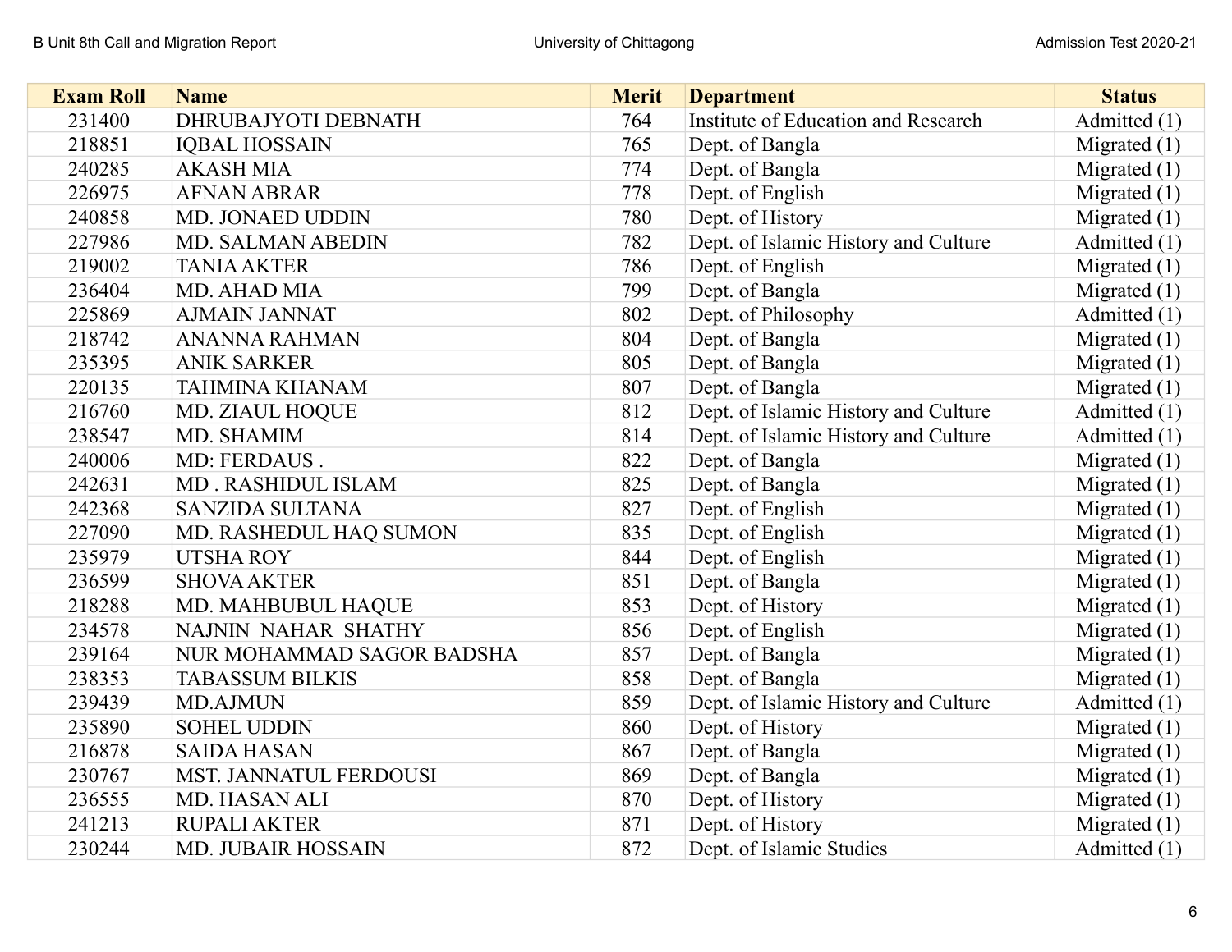| Exam Roll | Name | Merit | Department | Status |
|---|---|---|---|---|
| 231400 | DHRUBAJYOTI DEBNATH | 764 | Institute of Education and Research | Admitted (1) |
| 218851 | IQBAL HOSSAIN | 765 | Dept. of Bangla | Migrated (1) |
| 240285 | AKASH MIA | 774 | Dept. of Bangla | Migrated (1) |
| 226975 | AFNAN ABRAR | 778 | Dept. of English | Migrated (1) |
| 240858 | MD. JONAED UDDIN | 780 | Dept. of History | Migrated (1) |
| 227986 | MD. SALMAN ABEDIN | 782 | Dept. of Islamic History and Culture | Admitted (1) |
| 219002 | TANIA AKTER | 786 | Dept. of English | Migrated (1) |
| 236404 | MD. AHAD MIA | 799 | Dept. of Bangla | Migrated (1) |
| 225869 | AJMAIN JANNAT | 802 | Dept. of Philosophy | Admitted (1) |
| 218742 | ANANNA RAHMAN | 804 | Dept. of Bangla | Migrated (1) |
| 235395 | ANIK SARKER | 805 | Dept. of Bangla | Migrated (1) |
| 220135 | TAHMINA KHANAM | 807 | Dept. of Bangla | Migrated (1) |
| 216760 | MD. ZIAUL HOQUE | 812 | Dept. of Islamic History and Culture | Admitted (1) |
| 238547 | MD. SHAMIM | 814 | Dept. of Islamic History and Culture | Admitted (1) |
| 240006 | MD: FERDAUS . | 822 | Dept. of Bangla | Migrated (1) |
| 242631 | MD . RASHIDUL ISLAM | 825 | Dept. of Bangla | Migrated (1) |
| 242368 | SANZIDA SULTANA | 827 | Dept. of English | Migrated (1) |
| 227090 | MD. RASHEDUL HAQ SUMON | 835 | Dept. of English | Migrated (1) |
| 235979 | UTSHA ROY | 844 | Dept. of English | Migrated (1) |
| 236599 | SHOVA AKTER | 851 | Dept. of Bangla | Migrated (1) |
| 218288 | MD. MAHBUBUL HAQUE | 853 | Dept. of History | Migrated (1) |
| 234578 | NAJNIN NAHAR SHATHY | 856 | Dept. of English | Migrated (1) |
| 239164 | NUR MOHAMMAD SAGOR BADSHA | 857 | Dept. of Bangla | Migrated (1) |
| 238353 | TABASSUM BILKIS | 858 | Dept. of Bangla | Migrated (1) |
| 239439 | MD.AJMUN | 859 | Dept. of Islamic History and Culture | Admitted (1) |
| 235890 | SOHEL UDDIN | 860 | Dept. of History | Migrated (1) |
| 216878 | SAIDA HASAN | 867 | Dept. of Bangla | Migrated (1) |
| 230767 | MST. JANNATUL FERDOUSI | 869 | Dept. of Bangla | Migrated (1) |
| 236555 | MD. HASAN ALI | 870 | Dept. of History | Migrated (1) |
| 241213 | RUPALI AKTER | 871 | Dept. of History | Migrated (1) |
| 230244 | MD. JUBAIR HOSSAIN | 872 | Dept. of Islamic Studies | Admitted (1) |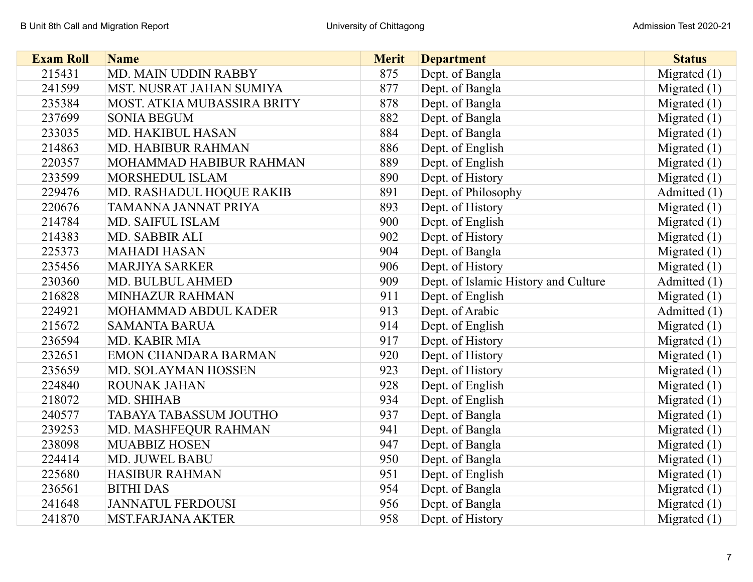| Exam Roll | Name | Merit | Department | Status |
|---|---|---|---|---|
| 215431 | MD. MAIN UDDIN RABBY | 875 | Dept. of Bangla | Migrated (1) |
| 241599 | MST. NUSRAT JAHAN SUMIYA | 877 | Dept. of Bangla | Migrated (1) |
| 235384 | MOST. ATKIA MUBASSIRA BRITY | 878 | Dept. of Bangla | Migrated (1) |
| 237699 | SONIA BEGUM | 882 | Dept. of Bangla | Migrated (1) |
| 233035 | MD. HAKIBUL HASAN | 884 | Dept. of Bangla | Migrated (1) |
| 214863 | MD. HABIBUR RAHMAN | 886 | Dept. of English | Migrated (1) |
| 220357 | MOHAMMAD HABIBUR RAHMAN | 889 | Dept. of English | Migrated (1) |
| 233599 | MORSHEDUL ISLAM | 890 | Dept. of History | Migrated (1) |
| 229476 | MD. RASHADUL HOQUE RAKIB | 891 | Dept. of Philosophy | Admitted (1) |
| 220676 | TAMANNA JANNAT PRIYA | 893 | Dept. of History | Migrated (1) |
| 214784 | MD. SAIFUL ISLAM | 900 | Dept. of English | Migrated (1) |
| 214383 | MD. SABBIR ALI | 902 | Dept. of History | Migrated (1) |
| 225373 | MAHADI HASAN | 904 | Dept. of Bangla | Migrated (1) |
| 235456 | MARJIYA SARKER | 906 | Dept. of History | Migrated (1) |
| 230360 | MD. BULBUL AHMED | 909 | Dept. of Islamic History and Culture | Admitted (1) |
| 216828 | MINHAZUR RAHMAN | 911 | Dept. of English | Migrated (1) |
| 224921 | MOHAMMAD ABDUL KADER | 913 | Dept. of Arabic | Admitted (1) |
| 215672 | SAMANTA BARUA | 914 | Dept. of English | Migrated (1) |
| 236594 | MD. KABIR MIA | 917 | Dept. of History | Migrated (1) |
| 232651 | EMON CHANDARA BARMAN | 920 | Dept. of History | Migrated (1) |
| 235659 | MD. SOLAYMAN HOSSEN | 923 | Dept. of History | Migrated (1) |
| 224840 | ROUNAK JAHAN | 928 | Dept. of English | Migrated (1) |
| 218072 | MD. SHIHAB | 934 | Dept. of English | Migrated (1) |
| 240577 | TABAYA TABASSUM JOUTHO | 937 | Dept. of Bangla | Migrated (1) |
| 239253 | MD. MASHFEQUR RAHMAN | 941 | Dept. of Bangla | Migrated (1) |
| 238098 | MUABBIZ HOSEN | 947 | Dept. of Bangla | Migrated (1) |
| 224414 | MD. JUWEL BABU | 950 | Dept. of Bangla | Migrated (1) |
| 225680 | HASIBUR RAHMAN | 951 | Dept. of English | Migrated (1) |
| 236561 | BITHI DAS | 954 | Dept. of Bangla | Migrated (1) |
| 241648 | JANNATUL FERDOUSI | 956 | Dept. of Bangla | Migrated (1) |
| 241870 | MST.FARJANA AKTER | 958 | Dept. of History | Migrated (1) |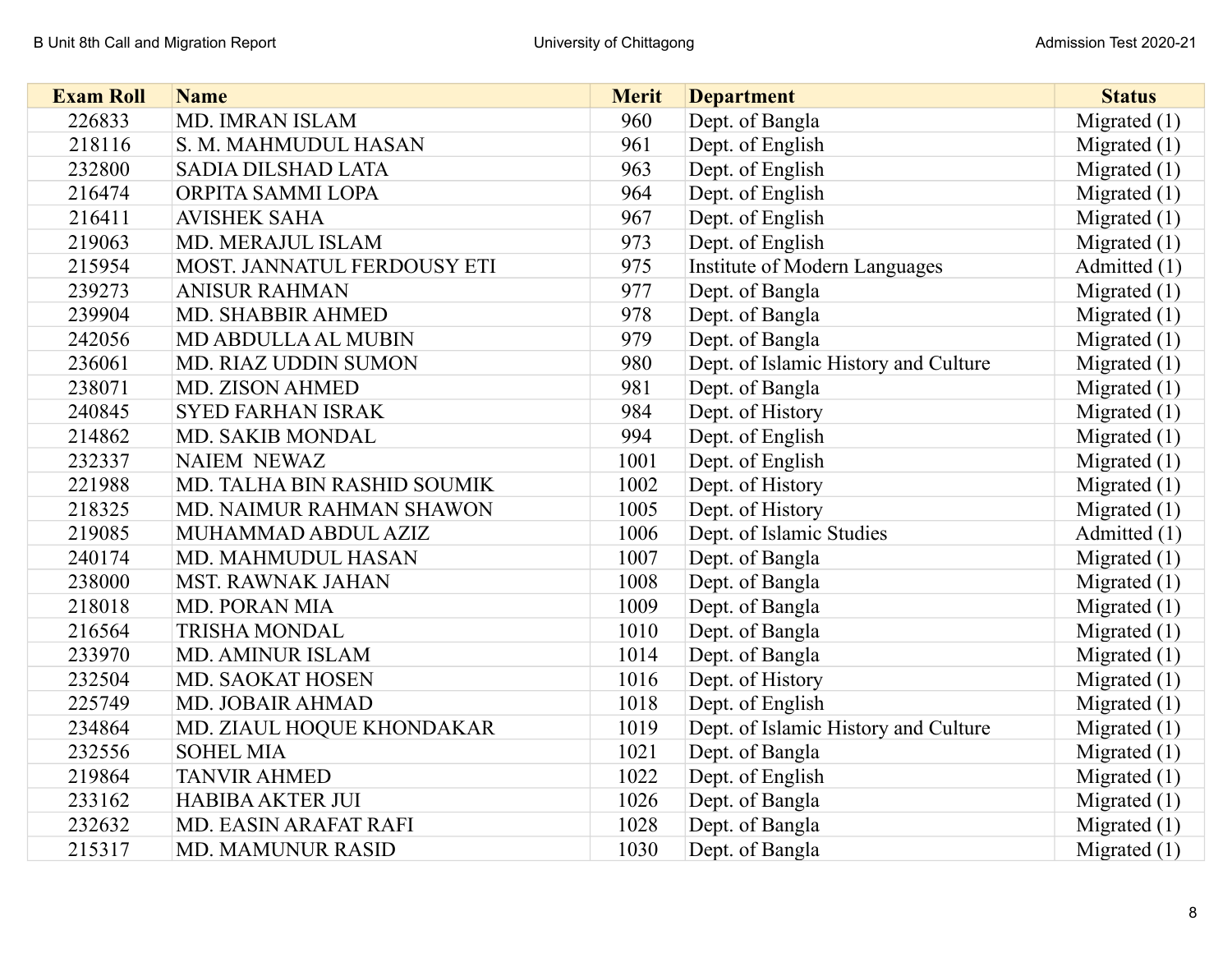| Exam Roll | Name | Merit | Department | Status |
|---|---|---|---|---|
| 226833 | MD. IMRAN ISLAM | 960 | Dept. of Bangla | Migrated (1) |
| 218116 | S. M. MAHMUDUL HASAN | 961 | Dept. of English | Migrated (1) |
| 232800 | SADIA DILSHAD LATA | 963 | Dept. of English | Migrated (1) |
| 216474 | ORPITA SAMMI LOPA | 964 | Dept. of English | Migrated (1) |
| 216411 | AVISHEK SAHA | 967 | Dept. of English | Migrated (1) |
| 219063 | MD. MERAJUL ISLAM | 973 | Dept. of English | Migrated (1) |
| 215954 | MOST. JANNATUL FERDOUSY ETI | 975 | Institute of Modern Languages | Admitted (1) |
| 239273 | ANISUR RAHMAN | 977 | Dept. of Bangla | Migrated (1) |
| 239904 | MD. SHABBIR AHMED | 978 | Dept. of Bangla | Migrated (1) |
| 242056 | MD ABDULLA AL MUBIN | 979 | Dept. of Bangla | Migrated (1) |
| 236061 | MD. RIAZ UDDIN SUMON | 980 | Dept. of Islamic History and Culture | Migrated (1) |
| 238071 | MD. ZISON AHMED | 981 | Dept. of Bangla | Migrated (1) |
| 240845 | SYED FARHAN ISRAK | 984 | Dept. of History | Migrated (1) |
| 214862 | MD. SAKIB MONDAL | 994 | Dept. of English | Migrated (1) |
| 232337 | NAIEM NEWAZ | 1001 | Dept. of English | Migrated (1) |
| 221988 | MD. TALHA BIN RASHID SOUMIK | 1002 | Dept. of History | Migrated (1) |
| 218325 | MD. NAIMUR RAHMAN SHAWON | 1005 | Dept. of History | Migrated (1) |
| 219085 | MUHAMMAD ABDUL AZIZ | 1006 | Dept. of Islamic Studies | Admitted (1) |
| 240174 | MD. MAHMUDUL HASAN | 1007 | Dept. of Bangla | Migrated (1) |
| 238000 | MST. RAWNAK JAHAN | 1008 | Dept. of Bangla | Migrated (1) |
| 218018 | MD. PORAN MIA | 1009 | Dept. of Bangla | Migrated (1) |
| 216564 | TRISHA MONDAL | 1010 | Dept. of Bangla | Migrated (1) |
| 233970 | MD. AMINUR ISLAM | 1014 | Dept. of Bangla | Migrated (1) |
| 232504 | MD. SAOKAT HOSEN | 1016 | Dept. of History | Migrated (1) |
| 225749 | MD. JOBAIR AHMAD | 1018 | Dept. of English | Migrated (1) |
| 234864 | MD. ZIAUL HOQUE KHONDAKAR | 1019 | Dept. of Islamic History and Culture | Migrated (1) |
| 232556 | SOHEL MIA | 1021 | Dept. of Bangla | Migrated (1) |
| 219864 | TANVIR AHMED | 1022 | Dept. of English | Migrated (1) |
| 233162 | HABIBA AKTER JUI | 1026 | Dept. of Bangla | Migrated (1) |
| 232632 | MD. EASIN ARAFAT RAFI | 1028 | Dept. of Bangla | Migrated (1) |
| 215317 | MD. MAMUNUR RASID | 1030 | Dept. of Bangla | Migrated (1) |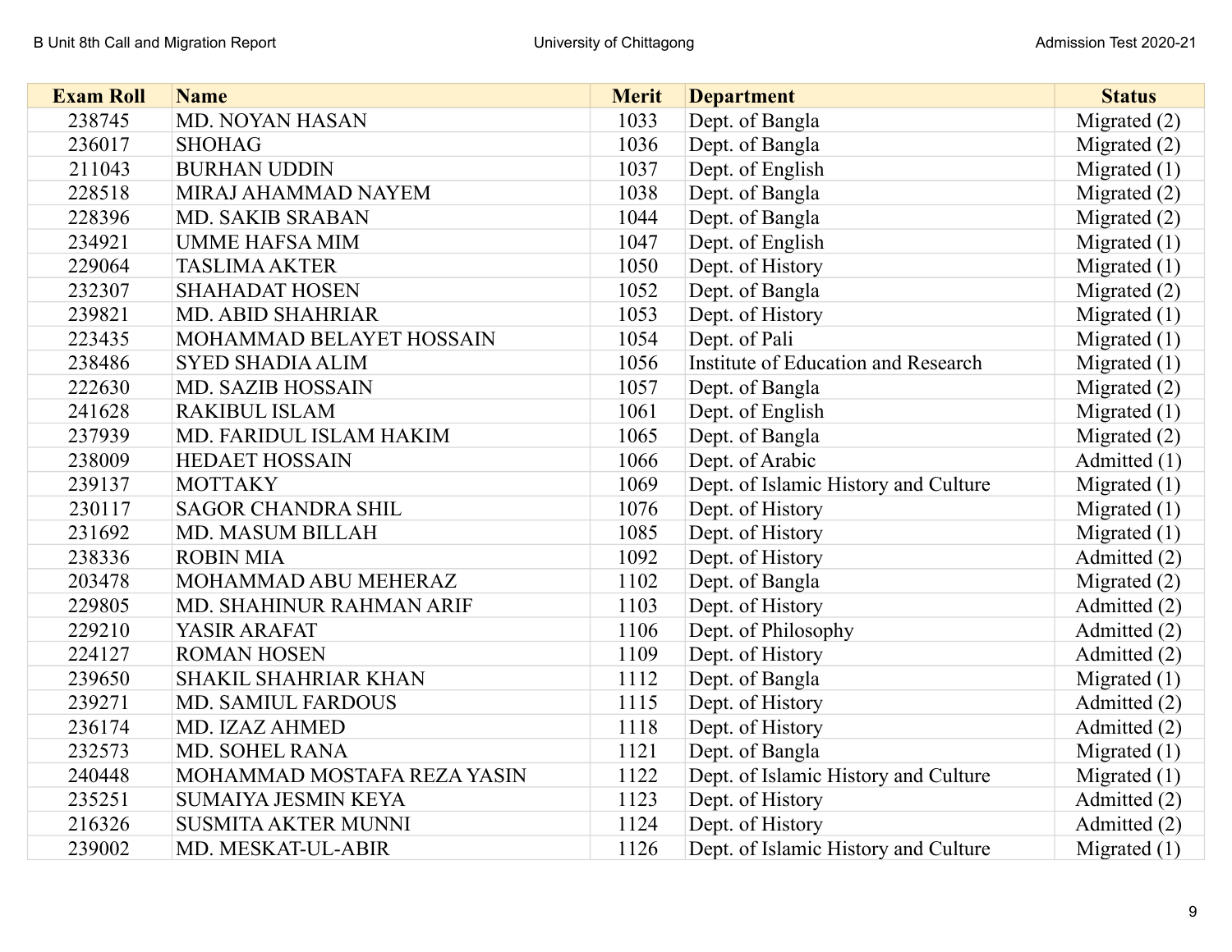| Exam Roll | Name | Merit | Department | Status |
|---|---|---|---|---|
| 238745 | MD. NOYAN HASAN | 1033 | Dept. of Bangla | Migrated (2) |
| 236017 | SHOHAG | 1036 | Dept. of Bangla | Migrated (2) |
| 211043 | BURHAN UDDIN | 1037 | Dept. of English | Migrated (1) |
| 228518 | MIRAJ AHAMMAD NAYEM | 1038 | Dept. of Bangla | Migrated (2) |
| 228396 | MD. SAKIB SRABAN | 1044 | Dept. of Bangla | Migrated (2) |
| 234921 | UMME HAFSA MIM | 1047 | Dept. of English | Migrated (1) |
| 229064 | TASLIMA AKTER | 1050 | Dept. of History | Migrated (1) |
| 232307 | SHAHADAT HOSEN | 1052 | Dept. of Bangla | Migrated (2) |
| 239821 | MD. ABID SHAHRIAR | 1053 | Dept. of History | Migrated (1) |
| 223435 | MOHAMMAD BELAYET HOSSAIN | 1054 | Dept. of Pali | Migrated (1) |
| 238486 | SYED SHADIA ALIM | 1056 | Institute of Education and Research | Migrated (1) |
| 222630 | MD. SAZIB HOSSAIN | 1057 | Dept. of Bangla | Migrated (2) |
| 241628 | RAKIBUL ISLAM | 1061 | Dept. of English | Migrated (1) |
| 237939 | MD. FARIDUL ISLAM HAKIM | 1065 | Dept. of Bangla | Migrated (2) |
| 238009 | HEDAET HOSSAIN | 1066 | Dept. of Arabic | Admitted (1) |
| 239137 | MOTTAKY | 1069 | Dept. of Islamic History and Culture | Migrated (1) |
| 230117 | SAGOR CHANDRA SHIL | 1076 | Dept. of History | Migrated (1) |
| 231692 | MD. MASUM BILLAH | 1085 | Dept. of History | Migrated (1) |
| 238336 | ROBIN MIA | 1092 | Dept. of History | Admitted (2) |
| 203478 | MOHAMMAD ABU MEHERAZ | 1102 | Dept. of Bangla | Migrated (2) |
| 229805 | MD. SHAHINUR RAHMAN ARIF | 1103 | Dept. of History | Admitted (2) |
| 229210 | YASIR ARAFAT | 1106 | Dept. of Philosophy | Admitted (2) |
| 224127 | ROMAN HOSEN | 1109 | Dept. of History | Admitted (2) |
| 239650 | SHAKIL SHAHRIAR KHAN | 1112 | Dept. of Bangla | Migrated (1) |
| 239271 | MD. SAMIUL FARDOUS | 1115 | Dept. of History | Admitted (2) |
| 236174 | MD. IZAZ AHMED | 1118 | Dept. of History | Admitted (2) |
| 232573 | MD. SOHEL RANA | 1121 | Dept. of Bangla | Migrated (1) |
| 240448 | MOHAMMAD MOSTAFA REZA YASIN | 1122 | Dept. of Islamic History and Culture | Migrated (1) |
| 235251 | SUMAIYA JESMIN KEYA | 1123 | Dept. of History | Admitted (2) |
| 216326 | SUSMITA AKTER MUNNI | 1124 | Dept. of History | Admitted (2) |
| 239002 | MD. MESKAT-UL-ABIR | 1126 | Dept. of Islamic History and Culture | Migrated (1) |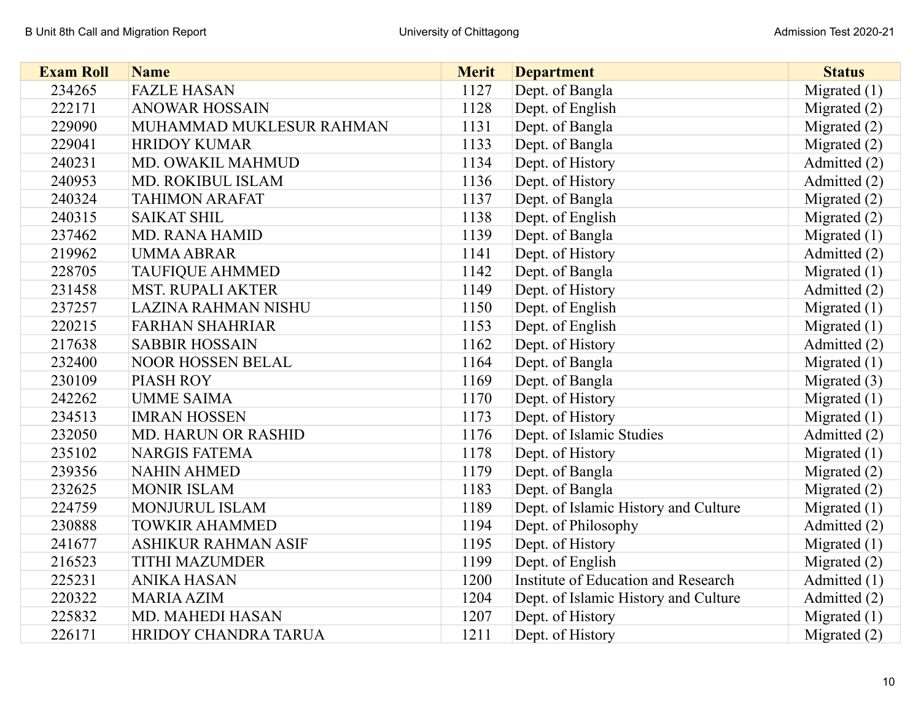| Exam Roll | Name | Merit | Department | Status |
|---|---|---|---|---|
| 234265 | FAZLE HASAN | 1127 | Dept. of Bangla | Migrated (1) |
| 222171 | ANOWAR HOSSAIN | 1128 | Dept. of English | Migrated (2) |
| 229090 | MUHAMMAD MUKLESUR RAHMAN | 1131 | Dept. of Bangla | Migrated (2) |
| 229041 | HRIDOY KUMAR | 1133 | Dept. of Bangla | Migrated (2) |
| 240231 | MD. OWAKIL MAHMUD | 1134 | Dept. of History | Admitted (2) |
| 240953 | MD. ROKIBUL ISLAM | 1136 | Dept. of History | Admitted (2) |
| 240324 | TAHIMON ARAFAT | 1137 | Dept. of Bangla | Migrated (2) |
| 240315 | SAIKAT SHIL | 1138 | Dept. of English | Migrated (2) |
| 237462 | MD. RANA HAMID | 1139 | Dept. of Bangla | Migrated (1) |
| 219962 | UMMA ABRAR | 1141 | Dept. of History | Admitted (2) |
| 228705 | TAUFIQUE AHMMED | 1142 | Dept. of Bangla | Migrated (1) |
| 231458 | MST. RUPALI AKTER | 1149 | Dept. of History | Admitted (2) |
| 237257 | LAZINA RAHMAN NISHU | 1150 | Dept. of English | Migrated (1) |
| 220215 | FARHAN SHAHRIAR | 1153 | Dept. of English | Migrated (1) |
| 217638 | SABBIR HOSSAIN | 1162 | Dept. of History | Admitted (2) |
| 232400 | NOOR HOSSEN BELAL | 1164 | Dept. of Bangla | Migrated (1) |
| 230109 | PIASH ROY | 1169 | Dept. of Bangla | Migrated (3) |
| 242262 | UMME SAIMA | 1170 | Dept. of History | Migrated (1) |
| 234513 | IMRAN HOSSEN | 1173 | Dept. of History | Migrated (1) |
| 232050 | MD. HARUN OR RASHID | 1176 | Dept. of Islamic Studies | Admitted (2) |
| 235102 | NARGIS FATEMA | 1178 | Dept. of History | Migrated (1) |
| 239356 | NAHIN AHMED | 1179 | Dept. of Bangla | Migrated (2) |
| 232625 | MONIR ISLAM | 1183 | Dept. of Bangla | Migrated (2) |
| 224759 | MONJURUL ISLAM | 1189 | Dept. of Islamic History and Culture | Migrated (1) |
| 230888 | TOWKIR AHAMMED | 1194 | Dept. of Philosophy | Admitted (2) |
| 241677 | ASHIKUR RAHMAN ASIF | 1195 | Dept. of History | Migrated (1) |
| 216523 | TITHI MAZUMDER | 1199 | Dept. of English | Migrated (2) |
| 225231 | ANIKA HASAN | 1200 | Institute of Education and Research | Admitted (1) |
| 220322 | MARIA AZIM | 1204 | Dept. of Islamic History and Culture | Admitted (2) |
| 225832 | MD. MAHEDI HASAN | 1207 | Dept. of History | Migrated (1) |
| 226171 | HRIDOY CHANDRA TARUA | 1211 | Dept. of History | Migrated (2) |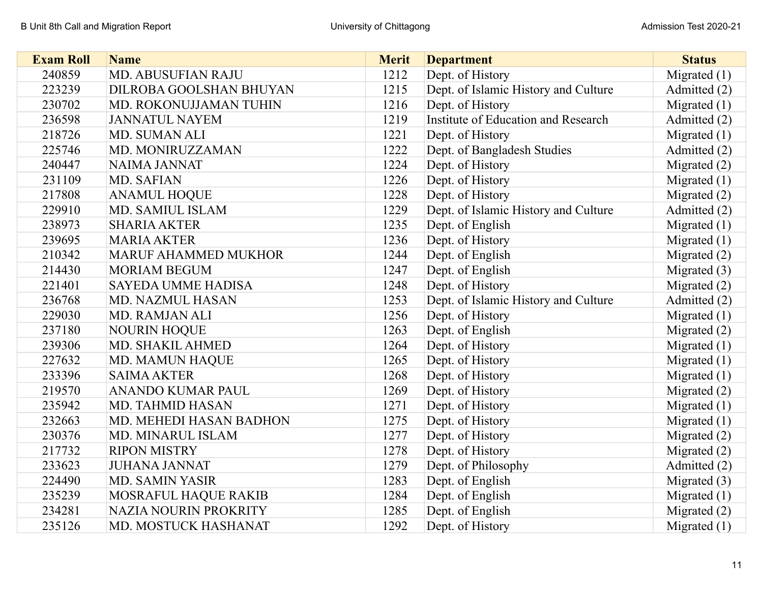| Exam Roll | Name | Merit | Department | Status |
|---|---|---|---|---|
| 240859 | MD. ABUSUFIAN RAJU | 1212 | Dept. of History | Migrated (1) |
| 223239 | DILROBA GOOLSHAN BHUYAN | 1215 | Dept. of Islamic History and Culture | Admitted (2) |
| 230702 | MD. ROKONUJJAMAN TUHIN | 1216 | Dept. of History | Migrated (1) |
| 236598 | JANNATUL NAYEM | 1219 | Institute of Education and Research | Admitted (2) |
| 218726 | MD. SUMAN ALI | 1221 | Dept. of History | Migrated (1) |
| 225746 | MD. MONIRUZZAMAN | 1222 | Dept. of Bangladesh Studies | Admitted (2) |
| 240447 | NAIMA JANNAT | 1224 | Dept. of History | Migrated (2) |
| 231109 | MD. SAFIAN | 1226 | Dept. of History | Migrated (1) |
| 217808 | ANAMUL HOQUE | 1228 | Dept. of History | Migrated (2) |
| 229910 | MD. SAMIUL ISLAM | 1229 | Dept. of Islamic History and Culture | Admitted (2) |
| 238973 | SHARIA AKTER | 1235 | Dept. of English | Migrated (1) |
| 239695 | MARIA AKTER | 1236 | Dept. of History | Migrated (1) |
| 210342 | MARUF AHAMMED MUKHOR | 1244 | Dept. of English | Migrated (2) |
| 214430 | MORIAM BEGUM | 1247 | Dept. of English | Migrated (3) |
| 221401 | SAYEDA UMME HADISA | 1248 | Dept. of History | Migrated (2) |
| 236768 | MD. NAZMUL HASAN | 1253 | Dept. of Islamic History and Culture | Admitted (2) |
| 229030 | MD. RAMJAN ALI | 1256 | Dept. of History | Migrated (1) |
| 237180 | NOURIN HOQUE | 1263 | Dept. of English | Migrated (2) |
| 239306 | MD. SHAKIL AHMED | 1264 | Dept. of History | Migrated (1) |
| 227632 | MD. MAMUN HAQUE | 1265 | Dept. of History | Migrated (1) |
| 233396 | SAIMA AKTER | 1268 | Dept. of History | Migrated (1) |
| 219570 | ANANDO KUMAR PAUL | 1269 | Dept. of History | Migrated (2) |
| 235942 | MD. TAHMID HASAN | 1271 | Dept. of History | Migrated (1) |
| 232663 | MD. MEHEDI HASAN BADHON | 1275 | Dept. of History | Migrated (1) |
| 230376 | MD. MINARUL ISLAM | 1277 | Dept. of History | Migrated (2) |
| 217732 | RIPON MISTRY | 1278 | Dept. of History | Migrated (2) |
| 233623 | JUHANA JANNAT | 1279 | Dept. of Philosophy | Admitted (2) |
| 224490 | MD. SAMIN YASIR | 1283 | Dept. of English | Migrated (3) |
| 235239 | MOSRAFUL HAQUE RAKIB | 1284 | Dept. of English | Migrated (1) |
| 234281 | NAZIA NOURIN PROKRITY | 1285 | Dept. of English | Migrated (2) |
| 235126 | MD. MOSTUCK HASHANAT | 1292 | Dept. of History | Migrated (1) |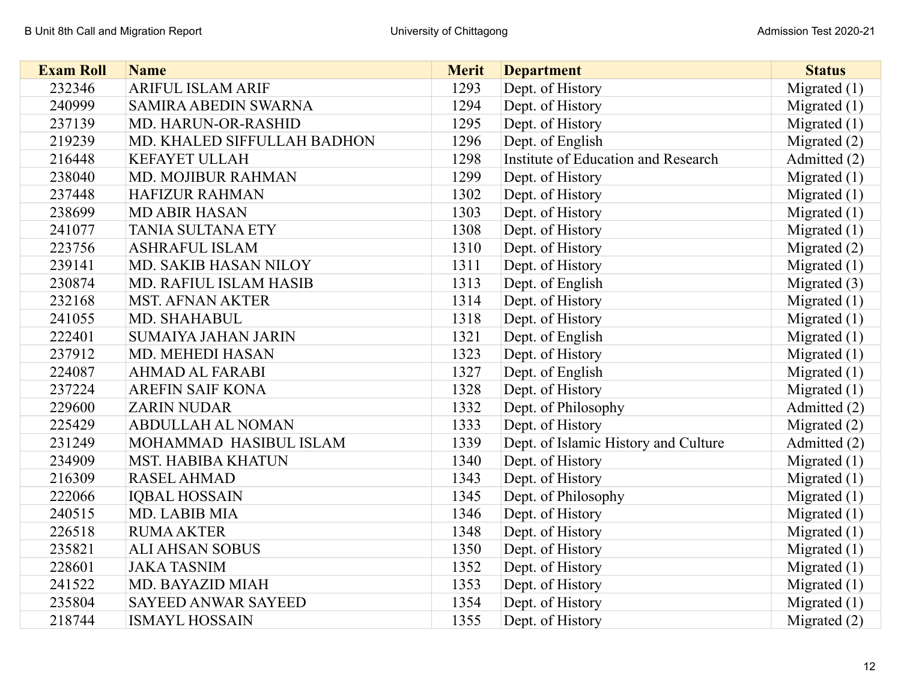| Exam Roll | Name | Merit | Department | Status |
|---|---|---|---|---|
| 232346 | ARIFUL ISLAM ARIF | 1293 | Dept. of History | Migrated (1) |
| 240999 | SAMIRA ABEDIN SWARNA | 1294 | Dept. of History | Migrated (1) |
| 237139 | MD. HARUN-OR-RASHID | 1295 | Dept. of History | Migrated (1) |
| 219239 | MD. KHALED SIFFULLAH BADHON | 1296 | Dept. of English | Migrated (2) |
| 216448 | KEFAYET ULLAH | 1298 | Institute of Education and Research | Admitted (2) |
| 238040 | MD. MOJIBUR RAHMAN | 1299 | Dept. of History | Migrated (1) |
| 237448 | HAFIZUR RAHMAN | 1302 | Dept. of History | Migrated (1) |
| 238699 | MD ABIR HASAN | 1303 | Dept. of History | Migrated (1) |
| 241077 | TANIA SULTANA ETY | 1308 | Dept. of History | Migrated (1) |
| 223756 | ASHRAFUL ISLAM | 1310 | Dept. of History | Migrated (2) |
| 239141 | MD. SAKIB HASAN NILOY | 1311 | Dept. of History | Migrated (1) |
| 230874 | MD. RAFIUL ISLAM HASIB | 1313 | Dept. of English | Migrated (3) |
| 232168 | MST. AFNAN AKTER | 1314 | Dept. of History | Migrated (1) |
| 241055 | MD. SHAHABUL | 1318 | Dept. of History | Migrated (1) |
| 222401 | SUMAIYA JAHAN JARIN | 1321 | Dept. of English | Migrated (1) |
| 237912 | MD. MEHEDI HASAN | 1323 | Dept. of History | Migrated (1) |
| 224087 | AHMAD AL FARABI | 1327 | Dept. of English | Migrated (1) |
| 237224 | AREFIN SAIF KONA | 1328 | Dept. of History | Migrated (1) |
| 229600 | ZARIN NUDAR | 1332 | Dept. of Philosophy | Admitted (2) |
| 225429 | ABDULLAH AL NOMAN | 1333 | Dept. of History | Migrated (2) |
| 231249 | MOHAMMAD HASIBUL ISLAM | 1339 | Dept. of Islamic History and Culture | Admitted (2) |
| 234909 | MST. HABIBA KHATUN | 1340 | Dept. of History | Migrated (1) |
| 216309 | RASEL AHMAD | 1343 | Dept. of History | Migrated (1) |
| 222066 | IQBAL HOSSAIN | 1345 | Dept. of Philosophy | Migrated (1) |
| 240515 | MD. LABIB MIA | 1346 | Dept. of History | Migrated (1) |
| 226518 | RUMA AKTER | 1348 | Dept. of History | Migrated (1) |
| 235821 | ALI AHSAN SOBUS | 1350 | Dept. of History | Migrated (1) |
| 228601 | JAKA TASNIM | 1352 | Dept. of History | Migrated (1) |
| 241522 | MD. BAYAZID MIAH | 1353 | Dept. of History | Migrated (1) |
| 235804 | SAYEED ANWAR SAYEED | 1354 | Dept. of History | Migrated (1) |
| 218744 | ISMAYL HOSSAIN | 1355 | Dept. of History | Migrated (2) |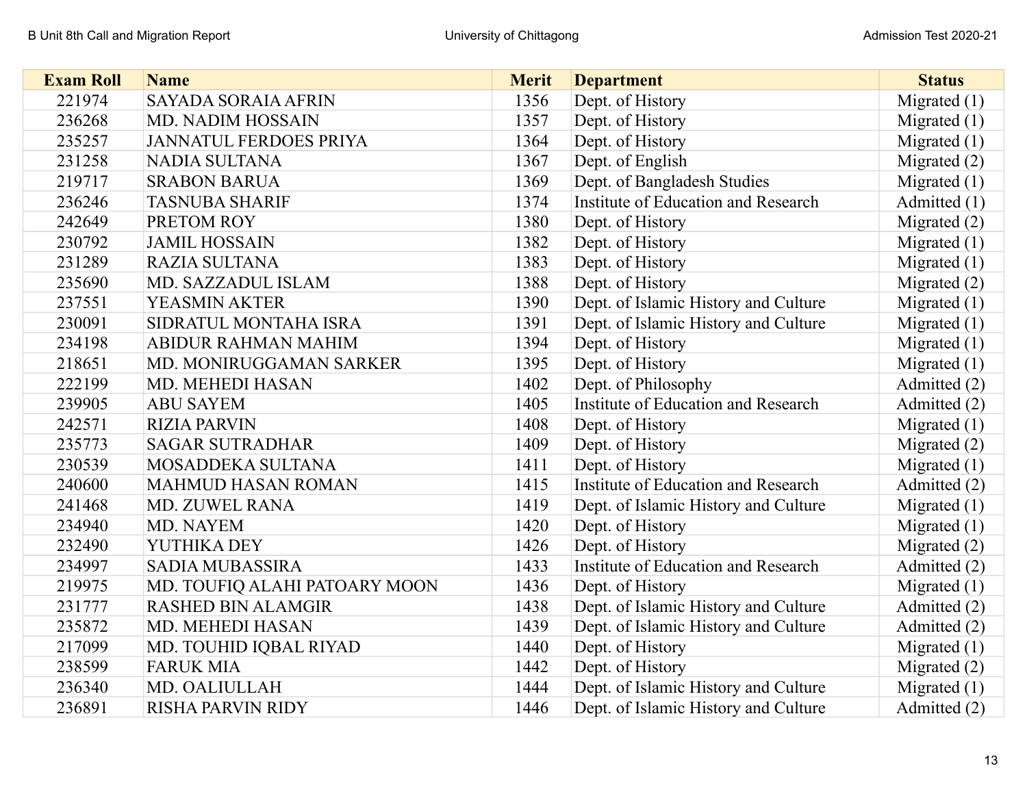| Exam Roll | Name | Merit | Department | Status |
|---|---|---|---|---|
| 221974 | SAYADA SORAIA AFRIN | 1356 | Dept. of History | Migrated (1) |
| 236268 | MD. NADIM HOSSAIN | 1357 | Dept. of History | Migrated (1) |
| 235257 | JANNATUL FERDOES PRIYA | 1364 | Dept. of History | Migrated (1) |
| 231258 | NADIA SULTANA | 1367 | Dept. of English | Migrated (2) |
| 219717 | SRABON BARUA | 1369 | Dept. of Bangladesh Studies | Migrated (1) |
| 236246 | TASNUBA SHARIF | 1374 | Institute of Education and Research | Admitted (1) |
| 242649 | PRETOM ROY | 1380 | Dept. of History | Migrated (2) |
| 230792 | JAMIL HOSSAIN | 1382 | Dept. of History | Migrated (1) |
| 231289 | RAZIA SULTANA | 1383 | Dept. of History | Migrated (1) |
| 235690 | MD. SAZZADUL ISLAM | 1388 | Dept. of History | Migrated (2) |
| 237551 | YEASMIN AKTER | 1390 | Dept. of Islamic History and Culture | Migrated (1) |
| 230091 | SIDRATUL MONTAHA ISRA | 1391 | Dept. of Islamic History and Culture | Migrated (1) |
| 234198 | ABIDUR RAHMAN MAHIM | 1394 | Dept. of History | Migrated (1) |
| 218651 | MD. MONIRUGGAMAN SARKER | 1395 | Dept. of History | Migrated (1) |
| 222199 | MD. MEHEDI HASAN | 1402 | Dept. of Philosophy | Admitted (2) |
| 239905 | ABU SAYEM | 1405 | Institute of Education and Research | Admitted (2) |
| 242571 | RIZIA PARVIN | 1408 | Dept. of History | Migrated (1) |
| 235773 | SAGAR SUTRADHAR | 1409 | Dept. of History | Migrated (2) |
| 230539 | MOSADDEKA SULTANA | 1411 | Dept. of History | Migrated (1) |
| 240600 | MAHMUD HASAN ROMAN | 1415 | Institute of Education and Research | Admitted (2) |
| 241468 | MD. ZUWEL RANA | 1419 | Dept. of Islamic History and Culture | Migrated (1) |
| 234940 | MD. NAYEM | 1420 | Dept. of History | Migrated (1) |
| 232490 | YUTHIKA DEY | 1426 | Dept. of History | Migrated (2) |
| 234997 | SADIA MUBASSIRA | 1433 | Institute of Education and Research | Admitted (2) |
| 219975 | MD. TOUFIQ ALAHI PATOARY MOON | 1436 | Dept. of History | Migrated (1) |
| 231777 | RASHED BIN ALAMGIR | 1438 | Dept. of Islamic History and Culture | Admitted (2) |
| 235872 | MD. MEHEDI HASAN | 1439 | Dept. of Islamic History and Culture | Admitted (2) |
| 217099 | MD. TOUHID IQBAL RIYAD | 1440 | Dept. of History | Migrated (1) |
| 238599 | FARUK MIA | 1442 | Dept. of History | Migrated (2) |
| 236340 | MD. OALIULLAH | 1444 | Dept. of Islamic History and Culture | Migrated (1) |
| 236891 | RISHA PARVIN RIDY | 1446 | Dept. of Islamic History and Culture | Admitted (2) |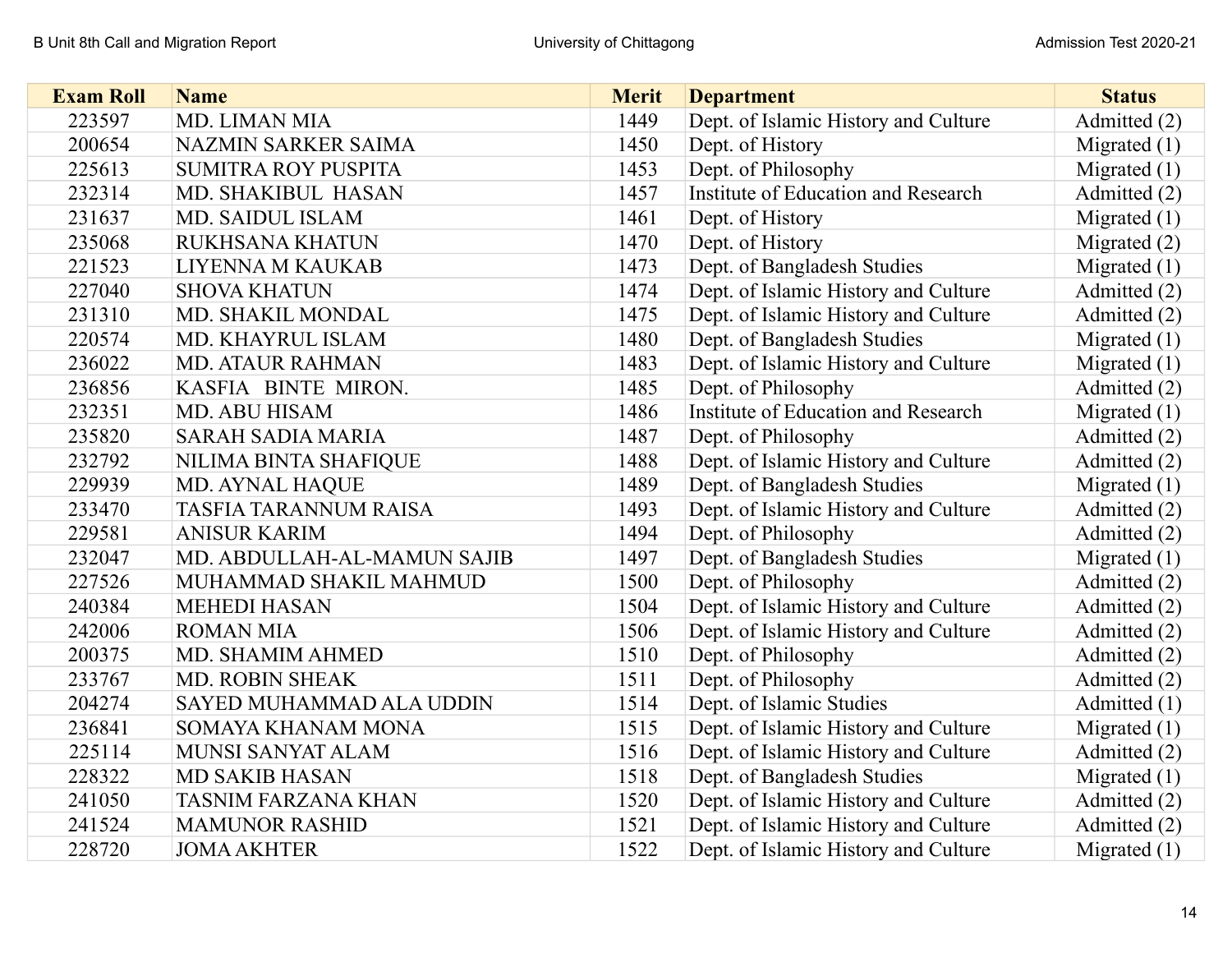| Exam Roll | Name | Merit | Department | Status |
|---|---|---|---|---|
| 223597 | MD. LIMAN MIA | 1449 | Dept. of Islamic History and Culture | Admitted (2) |
| 200654 | NAZMIN SARKER SAIMA | 1450 | Dept. of History | Migrated (1) |
| 225613 | SUMITRA ROY PUSPITA | 1453 | Dept. of Philosophy | Migrated (1) |
| 232314 | MD. SHAKIBUL HASAN | 1457 | Institute of Education and Research | Admitted (2) |
| 231637 | MD. SAIDUL ISLAM | 1461 | Dept. of History | Migrated (1) |
| 235068 | RUKHSANA KHATUN | 1470 | Dept. of History | Migrated (2) |
| 221523 | LIYENNA M KAUKAB | 1473 | Dept. of Bangladesh Studies | Migrated (1) |
| 227040 | SHOVA KHATUN | 1474 | Dept. of Islamic History and Culture | Admitted (2) |
| 231310 | MD. SHAKIL MONDAL | 1475 | Dept. of Islamic History and Culture | Admitted (2) |
| 220574 | MD. KHAYRUL ISLAM | 1480 | Dept. of Bangladesh Studies | Migrated (1) |
| 236022 | MD. ATAUR RAHMAN | 1483 | Dept. of Islamic History and Culture | Migrated (1) |
| 236856 | KASFIA BINTE MIRON. | 1485 | Dept. of Philosophy | Admitted (2) |
| 232351 | MD. ABU HISAM | 1486 | Institute of Education and Research | Migrated (1) |
| 235820 | SARAH SADIA MARIA | 1487 | Dept. of Philosophy | Admitted (2) |
| 232792 | NILIMA BINTA SHAFIQUE | 1488 | Dept. of Islamic History and Culture | Admitted (2) |
| 229939 | MD. AYNAL HAQUE | 1489 | Dept. of Bangladesh Studies | Migrated (1) |
| 233470 | TASFIA TARANNUM RAISA | 1493 | Dept. of Islamic History and Culture | Admitted (2) |
| 229581 | ANISUR KARIM | 1494 | Dept. of Philosophy | Admitted (2) |
| 232047 | MD. ABDULLAH-AL-MAMUN SAJIB | 1497 | Dept. of Bangladesh Studies | Migrated (1) |
| 227526 | MUHAMMAD SHAKIL MAHMUD | 1500 | Dept. of Philosophy | Admitted (2) |
| 240384 | MEHEDI HASAN | 1504 | Dept. of Islamic History and Culture | Admitted (2) |
| 242006 | ROMAN MIA | 1506 | Dept. of Islamic History and Culture | Admitted (2) |
| 200375 | MD. SHAMIM AHMED | 1510 | Dept. of Philosophy | Admitted (2) |
| 233767 | MD. ROBIN SHEAK | 1511 | Dept. of Philosophy | Admitted (2) |
| 204274 | SAYED MUHAMMAD ALA UDDIN | 1514 | Dept. of Islamic Studies | Admitted (1) |
| 236841 | SOMAYA KHANAM MONA | 1515 | Dept. of Islamic History and Culture | Migrated (1) |
| 225114 | MUNSI SANYAT ALAM | 1516 | Dept. of Islamic History and Culture | Admitted (2) |
| 228322 | MD SAKIB HASAN | 1518 | Dept. of Bangladesh Studies | Migrated (1) |
| 241050 | TASNIM FARZANA KHAN | 1520 | Dept. of Islamic History and Culture | Admitted (2) |
| 241524 | MAMUNOR RASHID | 1521 | Dept. of Islamic History and Culture | Admitted (2) |
| 228720 | JOMA AKHTER | 1522 | Dept. of Islamic History and Culture | Migrated (1) |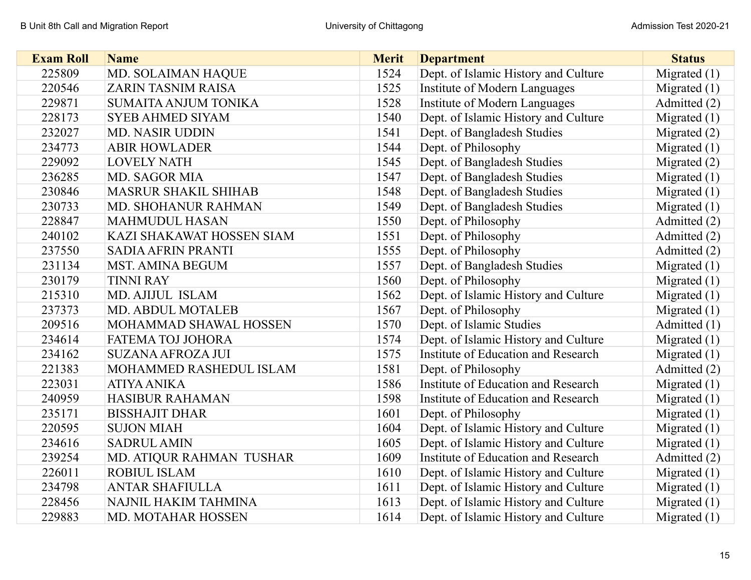| Exam Roll | Name | Merit | Department | Status |
|---|---|---|---|---|
| 225809 | MD. SOLAIMAN HAQUE | 1524 | Dept. of Islamic History and Culture | Migrated (1) |
| 220546 | ZARIN TASNIM RAISA | 1525 | Institute of Modern Languages | Migrated (1) |
| 229871 | SUMAITA ANJUM TONIKA | 1528 | Institute of Modern Languages | Admitted (2) |
| 228173 | SYEB AHMED SIYAM | 1540 | Dept. of Islamic History and Culture | Migrated (1) |
| 232027 | MD. NASIR UDDIN | 1541 | Dept. of Bangladesh Studies | Migrated (2) |
| 234773 | ABIR HOWLADER | 1544 | Dept. of Philosophy | Migrated (1) |
| 229092 | LOVELY NATH | 1545 | Dept. of Bangladesh Studies | Migrated (2) |
| 236285 | MD. SAGOR MIA | 1547 | Dept. of Bangladesh Studies | Migrated (1) |
| 230846 | MASRUR SHAKIL SHIHAB | 1548 | Dept. of Bangladesh Studies | Migrated (1) |
| 230733 | MD. SHOHANUR RAHMAN | 1549 | Dept. of Bangladesh Studies | Migrated (1) |
| 228847 | MAHMUDUL HASAN | 1550 | Dept. of Philosophy | Admitted (2) |
| 240102 | KAZI SHAKAWAT HOSSEN SIAM | 1551 | Dept. of Philosophy | Admitted (2) |
| 237550 | SADIA AFRIN PRANTI | 1555 | Dept. of Philosophy | Admitted (2) |
| 231134 | MST. AMINA BEGUM | 1557 | Dept. of Bangladesh Studies | Migrated (1) |
| 230179 | TINNI RAY | 1560 | Dept. of Philosophy | Migrated (1) |
| 215310 | MD. AJIJUL ISLAM | 1562 | Dept. of Islamic History and Culture | Migrated (1) |
| 237373 | MD. ABDUL MOTALEB | 1567 | Dept. of Philosophy | Migrated (1) |
| 209516 | MOHAMMAD SHAWAL HOSSEN | 1570 | Dept. of Islamic Studies | Admitted (1) |
| 234614 | FATEMA TOJ JOHORA | 1574 | Dept. of Islamic History and Culture | Migrated (1) |
| 234162 | SUZANA AFROZA JUI | 1575 | Institute of Education and Research | Migrated (1) |
| 221383 | MOHAMMED RASHEDUL ISLAM | 1581 | Dept. of Philosophy | Admitted (2) |
| 223031 | ATIYA ANIKA | 1586 | Institute of Education and Research | Migrated (1) |
| 240959 | HASIBUR RAHAMAN | 1598 | Institute of Education and Research | Migrated (1) |
| 235171 | BISSHAJIT DHAR | 1601 | Dept. of Philosophy | Migrated (1) |
| 220595 | SUJON MIAH | 1604 | Dept. of Islamic History and Culture | Migrated (1) |
| 234616 | SADRUL AMIN | 1605 | Dept. of Islamic History and Culture | Migrated (1) |
| 239254 | MD. ATIQUR RAHMAN TUSHAR | 1609 | Institute of Education and Research | Admitted (2) |
| 226011 | ROBIUL ISLAM | 1610 | Dept. of Islamic History and Culture | Migrated (1) |
| 234798 | ANTAR SHAFIULLA | 1611 | Dept. of Islamic History and Culture | Migrated (1) |
| 228456 | NAJNIL HAKIM TAHMINA | 1613 | Dept. of Islamic History and Culture | Migrated (1) |
| 229883 | MD. MOTAHAR HOSSEN | 1614 | Dept. of Islamic History and Culture | Migrated (1) |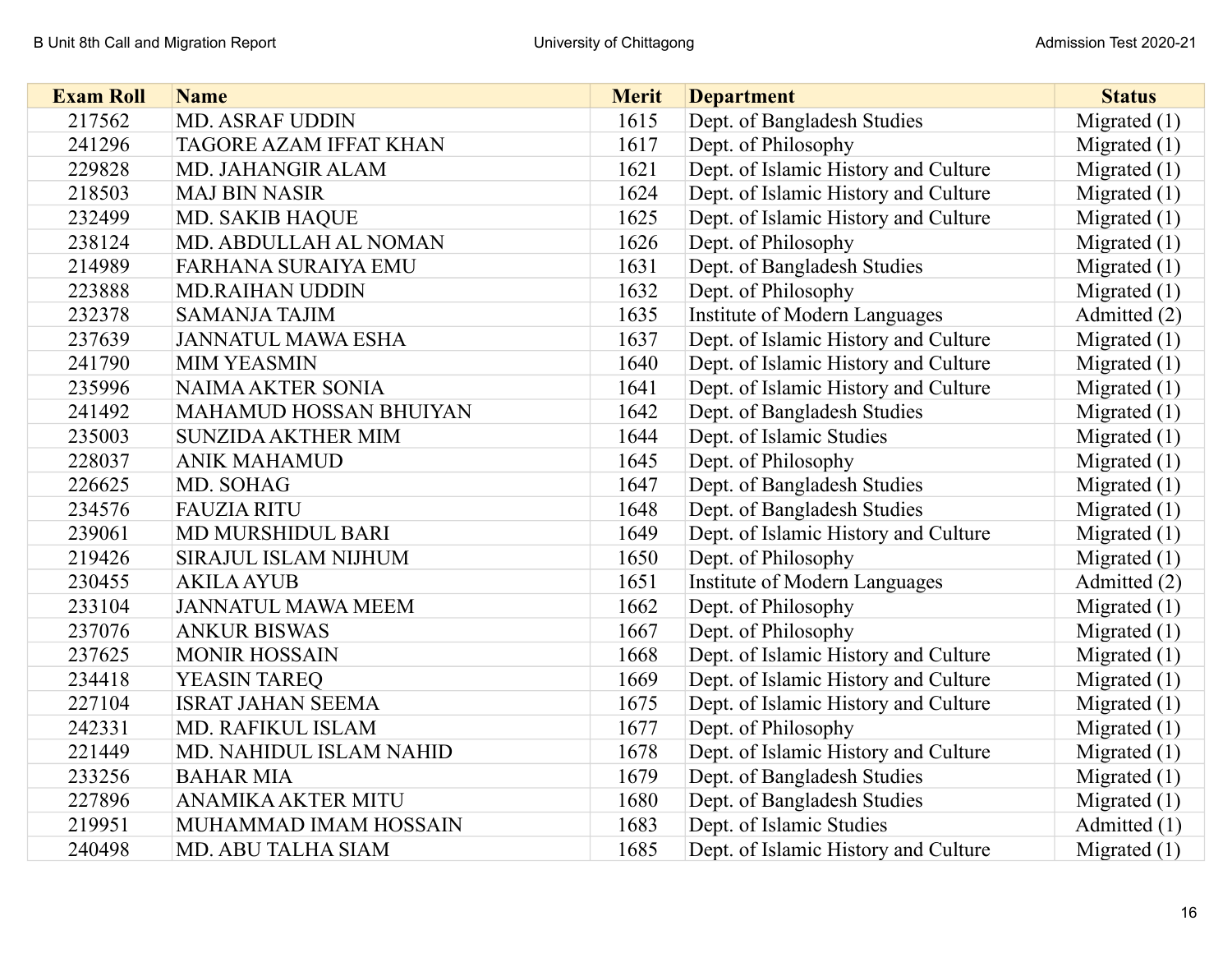| Exam Roll | Name | Merit | Department | Status |
|---|---|---|---|---|
| 217562 | MD. ASRAF UDDIN | 1615 | Dept. of Bangladesh Studies | Migrated (1) |
| 241296 | TAGORE AZAM IFFAT KHAN | 1617 | Dept. of Philosophy | Migrated (1) |
| 229828 | MD. JAHANGIR ALAM | 1621 | Dept. of Islamic History and Culture | Migrated (1) |
| 218503 | MAJ BIN NASIR | 1624 | Dept. of Islamic History and Culture | Migrated (1) |
| 232499 | MD. SAKIB HAQUE | 1625 | Dept. of Islamic History and Culture | Migrated (1) |
| 238124 | MD. ABDULLAH AL NOMAN | 1626 | Dept. of Philosophy | Migrated (1) |
| 214989 | FARHANA SURAIYA EMU | 1631 | Dept. of Bangladesh Studies | Migrated (1) |
| 223888 | MD.RAIHAN UDDIN | 1632 | Dept. of Philosophy | Migrated (1) |
| 232378 | SAMANJA TAJIM | 1635 | Institute of Modern Languages | Admitted (2) |
| 237639 | JANNATUL MAWA ESHA | 1637 | Dept. of Islamic History and Culture | Migrated (1) |
| 241790 | MIM YEASMIN | 1640 | Dept. of Islamic History and Culture | Migrated (1) |
| 235996 | NAIMA AKTER SONIA | 1641 | Dept. of Islamic History and Culture | Migrated (1) |
| 241492 | MAHAMUD HOSSAN BHUIYAN | 1642 | Dept. of Bangladesh Studies | Migrated (1) |
| 235003 | SUNZIDA AKTHER MIM | 1644 | Dept. of Islamic Studies | Migrated (1) |
| 228037 | ANIK MAHAMUD | 1645 | Dept. of Philosophy | Migrated (1) |
| 226625 | MD. SOHAG | 1647 | Dept. of Bangladesh Studies | Migrated (1) |
| 234576 | FAUZIA RITU | 1648 | Dept. of Bangladesh Studies | Migrated (1) |
| 239061 | MD MURSHIDUL BARI | 1649 | Dept. of Islamic History and Culture | Migrated (1) |
| 219426 | SIRAJUL ISLAM NIJHUM | 1650 | Dept. of Philosophy | Migrated (1) |
| 230455 | AKILA AYUB | 1651 | Institute of Modern Languages | Admitted (2) |
| 233104 | JANNATUL MAWA MEEM | 1662 | Dept. of Philosophy | Migrated (1) |
| 237076 | ANKUR BISWAS | 1667 | Dept. of Philosophy | Migrated (1) |
| 237625 | MONIR HOSSAIN | 1668 | Dept. of Islamic History and Culture | Migrated (1) |
| 234418 | YEASIN TAREQ | 1669 | Dept. of Islamic History and Culture | Migrated (1) |
| 227104 | ISRAT JAHAN SEEMA | 1675 | Dept. of Islamic History and Culture | Migrated (1) |
| 242331 | MD. RAFIKUL ISLAM | 1677 | Dept. of Philosophy | Migrated (1) |
| 221449 | MD. NAHIDUL ISLAM NAHID | 1678 | Dept. of Islamic History and Culture | Migrated (1) |
| 233256 | BAHAR MIA | 1679 | Dept. of Bangladesh Studies | Migrated (1) |
| 227896 | ANAMIKA AKTER MITU | 1680 | Dept. of Bangladesh Studies | Migrated (1) |
| 219951 | MUHAMMAD IMAM HOSSAIN | 1683 | Dept. of Islamic Studies | Admitted (1) |
| 240498 | MD. ABU TALHA SIAM | 1685 | Dept. of Islamic History and Culture | Migrated (1) |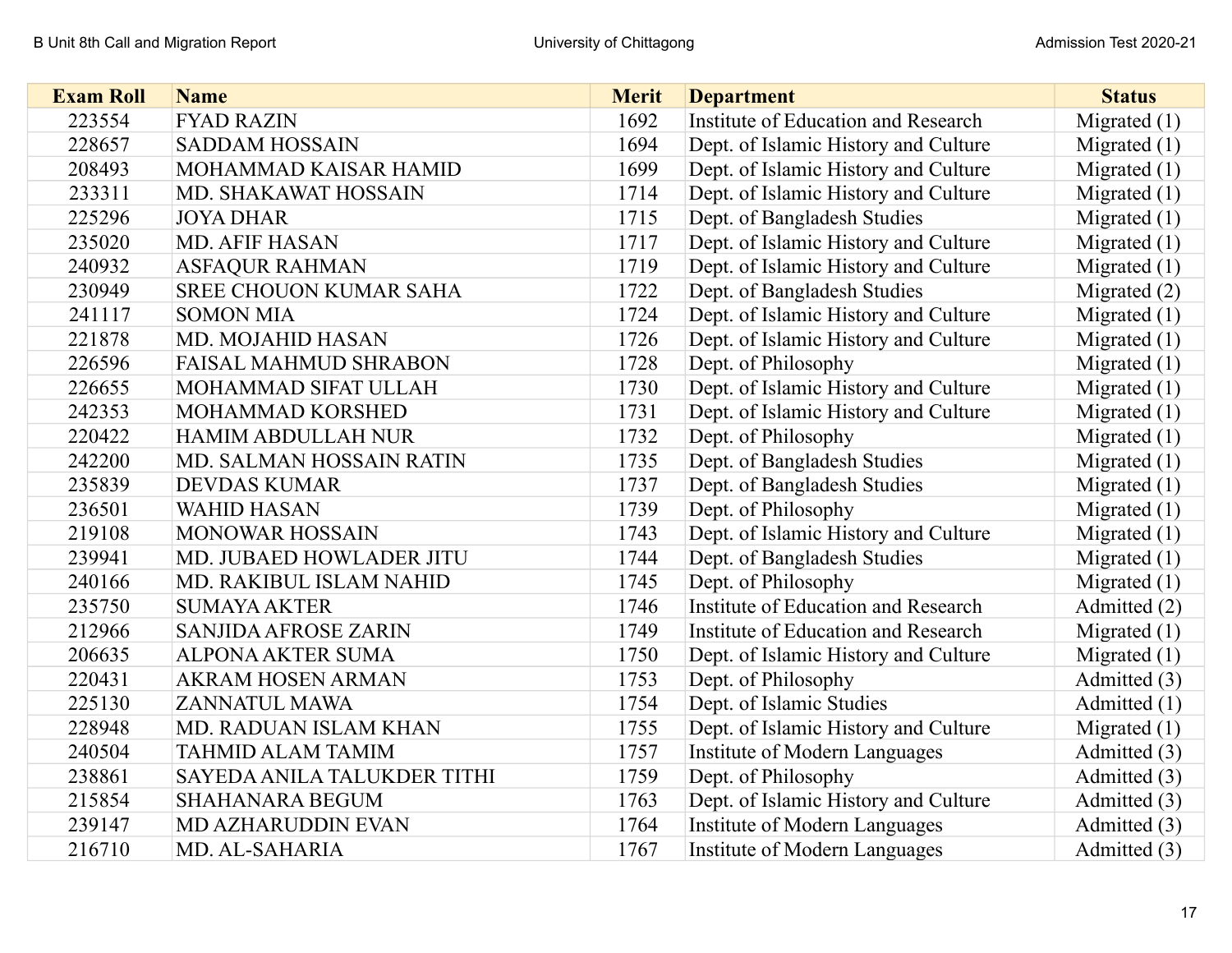| Exam Roll | Name | Merit | Department | Status |
|---|---|---|---|---|
| 223554 | FYAD RAZIN | 1692 | Institute of Education and Research | Migrated (1) |
| 228657 | SADDAM HOSSAIN | 1694 | Dept. of Islamic History and Culture | Migrated (1) |
| 208493 | MOHAMMAD KAISAR HAMID | 1699 | Dept. of Islamic History and Culture | Migrated (1) |
| 233311 | MD. SHAKAWAT HOSSAIN | 1714 | Dept. of Islamic History and Culture | Migrated (1) |
| 225296 | JOYA DHAR | 1715 | Dept. of Bangladesh Studies | Migrated (1) |
| 235020 | MD. AFIF HASAN | 1717 | Dept. of Islamic History and Culture | Migrated (1) |
| 240932 | ASFAQUR RAHMAN | 1719 | Dept. of Islamic History and Culture | Migrated (1) |
| 230949 | SREE CHOUON KUMAR SAHA | 1722 | Dept. of Bangladesh Studies | Migrated (2) |
| 241117 | SOMON MIA | 1724 | Dept. of Islamic History and Culture | Migrated (1) |
| 221878 | MD. MOJAHID HASAN | 1726 | Dept. of Islamic History and Culture | Migrated (1) |
| 226596 | FAISAL MAHMUD SHRABON | 1728 | Dept. of Philosophy | Migrated (1) |
| 226655 | MOHAMMAD SIFAT ULLAH | 1730 | Dept. of Islamic History and Culture | Migrated (1) |
| 242353 | MOHAMMAD KORSHED | 1731 | Dept. of Islamic History and Culture | Migrated (1) |
| 220422 | HAMIM ABDULLAH NUR | 1732 | Dept. of Philosophy | Migrated (1) |
| 242200 | MD. SALMAN HOSSAIN RATIN | 1735 | Dept. of Bangladesh Studies | Migrated (1) |
| 235839 | DEVDAS KUMAR | 1737 | Dept. of Bangladesh Studies | Migrated (1) |
| 236501 | WAHID HASAN | 1739 | Dept. of Philosophy | Migrated (1) |
| 219108 | MONOWAR HOSSAIN | 1743 | Dept. of Islamic History and Culture | Migrated (1) |
| 239941 | MD. JUBAED HOWLADER JITU | 1744 | Dept. of Bangladesh Studies | Migrated (1) |
| 240166 | MD. RAKIBUL ISLAM NAHID | 1745 | Dept. of Philosophy | Migrated (1) |
| 235750 | SUMAYA AKTER | 1746 | Institute of Education and Research | Admitted (2) |
| 212966 | SANJIDA AFROSE ZARIN | 1749 | Institute of Education and Research | Migrated (1) |
| 206635 | ALPONA AKTER SUMA | 1750 | Dept. of Islamic History and Culture | Migrated (1) |
| 220431 | AKRAM HOSEN ARMAN | 1753 | Dept. of Philosophy | Admitted (3) |
| 225130 | ZANNATUL MAWA | 1754 | Dept. of Islamic Studies | Admitted (1) |
| 228948 | MD. RADUAN ISLAM KHAN | 1755 | Dept. of Islamic History and Culture | Migrated (1) |
| 240504 | TAHMID ALAM TAMIM | 1757 | Institute of Modern Languages | Admitted (3) |
| 238861 | SAYEDA ANILA TALUKDER TITHI | 1759 | Dept. of Philosophy | Admitted (3) |
| 215854 | SHAHANARA BEGUM | 1763 | Dept. of Islamic History and Culture | Admitted (3) |
| 239147 | MD AZHARUDDIN EVAN | 1764 | Institute of Modern Languages | Admitted (3) |
| 216710 | MD. AL-SAHARIA | 1767 | Institute of Modern Languages | Admitted (3) |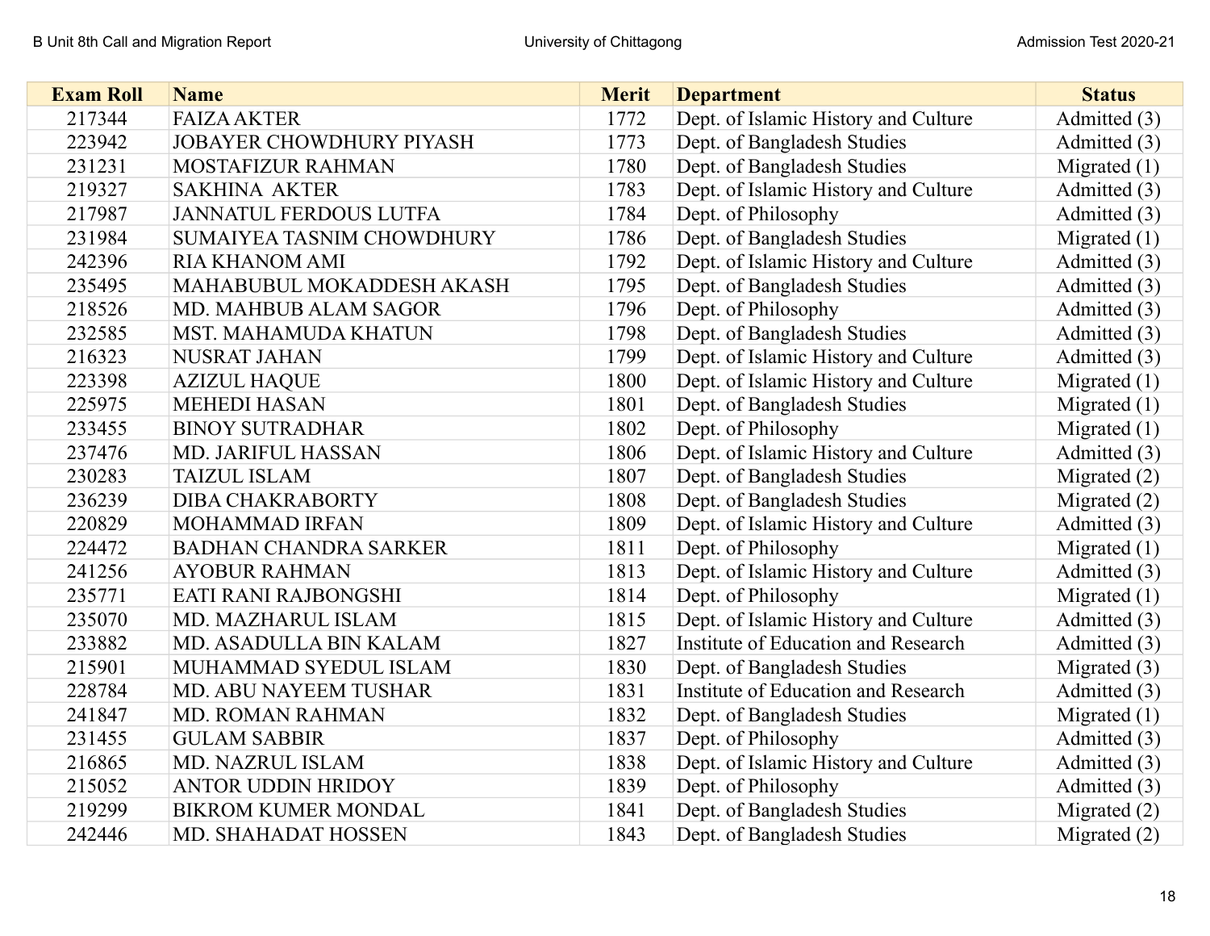| Exam Roll | Name | Merit | Department | Status |
|---|---|---|---|---|
| 217344 | FAIZA AKTER | 1772 | Dept. of Islamic History and Culture | Admitted (3) |
| 223942 | JOBAYER CHOWDHURY PIYASH | 1773 | Dept. of Bangladesh Studies | Admitted (3) |
| 231231 | MOSTAFIZUR RAHMAN | 1780 | Dept. of Bangladesh Studies | Migrated (1) |
| 219327 | SAKHINA AKTER | 1783 | Dept. of Islamic History and Culture | Admitted (3) |
| 217987 | JANNATUL FERDOUS LUTFA | 1784 | Dept. of Philosophy | Admitted (3) |
| 231984 | SUMAIYEA TASNIM CHOWDHURY | 1786 | Dept. of Bangladesh Studies | Migrated (1) |
| 242396 | RIA KHANOM AMI | 1792 | Dept. of Islamic History and Culture | Admitted (3) |
| 235495 | MAHABUBUL MOKADDESH AKASH | 1795 | Dept. of Bangladesh Studies | Admitted (3) |
| 218526 | MD. MAHBUB ALAM SAGOR | 1796 | Dept. of Philosophy | Admitted (3) |
| 232585 | MST. MAHAMUDA KHATUN | 1798 | Dept. of Bangladesh Studies | Admitted (3) |
| 216323 | NUSRAT JAHAN | 1799 | Dept. of Islamic History and Culture | Admitted (3) |
| 223398 | AZIZUL HAQUE | 1800 | Dept. of Islamic History and Culture | Migrated (1) |
| 225975 | MEHEDI HASAN | 1801 | Dept. of Bangladesh Studies | Migrated (1) |
| 233455 | BINOY SUTRADHAR | 1802 | Dept. of Philosophy | Migrated (1) |
| 237476 | MD. JARIFUL HASSAN | 1806 | Dept. of Islamic History and Culture | Admitted (3) |
| 230283 | TAIZUL ISLAM | 1807 | Dept. of Bangladesh Studies | Migrated (2) |
| 236239 | DIBA CHAKRABORTY | 1808 | Dept. of Bangladesh Studies | Migrated (2) |
| 220829 | MOHAMMAD IRFAN | 1809 | Dept. of Islamic History and Culture | Admitted (3) |
| 224472 | BADHAN CHANDRA SARKER | 1811 | Dept. of Philosophy | Migrated (1) |
| 241256 | AYOBUR RAHMAN | 1813 | Dept. of Islamic History and Culture | Admitted (3) |
| 235771 | EATI RANI RAJBONGSHI | 1814 | Dept. of Philosophy | Migrated (1) |
| 235070 | MD. MAZHARUL ISLAM | 1815 | Dept. of Islamic History and Culture | Admitted (3) |
| 233882 | MD. ASADULLA BIN KALAM | 1827 | Institute of Education and Research | Admitted (3) |
| 215901 | MUHAMMAD SYEDUL ISLAM | 1830 | Dept. of Bangladesh Studies | Migrated (3) |
| 228784 | MD. ABU NAYEEM TUSHAR | 1831 | Institute of Education and Research | Admitted (3) |
| 241847 | MD. ROMAN RAHMAN | 1832 | Dept. of Bangladesh Studies | Migrated (1) |
| 231455 | GULAM SABBIR | 1837 | Dept. of Philosophy | Admitted (3) |
| 216865 | MD. NAZRUL ISLAM | 1838 | Dept. of Islamic History and Culture | Admitted (3) |
| 215052 | ANTOR UDDIN HRIDOY | 1839 | Dept. of Philosophy | Admitted (3) |
| 219299 | BIKROM KUMER MONDAL | 1841 | Dept. of Bangladesh Studies | Migrated (2) |
| 242446 | MD. SHAHADAT HOSSEN | 1843 | Dept. of Bangladesh Studies | Migrated (2) |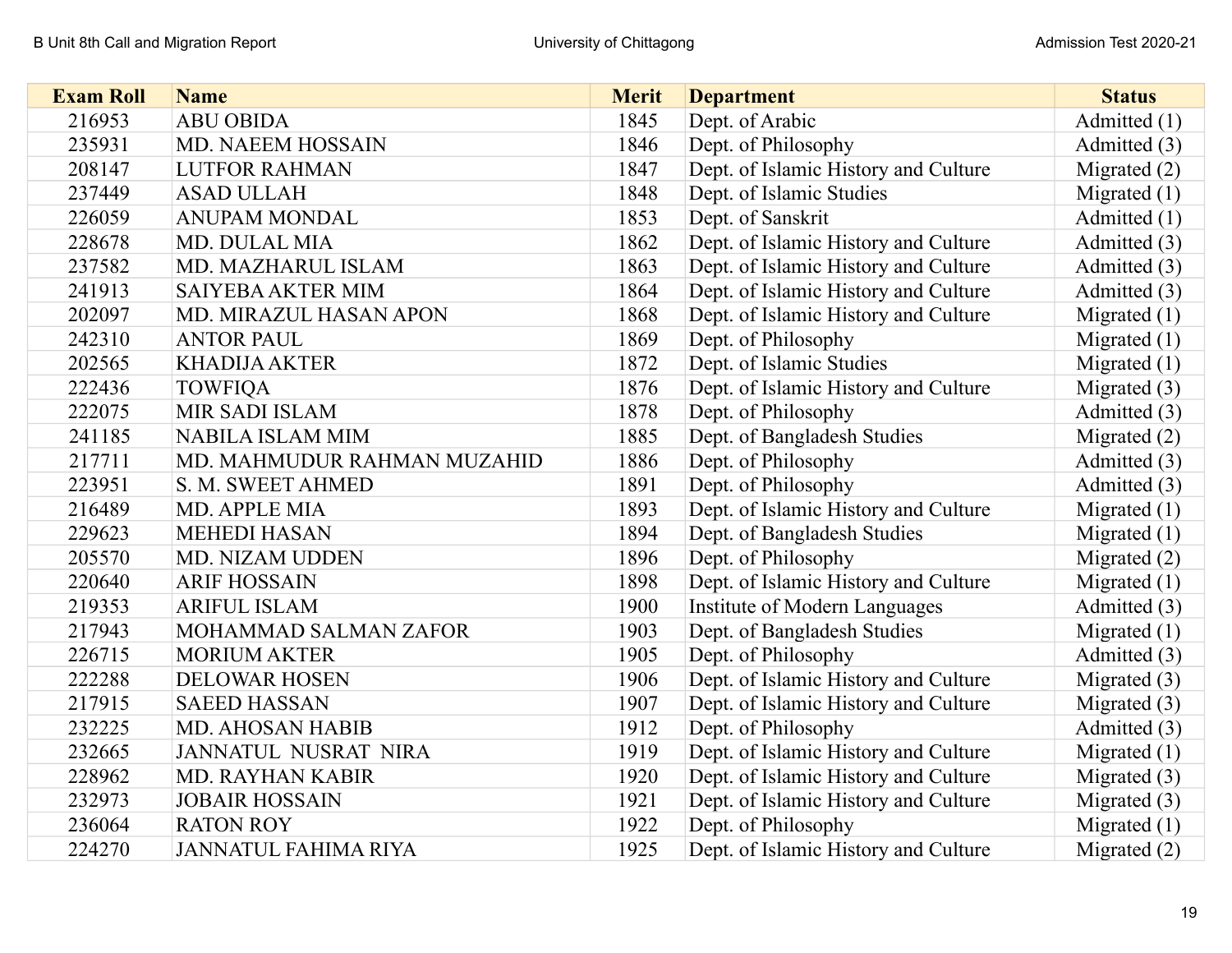| Exam Roll | Name | Merit | Department | Status |
|---|---|---|---|---|
| 216953 | ABU OBIDA | 1845 | Dept. of Arabic | Admitted (1) |
| 235931 | MD. NAEEM HOSSAIN | 1846 | Dept. of Philosophy | Admitted (3) |
| 208147 | LUTFOR RAHMAN | 1847 | Dept. of Islamic History and Culture | Migrated (2) |
| 237449 | ASAD ULLAH | 1848 | Dept. of Islamic Studies | Migrated (1) |
| 226059 | ANUPAM MONDAL | 1853 | Dept. of Sanskrit | Admitted (1) |
| 228678 | MD. DULAL MIA | 1862 | Dept. of Islamic History and Culture | Admitted (3) |
| 237582 | MD. MAZHARUL ISLAM | 1863 | Dept. of Islamic History and Culture | Admitted (3) |
| 241913 | SAIYEBA AKTER MIM | 1864 | Dept. of Islamic History and Culture | Admitted (3) |
| 202097 | MD. MIRAZUL HASAN APON | 1868 | Dept. of Islamic History and Culture | Migrated (1) |
| 242310 | ANTOR PAUL | 1869 | Dept. of Philosophy | Migrated (1) |
| 202565 | KHADIJA AKTER | 1872 | Dept. of Islamic Studies | Migrated (1) |
| 222436 | TOWFIQA | 1876 | Dept. of Islamic History and Culture | Migrated (3) |
| 222075 | MIR SADI ISLAM | 1878 | Dept. of Philosophy | Admitted (3) |
| 241185 | NABILA ISLAM MIM | 1885 | Dept. of Bangladesh Studies | Migrated (2) |
| 217711 | MD. MAHMUDUR RAHMAN MUZAHID | 1886 | Dept. of Philosophy | Admitted (3) |
| 223951 | S. M. SWEET AHMED | 1891 | Dept. of Philosophy | Admitted (3) |
| 216489 | MD. APPLE MIA | 1893 | Dept. of Islamic History and Culture | Migrated (1) |
| 229623 | MEHEDI HASAN | 1894 | Dept. of Bangladesh Studies | Migrated (1) |
| 205570 | MD. NIZAM UDDEN | 1896 | Dept. of Philosophy | Migrated (2) |
| 220640 | ARIF HOSSAIN | 1898 | Dept. of Islamic History and Culture | Migrated (1) |
| 219353 | ARIFUL ISLAM | 1900 | Institute of Modern Languages | Admitted (3) |
| 217943 | MOHAMMAD SALMAN ZAFOR | 1903 | Dept. of Bangladesh Studies | Migrated (1) |
| 226715 | MORIUM AKTER | 1905 | Dept. of Philosophy | Admitted (3) |
| 222288 | DELOWAR HOSEN | 1906 | Dept. of Islamic History and Culture | Migrated (3) |
| 217915 | SAEED HASSAN | 1907 | Dept. of Islamic History and Culture | Migrated (3) |
| 232225 | MD. AHOSAN HABIB | 1912 | Dept. of Philosophy | Admitted (3) |
| 232665 | JANNATUL NUSRAT NIRA | 1919 | Dept. of Islamic History and Culture | Migrated (1) |
| 228962 | MD. RAYHAN KABIR | 1920 | Dept. of Islamic History and Culture | Migrated (3) |
| 232973 | JOBAIR HOSSAIN | 1921 | Dept. of Islamic History and Culture | Migrated (3) |
| 236064 | RATON ROY | 1922 | Dept. of Philosophy | Migrated (1) |
| 224270 | JANNATUL FAHIMA RIYA | 1925 | Dept. of Islamic History and Culture | Migrated (2) |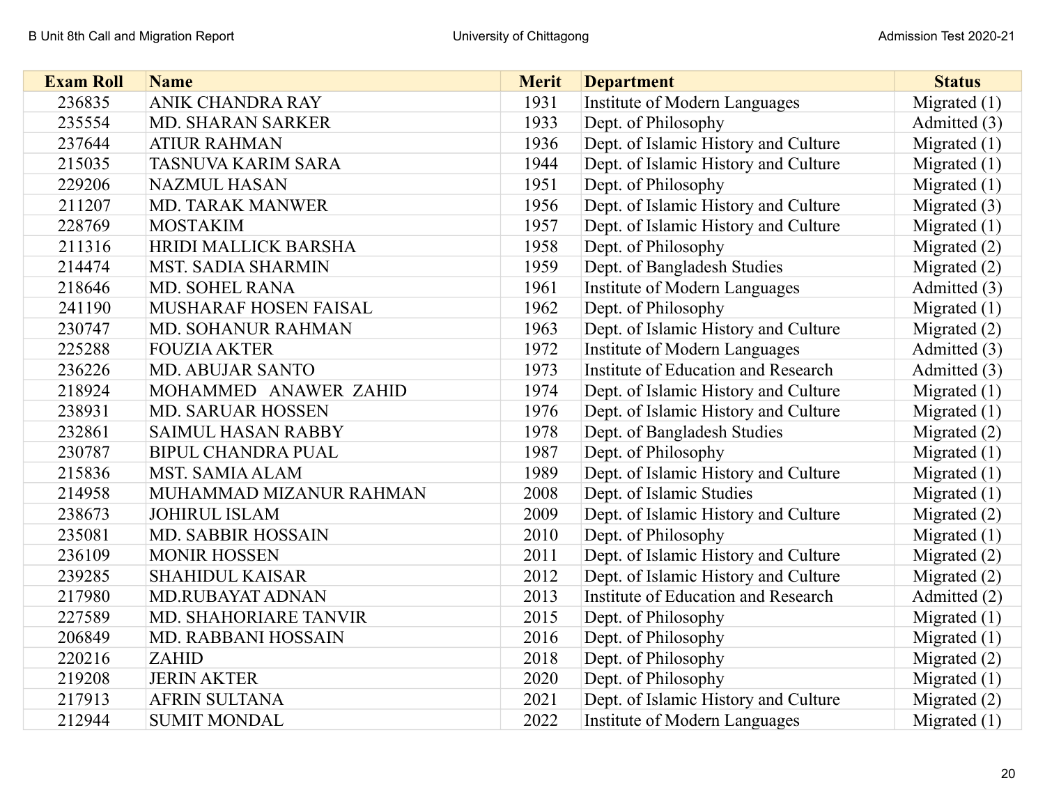| Exam Roll | Name | Merit | Department | Status |
| --- | --- | --- | --- | --- |
| 236835 | ANIK CHANDRA RAY | 1931 | Institute of Modern Languages | Migrated (1) |
| 235554 | MD. SHARAN SARKER | 1933 | Dept. of Philosophy | Admitted (3) |
| 237644 | ATIUR RAHMAN | 1936 | Dept. of Islamic History and Culture | Migrated (1) |
| 215035 | TASNUVA KARIM SARA | 1944 | Dept. of Islamic History and Culture | Migrated (1) |
| 229206 | NAZMUL HASAN | 1951 | Dept. of Philosophy | Migrated (1) |
| 211207 | MD. TARAK MANWER | 1956 | Dept. of Islamic History and Culture | Migrated (3) |
| 228769 | MOSTAKIM | 1957 | Dept. of Islamic History and Culture | Migrated (1) |
| 211316 | HRIDI MALLICK BARSHA | 1958 | Dept. of Philosophy | Migrated (2) |
| 214474 | MST. SADIA SHARMIN | 1959 | Dept. of Bangladesh Studies | Migrated (2) |
| 218646 | MD. SOHEL RANA | 1961 | Institute of Modern Languages | Admitted (3) |
| 241190 | MUSHARAF HOSEN FAISAL | 1962 | Dept. of Philosophy | Migrated (1) |
| 230747 | MD. SOHANUR RAHMAN | 1963 | Dept. of Islamic History and Culture | Migrated (2) |
| 225288 | FOUZIA AKTER | 1972 | Institute of Modern Languages | Admitted (3) |
| 236226 | MD. ABUJAR SANTO | 1973 | Institute of Education and Research | Admitted (3) |
| 218924 | MOHAMMED ANAWER ZAHID | 1974 | Dept. of Islamic History and Culture | Migrated (1) |
| 238931 | MD. SARUAR HOSSEN | 1976 | Dept. of Islamic History and Culture | Migrated (1) |
| 232861 | SAIMUL HASAN RABBY | 1978 | Dept. of Bangladesh Studies | Migrated (2) |
| 230787 | BIPUL CHANDRA PUAL | 1987 | Dept. of Philosophy | Migrated (1) |
| 215836 | MST. SAMIA ALAM | 1989 | Dept. of Islamic History and Culture | Migrated (1) |
| 214958 | MUHAMMAD MIZANUR RAHMAN | 2008 | Dept. of Islamic Studies | Migrated (1) |
| 238673 | JOHIRUL ISLAM | 2009 | Dept. of Islamic History and Culture | Migrated (2) |
| 235081 | MD. SABBIR HOSSAIN | 2010 | Dept. of Philosophy | Migrated (1) |
| 236109 | MONIR HOSSEN | 2011 | Dept. of Islamic History and Culture | Migrated (2) |
| 239285 | SHAHIDUL KAISAR | 2012 | Dept. of Islamic History and Culture | Migrated (2) |
| 217980 | MD.RUBAYAT ADNAN | 2013 | Institute of Education and Research | Admitted (2) |
| 227589 | MD. SHAHORIARE TANVIR | 2015 | Dept. of Philosophy | Migrated (1) |
| 206849 | MD. RABBANI HOSSAIN | 2016 | Dept. of Philosophy | Migrated (1) |
| 220216 | ZAHID | 2018 | Dept. of Philosophy | Migrated (2) |
| 219208 | JERIN AKTER | 2020 | Dept. of Philosophy | Migrated (1) |
| 217913 | AFRIN SULTANA | 2021 | Dept. of Islamic History and Culture | Migrated (2) |
| 212944 | SUMIT MONDAL | 2022 | Institute of Modern Languages | Migrated (1) |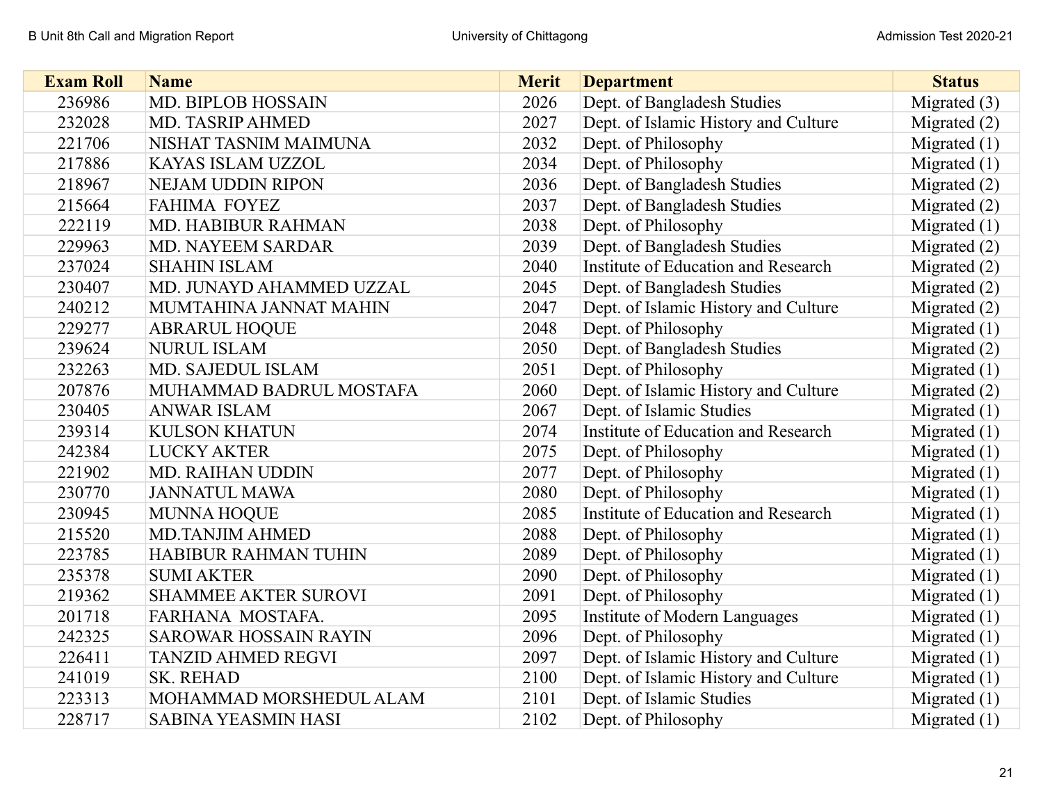| Exam Roll | Name | Merit | Department | Status |
|---|---|---|---|---|
| 236986 | MD. BIPLOB HOSSAIN | 2026 | Dept. of Bangladesh Studies | Migrated (3) |
| 232028 | MD. TASRIP AHMED | 2027 | Dept. of Islamic History and Culture | Migrated (2) |
| 221706 | NISHAT TASNIM MAIMUNA | 2032 | Dept. of Philosophy | Migrated (1) |
| 217886 | KAYAS ISLAM UZZOL | 2034 | Dept. of Philosophy | Migrated (1) |
| 218967 | NEJAM UDDIN RIPON | 2036 | Dept. of Bangladesh Studies | Migrated (2) |
| 215664 | FAHIMA FOYEZ | 2037 | Dept. of Bangladesh Studies | Migrated (2) |
| 222119 | MD. HABIBUR RAHMAN | 2038 | Dept. of Philosophy | Migrated (1) |
| 229963 | MD. NAYEEM SARDAR | 2039 | Dept. of Bangladesh Studies | Migrated (2) |
| 237024 | SHAHIN ISLAM | 2040 | Institute of Education and Research | Migrated (2) |
| 230407 | MD. JUNAYD AHAMMED UZZAL | 2045 | Dept. of Bangladesh Studies | Migrated (2) |
| 240212 | MUMTAHINA JANNAT MAHIN | 2047 | Dept. of Islamic History and Culture | Migrated (2) |
| 229277 | ABRARUL HOQUE | 2048 | Dept. of Philosophy | Migrated (1) |
| 239624 | NURUL ISLAM | 2050 | Dept. of Bangladesh Studies | Migrated (2) |
| 232263 | MD. SAJEDUL ISLAM | 2051 | Dept. of Philosophy | Migrated (1) |
| 207876 | MUHAMMAD BADRUL MOSTAFA | 2060 | Dept. of Islamic History and Culture | Migrated (2) |
| 230405 | ANWAR ISLAM | 2067 | Dept. of Islamic Studies | Migrated (1) |
| 239314 | KULSON KHATUN | 2074 | Institute of Education and Research | Migrated (1) |
| 242384 | LUCKY AKTER | 2075 | Dept. of Philosophy | Migrated (1) |
| 221902 | MD. RAIHAN UDDIN | 2077 | Dept. of Philosophy | Migrated (1) |
| 230770 | JANNATUL MAWA | 2080 | Dept. of Philosophy | Migrated (1) |
| 230945 | MUNNA HOQUE | 2085 | Institute of Education and Research | Migrated (1) |
| 215520 | MD.TANJIM AHMED | 2088 | Dept. of Philosophy | Migrated (1) |
| 223785 | HABIBUR RAHMAN TUHIN | 2089 | Dept. of Philosophy | Migrated (1) |
| 235378 | SUMI AKTER | 2090 | Dept. of Philosophy | Migrated (1) |
| 219362 | SHAMMEE AKTER SUROVI | 2091 | Dept. of Philosophy | Migrated (1) |
| 201718 | FARHANA MOSTAFA. | 2095 | Institute of Modern Languages | Migrated (1) |
| 242325 | SAROWAR HOSSAIN RAYIN | 2096 | Dept. of Philosophy | Migrated (1) |
| 226411 | TANZID AHMED REGVI | 2097 | Dept. of Islamic History and Culture | Migrated (1) |
| 241019 | SK. REHAD | 2100 | Dept. of Islamic History and Culture | Migrated (1) |
| 223313 | MOHAMMAD MORSHEDUL ALAM | 2101 | Dept. of Islamic Studies | Migrated (1) |
| 228717 | SABINA YEASMIN HASI | 2102 | Dept. of Philosophy | Migrated (1) |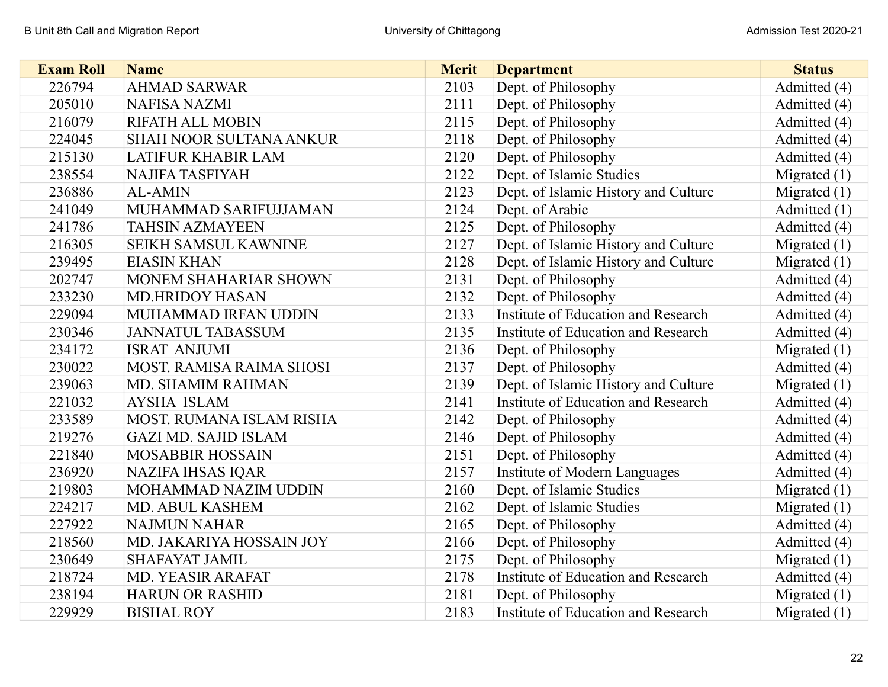| Exam Roll | Name | Merit | Department | Status |
|---|---|---|---|---|
| 226794 | AHMAD SARWAR | 2103 | Dept. of Philosophy | Admitted (4) |
| 205010 | NAFISA NAZMI | 2111 | Dept. of Philosophy | Admitted (4) |
| 216079 | RIFATH ALL MOBIN | 2115 | Dept. of Philosophy | Admitted (4) |
| 224045 | SHAH NOOR SULTANA ANKUR | 2118 | Dept. of Philosophy | Admitted (4) |
| 215130 | LATIFUR KHABIR LAM | 2120 | Dept. of Philosophy | Admitted (4) |
| 238554 | NAJIFA TASFIYAH | 2122 | Dept. of Islamic Studies | Migrated (1) |
| 236886 | AL-AMIN | 2123 | Dept. of Islamic History and Culture | Migrated (1) |
| 241049 | MUHAMMAD SARIFUJJAMAN | 2124 | Dept. of Arabic | Admitted (1) |
| 241786 | TAHSIN AZMAYEEN | 2125 | Dept. of Philosophy | Admitted (4) |
| 216305 | SEIKH SAMSUL KAWNINE | 2127 | Dept. of Islamic History and Culture | Migrated (1) |
| 239495 | EIASIN KHAN | 2128 | Dept. of Islamic History and Culture | Migrated (1) |
| 202747 | MONEM SHAHARIAR SHOWN | 2131 | Dept. of Philosophy | Admitted (4) |
| 233230 | MD.HRIDOY HASAN | 2132 | Dept. of Philosophy | Admitted (4) |
| 229094 | MUHAMMAD IRFAN UDDIN | 2133 | Institute of Education and Research | Admitted (4) |
| 230346 | JANNATUL TABASSUM | 2135 | Institute of Education and Research | Admitted (4) |
| 234172 | ISRAT ANJUMI | 2136 | Dept. of Philosophy | Migrated (1) |
| 230022 | MOST. RAMISA RAIMA SHOSI | 2137 | Dept. of Philosophy | Admitted (4) |
| 239063 | MD. SHAMIM RAHMAN | 2139 | Dept. of Islamic History and Culture | Migrated (1) |
| 221032 | AYSHA ISLAM | 2141 | Institute of Education and Research | Admitted (4) |
| 233589 | MOST. RUMANA ISLAM RISHA | 2142 | Dept. of Philosophy | Admitted (4) |
| 219276 | GAZI MD. SAJID ISLAM | 2146 | Dept. of Philosophy | Admitted (4) |
| 221840 | MOSABBIR HOSSAIN | 2151 | Dept. of Philosophy | Admitted (4) |
| 236920 | NAZIFA IHSAS IQAR | 2157 | Institute of Modern Languages | Admitted (4) |
| 219803 | MOHAMMAD NAZIM UDDIN | 2160 | Dept. of Islamic Studies | Migrated (1) |
| 224217 | MD. ABUL KASHEM | 2162 | Dept. of Islamic Studies | Migrated (1) |
| 227922 | NAJMUN NAHAR | 2165 | Dept. of Philosophy | Admitted (4) |
| 218560 | MD. JAKARIYA HOSSAIN JOY | 2166 | Dept. of Philosophy | Admitted (4) |
| 230649 | SHAFAYAT JAMIL | 2175 | Dept. of Philosophy | Migrated (1) |
| 218724 | MD. YEASIR ARAFAT | 2178 | Institute of Education and Research | Admitted (4) |
| 238194 | HARUN OR RASHID | 2181 | Dept. of Philosophy | Migrated (1) |
| 229929 | BISHAL ROY | 2183 | Institute of Education and Research | Migrated (1) |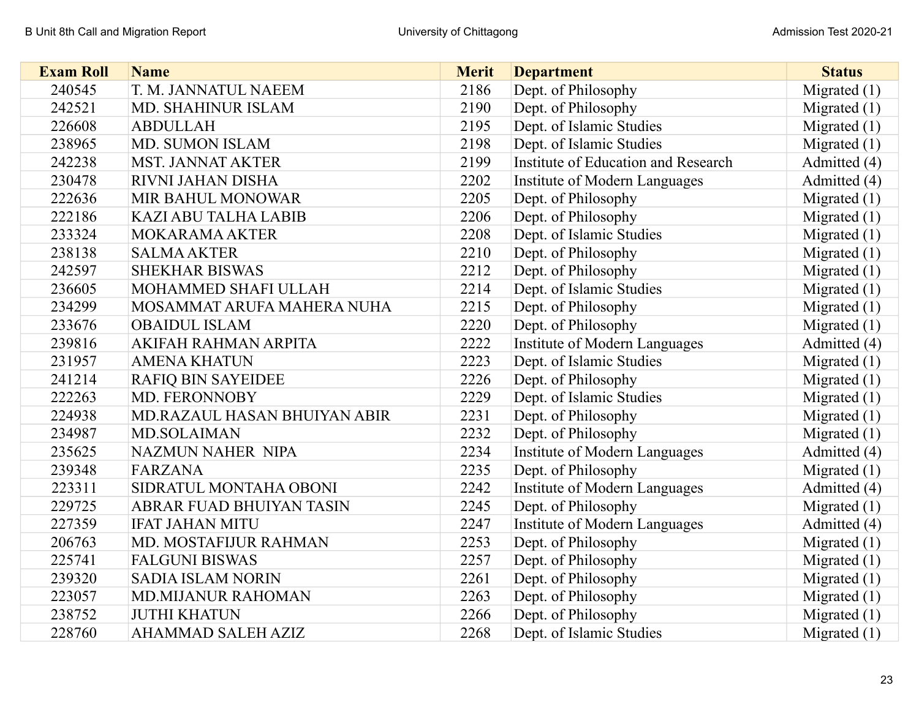| Exam Roll | Name | Merit | Department | Status |
| --- | --- | --- | --- | --- |
| 240545 | T. M. JANNATUL NAEEM | 2186 | Dept. of Philosophy | Migrated (1) |
| 242521 | MD. SHAHINUR ISLAM | 2190 | Dept. of Philosophy | Migrated (1) |
| 226608 | ABDULLAH | 2195 | Dept. of Islamic Studies | Migrated (1) |
| 238965 | MD. SUMON ISLAM | 2198 | Dept. of Islamic Studies | Migrated (1) |
| 242238 | MST. JANNAT AKTER | 2199 | Institute of Education and Research | Admitted (4) |
| 230478 | RIVNI JAHAN DISHA | 2202 | Institute of Modern Languages | Admitted (4) |
| 222636 | MIR BAHUL MONOWAR | 2205 | Dept. of Philosophy | Migrated (1) |
| 222186 | KAZI ABU TALHA LABIB | 2206 | Dept. of Philosophy | Migrated (1) |
| 233324 | MOKARAMA AKTER | 2208 | Dept. of Islamic Studies | Migrated (1) |
| 238138 | SALMA AKTER | 2210 | Dept. of Philosophy | Migrated (1) |
| 242597 | SHEKHAR BISWAS | 2212 | Dept. of Philosophy | Migrated (1) |
| 236605 | MOHAMMED SHAFI ULLAH | 2214 | Dept. of Islamic Studies | Migrated (1) |
| 234299 | MOSAMMAT ARUFA MAHERA NUHA | 2215 | Dept. of Philosophy | Migrated (1) |
| 233676 | OBAIDUL ISLAM | 2220 | Dept. of Philosophy | Migrated (1) |
| 239816 | AKIFAH RAHMAN ARPITA | 2222 | Institute of Modern Languages | Admitted (4) |
| 231957 | AMENA KHATUN | 2223 | Dept. of Islamic Studies | Migrated (1) |
| 241214 | RAFIQ BIN SAYEIDEE | 2226 | Dept. of Philosophy | Migrated (1) |
| 222263 | MD. FERONNOBY | 2229 | Dept. of Islamic Studies | Migrated (1) |
| 224938 | MD.RAZAUL HASAN BHUIYAN ABIR | 2231 | Dept. of Philosophy | Migrated (1) |
| 234987 | MD.SOLAIMAN | 2232 | Dept. of Philosophy | Migrated (1) |
| 235625 | NAZMUN NAHER NIPA | 2234 | Institute of Modern Languages | Admitted (4) |
| 239348 | FARZANA | 2235 | Dept. of Philosophy | Migrated (1) |
| 223311 | SIDRATUL MONTAHA OBONI | 2242 | Institute of Modern Languages | Admitted (4) |
| 229725 | ABRAR FUAD BHUIYAN TASIN | 2245 | Dept. of Philosophy | Migrated (1) |
| 227359 | IFAT JAHAN MITU | 2247 | Institute of Modern Languages | Admitted (4) |
| 206763 | MD. MOSTAFIJUR RAHMAN | 2253 | Dept. of Philosophy | Migrated (1) |
| 225741 | FALGUNI BISWAS | 2257 | Dept. of Philosophy | Migrated (1) |
| 239320 | SADIA ISLAM NORIN | 2261 | Dept. of Philosophy | Migrated (1) |
| 223057 | MD.MIJANUR RAHOMAN | 2263 | Dept. of Philosophy | Migrated (1) |
| 238752 | JUTHI KHATUN | 2266 | Dept. of Philosophy | Migrated (1) |
| 228760 | AHAMMAD SALEH AZIZ | 2268 | Dept. of Islamic Studies | Migrated (1) |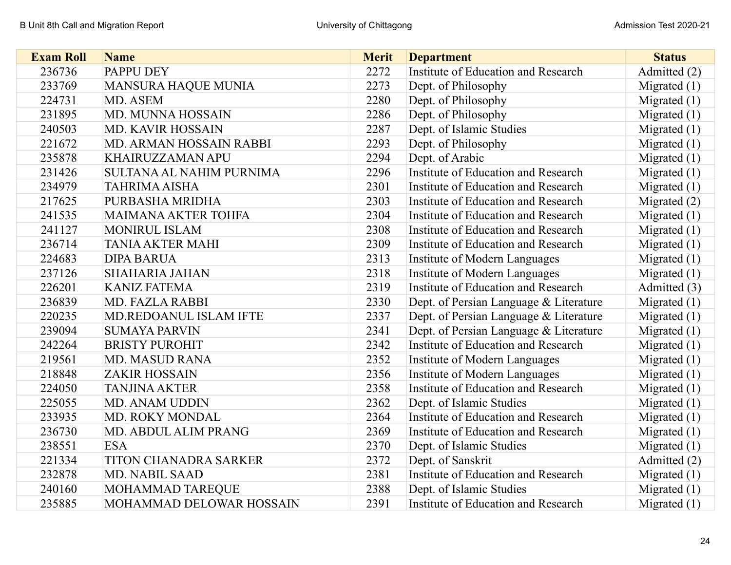| Exam Roll | Name | Merit | Department | Status |
|---|---|---|---|---|
| 236736 | PAPPU DEY | 2272 | Institute of Education and Research | Admitted (2) |
| 233769 | MANSURA HAQUE MUNIA | 2273 | Dept. of Philosophy | Migrated (1) |
| 224731 | MD. ASEM | 2280 | Dept. of Philosophy | Migrated (1) |
| 231895 | MD. MUNNA HOSSAIN | 2286 | Dept. of Philosophy | Migrated (1) |
| 240503 | MD. KAVIR HOSSAIN | 2287 | Dept. of Islamic Studies | Migrated (1) |
| 221672 | MD. ARMAN HOSSAIN RABBI | 2293 | Dept. of Philosophy | Migrated (1) |
| 235878 | KHAIRUZZAMAN APU | 2294 | Dept. of Arabic | Migrated (1) |
| 231426 | SULTANA AL NAHIM PURNIMA | 2296 | Institute of Education and Research | Migrated (1) |
| 234979 | TAHRIMA AISHA | 2301 | Institute of Education and Research | Migrated (1) |
| 217625 | PURBASHA MRIDHA | 2303 | Institute of Education and Research | Migrated (2) |
| 241535 | MAIMANA AKTER TOHFA | 2304 | Institute of Education and Research | Migrated (1) |
| 241127 | MONIRUL ISLAM | 2308 | Institute of Education and Research | Migrated (1) |
| 236714 | TANIA AKTER MAHI | 2309 | Institute of Education and Research | Migrated (1) |
| 224683 | DIPA BARUA | 2313 | Institute of Modern Languages | Migrated (1) |
| 237126 | SHAHARIA JAHAN | 2318 | Institute of Modern Languages | Migrated (1) |
| 226201 | KANIZ FATEMA | 2319 | Institute of Education and Research | Admitted (3) |
| 236839 | MD. FAZLA RABBI | 2330 | Dept. of Persian Language & Literature | Migrated (1) |
| 220235 | MD.REDOANUL ISLAM IFTE | 2337 | Dept. of Persian Language & Literature | Migrated (1) |
| 239094 | SUMAYA PARVIN | 2341 | Dept. of Persian Language & Literature | Migrated (1) |
| 242264 | BRISTY PUROHIT | 2342 | Institute of Education and Research | Migrated (1) |
| 219561 | MD. MASUD RANA | 2352 | Institute of Modern Languages | Migrated (1) |
| 218848 | ZAKIR HOSSAIN | 2356 | Institute of Modern Languages | Migrated (1) |
| 224050 | TANJINA AKTER | 2358 | Institute of Education and Research | Migrated (1) |
| 225055 | MD. ANAM UDDIN | 2362 | Dept. of Islamic Studies | Migrated (1) |
| 233935 | MD. ROKY MONDAL | 2364 | Institute of Education and Research | Migrated (1) |
| 236730 | MD. ABDUL ALIM PRANG | 2369 | Institute of Education and Research | Migrated (1) |
| 238551 | ESA | 2370 | Dept. of Islamic Studies | Migrated (1) |
| 221334 | TITON CHANADRA SARKER | 2372 | Dept. of Sanskrit | Admitted (2) |
| 232878 | MD. NABIL SAAD | 2381 | Institute of Education and Research | Migrated (1) |
| 240160 | MOHAMMAD TAREQUE | 2388 | Dept. of Islamic Studies | Migrated (1) |
| 235885 | MOHAMMAD DELOWAR HOSSAIN | 2391 | Institute of Education and Research | Migrated (1) |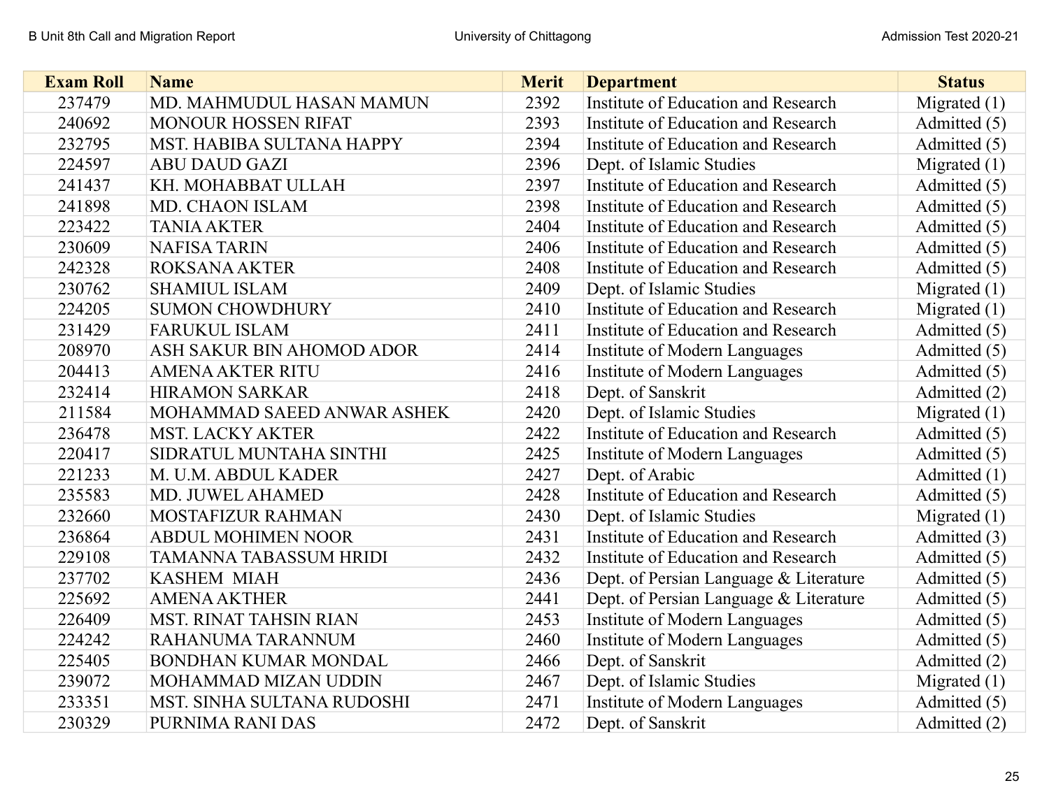| Exam Roll | Name | Merit | Department | Status |
|---|---|---|---|---|
| 237479 | MD. MAHMUDUL HASAN MAMUN | 2392 | Institute of Education and Research | Migrated (1) |
| 240692 | MONOUR HOSSEN RIFAT | 2393 | Institute of Education and Research | Admitted (5) |
| 232795 | MST. HABIBA SULTANA HAPPY | 2394 | Institute of Education and Research | Admitted (5) |
| 224597 | ABU DAUD GAZI | 2396 | Dept. of Islamic Studies | Migrated (1) |
| 241437 | KH. MOHABBAT ULLAH | 2397 | Institute of Education and Research | Admitted (5) |
| 241898 | MD. CHAON ISLAM | 2398 | Institute of Education and Research | Admitted (5) |
| 223422 | TANIA AKTER | 2404 | Institute of Education and Research | Admitted (5) |
| 230609 | NAFISA TARIN | 2406 | Institute of Education and Research | Admitted (5) |
| 242328 | ROKSANA AKTER | 2408 | Institute of Education and Research | Admitted (5) |
| 230762 | SHAMIUL ISLAM | 2409 | Dept. of Islamic Studies | Migrated (1) |
| 224205 | SUMON CHOWDHURY | 2410 | Institute of Education and Research | Migrated (1) |
| 231429 | FARUKUL ISLAM | 2411 | Institute of Education and Research | Admitted (5) |
| 208970 | ASH SAKUR BIN AHOMOD ADOR | 2414 | Institute of Modern Languages | Admitted (5) |
| 204413 | AMENA AKTER RITU | 2416 | Institute of Modern Languages | Admitted (5) |
| 232414 | HIRAMON SARKAR | 2418 | Dept. of Sanskrit | Admitted (2) |
| 211584 | MOHAMMAD SAEED ANWAR ASHEK | 2420 | Dept. of Islamic Studies | Migrated (1) |
| 236478 | MST. LACKY AKTER | 2422 | Institute of Education and Research | Admitted (5) |
| 220417 | SIDRATUL MUNTAHA SINTHI | 2425 | Institute of Modern Languages | Admitted (5) |
| 221233 | M. U.M. ABDUL KADER | 2427 | Dept. of Arabic | Admitted (1) |
| 235583 | MD. JUWEL AHAMED | 2428 | Institute of Education and Research | Admitted (5) |
| 232660 | MOSTAFIZUR RAHMAN | 2430 | Dept. of Islamic Studies | Migrated (1) |
| 236864 | ABDUL MOHIMEN NOOR | 2431 | Institute of Education and Research | Admitted (3) |
| 229108 | TAMANNA TABASSUM HRIDI | 2432 | Institute of Education and Research | Admitted (5) |
| 237702 | KASHEM MIAH | 2436 | Dept. of Persian Language & Literature | Admitted (5) |
| 225692 | AMENA AKTHER | 2441 | Dept. of Persian Language & Literature | Admitted (5) |
| 226409 | MST. RINAT TAHSIN RIAN | 2453 | Institute of Modern Languages | Admitted (5) |
| 224242 | RAHANUMA TARANNUM | 2460 | Institute of Modern Languages | Admitted (5) |
| 225405 | BONDHAN KUMAR MONDAL | 2466 | Dept. of Sanskrit | Admitted (2) |
| 239072 | MOHAMMAD MIZAN UDDIN | 2467 | Dept. of Islamic Studies | Migrated (1) |
| 233351 | MST. SINHA SULTANA RUDOSHI | 2471 | Institute of Modern Languages | Admitted (5) |
| 230329 | PURNIMA RANI DAS | 2472 | Dept. of Sanskrit | Admitted (2) |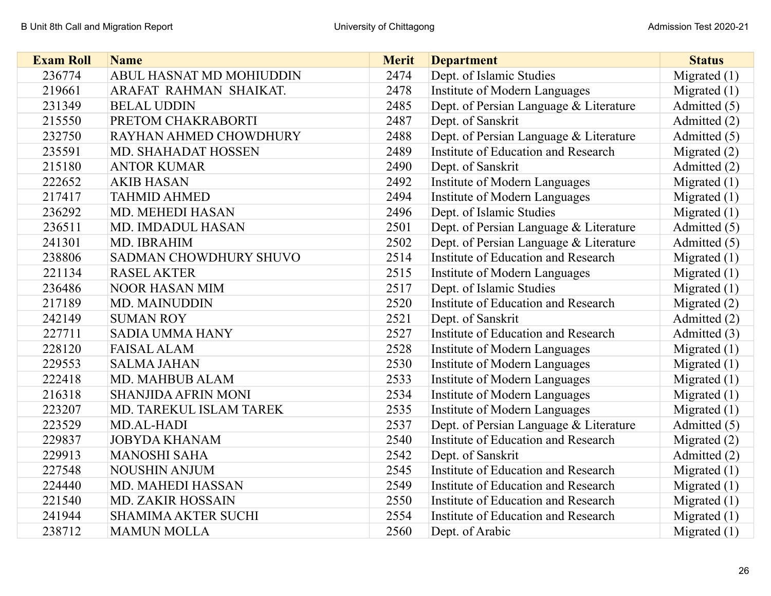| Exam Roll | Name | Merit | Department | Status |
|---|---|---|---|---|
| 236774 | ABUL HASNAT MD MOHIUDDIN | 2474 | Dept. of Islamic Studies | Migrated (1) |
| 219661 | ARAFAT RAHMAN SHAIKAT. | 2478 | Institute of Modern Languages | Migrated (1) |
| 231349 | BELAL UDDIN | 2485 | Dept. of Persian Language & Literature | Admitted (5) |
| 215550 | PRETOM CHAKRABORTI | 2487 | Dept. of Sanskrit | Admitted (2) |
| 232750 | RAYHAN AHMED CHOWDHURY | 2488 | Dept. of Persian Language & Literature | Admitted (5) |
| 235591 | MD. SHAHADAT HOSSEN | 2489 | Institute of Education and Research | Migrated (2) |
| 215180 | ANTOR KUMAR | 2490 | Dept. of Sanskrit | Admitted (2) |
| 222652 | AKIB HASAN | 2492 | Institute of Modern Languages | Migrated (1) |
| 217417 | TAHMID AHMED | 2494 | Institute of Modern Languages | Migrated (1) |
| 236292 | MD. MEHEDI HASAN | 2496 | Dept. of Islamic Studies | Migrated (1) |
| 236511 | MD. IMDADUL HASAN | 2501 | Dept. of Persian Language & Literature | Admitted (5) |
| 241301 | MD. IBRAHIM | 2502 | Dept. of Persian Language & Literature | Admitted (5) |
| 238806 | SADMAN CHOWDHURY SHUVO | 2514 | Institute of Education and Research | Migrated (1) |
| 221134 | RASEL AKTER | 2515 | Institute of Modern Languages | Migrated (1) |
| 236486 | NOOR HASAN MIM | 2517 | Dept. of Islamic Studies | Migrated (1) |
| 217189 | MD. MAINUDDIN | 2520 | Institute of Education and Research | Migrated (2) |
| 242149 | SUMAN ROY | 2521 | Dept. of Sanskrit | Admitted (2) |
| 227711 | SADIA UMMA HANY | 2527 | Institute of Education and Research | Admitted (3) |
| 228120 | FAISAL ALAM | 2528 | Institute of Modern Languages | Migrated (1) |
| 229553 | SALMA JAHAN | 2530 | Institute of Modern Languages | Migrated (1) |
| 222418 | MD. MAHBUB ALAM | 2533 | Institute of Modern Languages | Migrated (1) |
| 216318 | SHANJIDA AFRIN MONI | 2534 | Institute of Modern Languages | Migrated (1) |
| 223207 | MD. TAREKUL ISLAM TAREK | 2535 | Institute of Modern Languages | Migrated (1) |
| 223529 | MD.AL-HADI | 2537 | Dept. of Persian Language & Literature | Admitted (5) |
| 229837 | JOBYDA KHANAM | 2540 | Institute of Education and Research | Migrated (2) |
| 229913 | MANOSHI SAHA | 2542 | Dept. of Sanskrit | Admitted (2) |
| 227548 | NOUSHIN ANJUM | 2545 | Institute of Education and Research | Migrated (1) |
| 224440 | MD. MAHEDI HASSAN | 2549 | Institute of Education and Research | Migrated (1) |
| 221540 | MD. ZAKIR HOSSAIN | 2550 | Institute of Education and Research | Migrated (1) |
| 241944 | SHAMIMA AKTER SUCHI | 2554 | Institute of Education and Research | Migrated (1) |
| 238712 | MAMUN MOLLA | 2560 | Dept. of Arabic | Migrated (1) |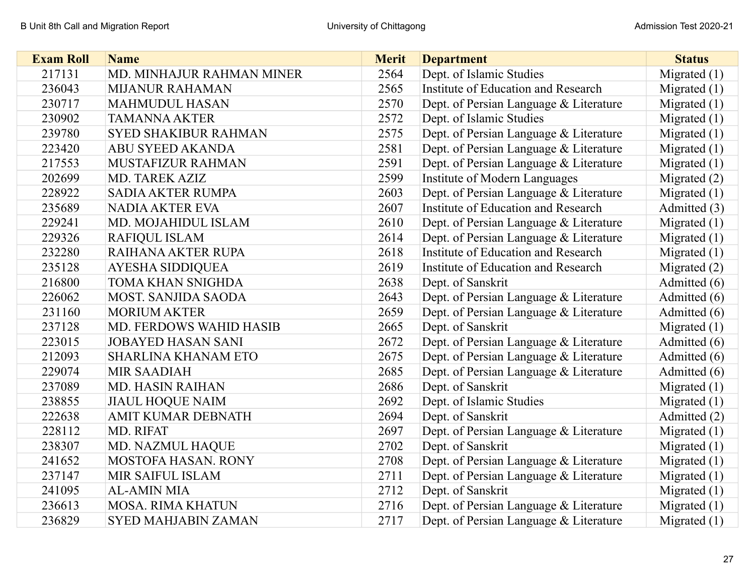| Exam Roll | Name | Merit | Department | Status |
|---|---|---|---|---|
| 217131 | MD. MINHAJUR RAHMAN MINER | 2564 | Dept. of Islamic Studies | Migrated (1) |
| 236043 | MIJANUR RAHAMAN | 2565 | Institute of Education and Research | Migrated (1) |
| 230717 | MAHMUDUL HASAN | 2570 | Dept. of Persian Language & Literature | Migrated (1) |
| 230902 | TAMANNA AKTER | 2572 | Dept. of Islamic Studies | Migrated (1) |
| 239780 | SYED SHAKIBUR RAHMAN | 2575 | Dept. of Persian Language & Literature | Migrated (1) |
| 223420 | ABU SYEED AKANDA | 2581 | Dept. of Persian Language & Literature | Migrated (1) |
| 217553 | MUSTAFIZUR RAHMAN | 2591 | Dept. of Persian Language & Literature | Migrated (1) |
| 202699 | MD. TAREK AZIZ | 2599 | Institute of Modern Languages | Migrated (2) |
| 228922 | SADIA AKTER RUMPA | 2603 | Dept. of Persian Language & Literature | Migrated (1) |
| 235689 | NADIA AKTER EVA | 2607 | Institute of Education and Research | Admitted (3) |
| 229241 | MD. MOJAHIDUL ISLAM | 2610 | Dept. of Persian Language & Literature | Migrated (1) |
| 229326 | RAFIQUL ISLAM | 2614 | Dept. of Persian Language & Literature | Migrated (1) |
| 232280 | RAIHANA AKTER RUPA | 2618 | Institute of Education and Research | Migrated (1) |
| 235128 | AYESHA SIDDIQUEA | 2619 | Institute of Education and Research | Migrated (2) |
| 216800 | TOMA KHAN SNIGHDA | 2638 | Dept. of Sanskrit | Admitted (6) |
| 226062 | MOST. SANJIDA SAODA | 2643 | Dept. of Persian Language & Literature | Admitted (6) |
| 231160 | MORIUM AKTER | 2659 | Dept. of Persian Language & Literature | Admitted (6) |
| 237128 | MD. FERDOWS WAHID HASIB | 2665 | Dept. of Sanskrit | Migrated (1) |
| 223015 | JOBAYED HASAN SANI | 2672 | Dept. of Persian Language & Literature | Admitted (6) |
| 212093 | SHARLINA KHANAM ETO | 2675 | Dept. of Persian Language & Literature | Admitted (6) |
| 229074 | MIR SAADIAH | 2685 | Dept. of Persian Language & Literature | Admitted (6) |
| 237089 | MD. HASIN RAIHAN | 2686 | Dept. of Sanskrit | Migrated (1) |
| 238855 | JIAUL HOQUE NAIM | 2692 | Dept. of Islamic Studies | Migrated (1) |
| 222638 | AMIT KUMAR DEBNATH | 2694 | Dept. of Sanskrit | Admitted (2) |
| 228112 | MD. RIFAT | 2697 | Dept. of Persian Language & Literature | Migrated (1) |
| 238307 | MD. NAZMUL HAQUE | 2702 | Dept. of Sanskrit | Migrated (1) |
| 241652 | MOSTOFA HASAN. RONY | 2708 | Dept. of Persian Language & Literature | Migrated (1) |
| 237147 | MIR SAIFUL ISLAM | 2711 | Dept. of Persian Language & Literature | Migrated (1) |
| 241095 | AL-AMIN MIA | 2712 | Dept. of Sanskrit | Migrated (1) |
| 236613 | MOSA. RIMA KHATUN | 2716 | Dept. of Persian Language & Literature | Migrated (1) |
| 236829 | SYED MAHJABIN ZAMAN | 2717 | Dept. of Persian Language & Literature | Migrated (1) |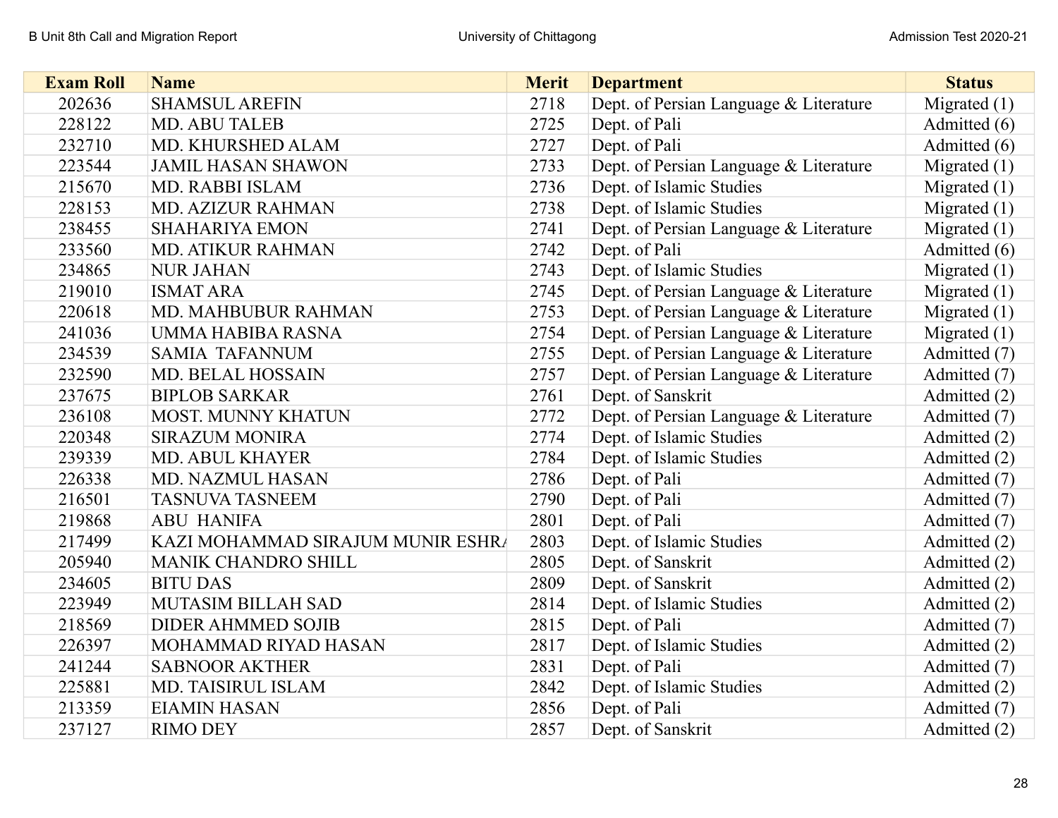| Exam Roll | Name | Merit | Department | Status |
|---|---|---|---|---|
| 202636 | SHAMSUL AREFIN | 2718 | Dept. of Persian Language & Literature | Migrated (1) |
| 228122 | MD. ABU TALEB | 2725 | Dept. of Pali | Admitted (6) |
| 232710 | MD. KHURSHED ALAM | 2727 | Dept. of Pali | Admitted (6) |
| 223544 | JAMIL HASAN SHAWON | 2733 | Dept. of Persian Language & Literature | Migrated (1) |
| 215670 | MD. RABBI ISLAM | 2736 | Dept. of Islamic Studies | Migrated (1) |
| 228153 | MD. AZIZUR RAHMAN | 2738 | Dept. of Islamic Studies | Migrated (1) |
| 238455 | SHAHARIYA EMON | 2741 | Dept. of Persian Language & Literature | Migrated (1) |
| 233560 | MD. ATIKUR RAHMAN | 2742 | Dept. of Pali | Admitted (6) |
| 234865 | NUR JAHAN | 2743 | Dept. of Islamic Studies | Migrated (1) |
| 219010 | ISMAT ARA | 2745 | Dept. of Persian Language & Literature | Migrated (1) |
| 220618 | MD. MAHBUBUR RAHMAN | 2753 | Dept. of Persian Language & Literature | Migrated (1) |
| 241036 | UMMA HABIBA RASNA | 2754 | Dept. of Persian Language & Literature | Migrated (1) |
| 234539 | SAMIA TAFANNUM | 2755 | Dept. of Persian Language & Literature | Admitted (7) |
| 232590 | MD. BELAL HOSSAIN | 2757 | Dept. of Persian Language & Literature | Admitted (7) |
| 237675 | BIPLOB SARKAR | 2761 | Dept. of Sanskrit | Admitted (2) |
| 236108 | MOST. MUNNY KHATUN | 2772 | Dept. of Persian Language & Literature | Admitted (7) |
| 220348 | SIRAZUM MONIRA | 2774 | Dept. of Islamic Studies | Admitted (2) |
| 239339 | MD. ABUL KHAYER | 2784 | Dept. of Islamic Studies | Admitted (2) |
| 226338 | MD. NAZMUL HASAN | 2786 | Dept. of Pali | Admitted (7) |
| 216501 | TASNUVA TASNEEM | 2790 | Dept. of Pali | Admitted (7) |
| 219868 | ABU HANIFA | 2801 | Dept. of Pali | Admitted (7) |
| 217499 | KAZI MOHAMMAD SIRAJUM MUNIR ESHRA | 2803 | Dept. of Islamic Studies | Admitted (2) |
| 205940 | MANIK CHANDRO SHILL | 2805 | Dept. of Sanskrit | Admitted (2) |
| 234605 | BITU DAS | 2809 | Dept. of Sanskrit | Admitted (2) |
| 223949 | MUTASIM BILLAH SAD | 2814 | Dept. of Islamic Studies | Admitted (2) |
| 218569 | DIDER AHMMED SOJIB | 2815 | Dept. of Pali | Admitted (7) |
| 226397 | MOHAMMAD RIYAD HASAN | 2817 | Dept. of Islamic Studies | Admitted (2) |
| 241244 | SABNOOR AKTHER | 2831 | Dept. of Pali | Admitted (7) |
| 225881 | MD. TAISIRUL ISLAM | 2842 | Dept. of Islamic Studies | Admitted (2) |
| 213359 | EIAMIN HASAN | 2856 | Dept. of Pali | Admitted (7) |
| 237127 | RIMO DEY | 2857 | Dept. of Sanskrit | Admitted (2) |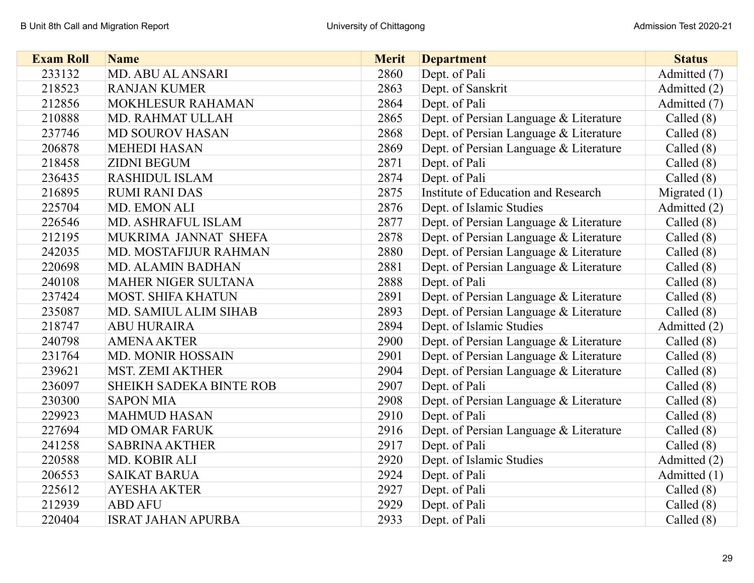| Exam Roll | Name | Merit | Department | Status |
|---|---|---|---|---|
| 233132 | MD. ABU AL ANSARI | 2860 | Dept. of Pali | Admitted (7) |
| 218523 | RANJAN KUMER | 2863 | Dept. of Sanskrit | Admitted (2) |
| 212856 | MOKHLESUR RAHAMAN | 2864 | Dept. of Pali | Admitted (7) |
| 210888 | MD. RAHMAT ULLAH | 2865 | Dept. of Persian Language & Literature | Called (8) |
| 237746 | MD SOUROV HASAN | 2868 | Dept. of Persian Language & Literature | Called (8) |
| 206878 | MEHEDI HASAN | 2869 | Dept. of Persian Language & Literature | Called (8) |
| 218458 | ZIDNI BEGUM | 2871 | Dept. of Pali | Called (8) |
| 236435 | RASHIDUL ISLAM | 2874 | Dept. of Pali | Called (8) |
| 216895 | RUMI RANI DAS | 2875 | Institute of Education and Research | Migrated (1) |
| 225704 | MD. EMON ALI | 2876 | Dept. of Islamic Studies | Admitted (2) |
| 226546 | MD. ASHRAFUL ISLAM | 2877 | Dept. of Persian Language & Literature | Called (8) |
| 212195 | MUKRIMA JANNAT SHEFA | 2878 | Dept. of Persian Language & Literature | Called (8) |
| 242035 | MD. MOSTAFIJUR RAHMAN | 2880 | Dept. of Persian Language & Literature | Called (8) |
| 220698 | MD. ALAMIN BADHAN | 2881 | Dept. of Persian Language & Literature | Called (8) |
| 240108 | MAHER NIGER SULTANA | 2888 | Dept. of Pali | Called (8) |
| 237424 | MOST. SHIFA KHATUN | 2891 | Dept. of Persian Language & Literature | Called (8) |
| 235087 | MD. SAMIUL ALIM SIHAB | 2893 | Dept. of Persian Language & Literature | Called (8) |
| 218747 | ABU HURAIRA | 2894 | Dept. of Islamic Studies | Admitted (2) |
| 240798 | AMENA AKTER | 2900 | Dept. of Persian Language & Literature | Called (8) |
| 231764 | MD. MONIR HOSSAIN | 2901 | Dept. of Persian Language & Literature | Called (8) |
| 239621 | MST. ZEMI AKTHER | 2904 | Dept. of Persian Language & Literature | Called (8) |
| 236097 | SHEIKH SADEKA BINTE ROB | 2907 | Dept. of Pali | Called (8) |
| 230300 | SAPON MIA | 2908 | Dept. of Persian Language & Literature | Called (8) |
| 229923 | MAHMUD HASAN | 2910 | Dept. of Pali | Called (8) |
| 227694 | MD OMAR FARUK | 2916 | Dept. of Persian Language & Literature | Called (8) |
| 241258 | SABRINA AKTHER | 2917 | Dept. of Pali | Called (8) |
| 220588 | MD. KOBIR ALI | 2920 | Dept. of Islamic Studies | Admitted (2) |
| 206553 | SAIKAT BARUA | 2924 | Dept. of Pali | Admitted (1) |
| 225612 | AYESHA AKTER | 2927 | Dept. of Pali | Called (8) |
| 212939 | ABD AFU | 2929 | Dept. of Pali | Called (8) |
| 220404 | ISRAT JAHAN APURBA | 2933 | Dept. of Pali | Called (8) |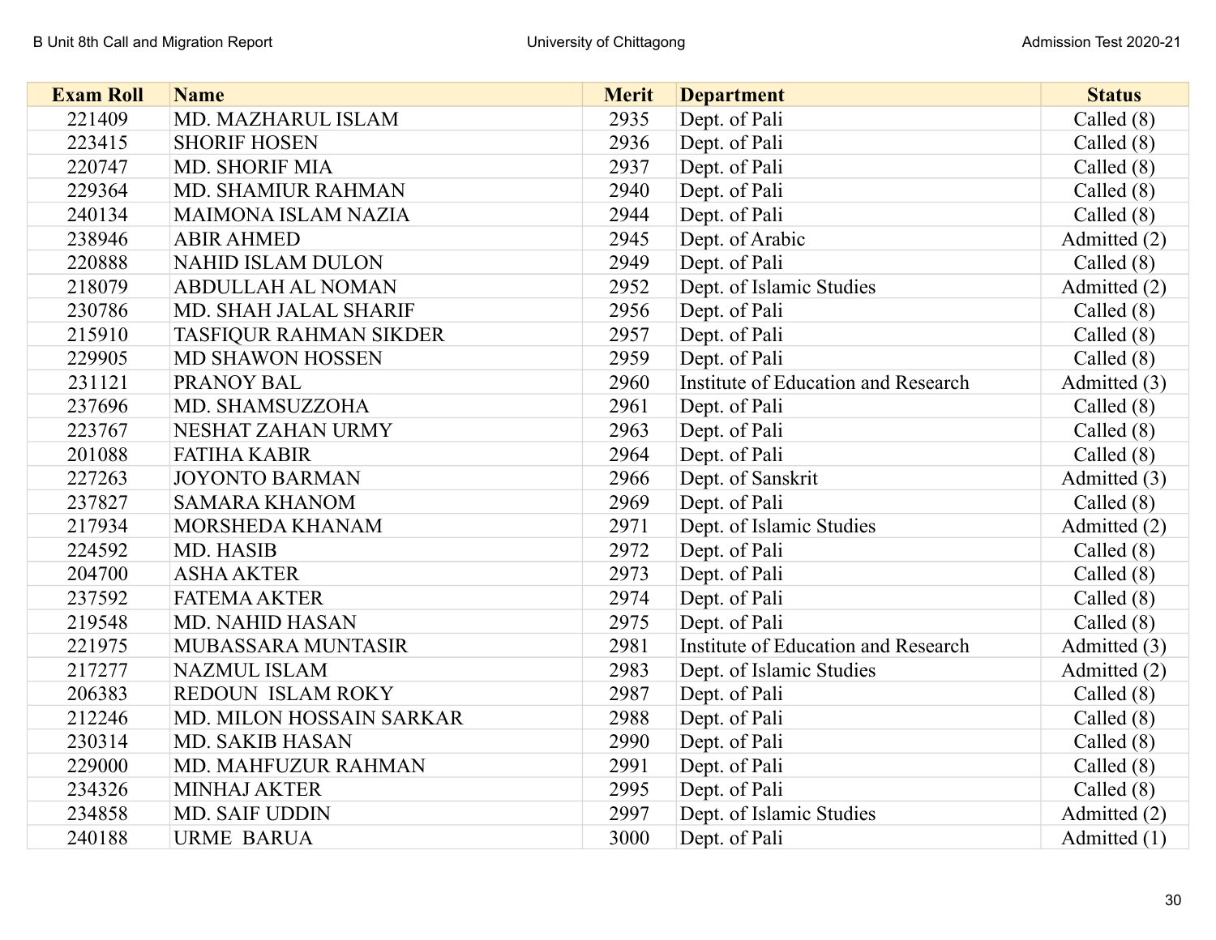| Exam Roll | Name | Merit | Department | Status |
|---|---|---|---|---|
| 221409 | MD. MAZHARUL ISLAM | 2935 | Dept. of Pali | Called (8) |
| 223415 | SHORIF HOSEN | 2936 | Dept. of Pali | Called (8) |
| 220747 | MD. SHORIF MIA | 2937 | Dept. of Pali | Called (8) |
| 229364 | MD. SHAMIUR RAHMAN | 2940 | Dept. of Pali | Called (8) |
| 240134 | MAIMONA ISLAM NAZIA | 2944 | Dept. of Pali | Called (8) |
| 238946 | ABIR AHMED | 2945 | Dept. of Arabic | Admitted (2) |
| 220888 | NAHID ISLAM DULON | 2949 | Dept. of Pali | Called (8) |
| 218079 | ABDULLAH AL NOMAN | 2952 | Dept. of Islamic Studies | Admitted (2) |
| 230786 | MD. SHAH JALAL SHARIF | 2956 | Dept. of Pali | Called (8) |
| 215910 | TASFIQUR RAHMAN SIKDER | 2957 | Dept. of Pali | Called (8) |
| 229905 | MD SHAWON HOSSEN | 2959 | Dept. of Pali | Called (8) |
| 231121 | PRANOY BAL | 2960 | Institute of Education and Research | Admitted (3) |
| 237696 | MD. SHAMSUZZOHA | 2961 | Dept. of Pali | Called (8) |
| 223767 | NESHAT ZAHAN URMY | 2963 | Dept. of Pali | Called (8) |
| 201088 | FATIHA KABIR | 2964 | Dept. of Pali | Called (8) |
| 227263 | JOYONTO BARMAN | 2966 | Dept. of Sanskrit | Admitted (3) |
| 237827 | SAMARA KHANOM | 2969 | Dept. of Pali | Called (8) |
| 217934 | MORSHEDA KHANAM | 2971 | Dept. of Islamic Studies | Admitted (2) |
| 224592 | MD. HASIB | 2972 | Dept. of Pali | Called (8) |
| 204700 | ASHA AKTER | 2973 | Dept. of Pali | Called (8) |
| 237592 | FATEMA AKTER | 2974 | Dept. of Pali | Called (8) |
| 219548 | MD. NAHID HASAN | 2975 | Dept. of Pali | Called (8) |
| 221975 | MUBASSARA MUNTASIR | 2981 | Institute of Education and Research | Admitted (3) |
| 217277 | NAZMUL ISLAM | 2983 | Dept. of Islamic Studies | Admitted (2) |
| 206383 | REDOUN ISLAM ROKY | 2987 | Dept. of Pali | Called (8) |
| 212246 | MD. MILON HOSSAIN SARKAR | 2988 | Dept. of Pali | Called (8) |
| 230314 | MD. SAKIB HASAN | 2990 | Dept. of Pali | Called (8) |
| 229000 | MD. MAHFUZUR RAHMAN | 2991 | Dept. of Pali | Called (8) |
| 234326 | MINHAJ AKTER | 2995 | Dept. of Pali | Called (8) |
| 234858 | MD. SAIF UDDIN | 2997 | Dept. of Islamic Studies | Admitted (2) |
| 240188 | URME BARUA | 3000 | Dept. of Pali | Admitted (1) |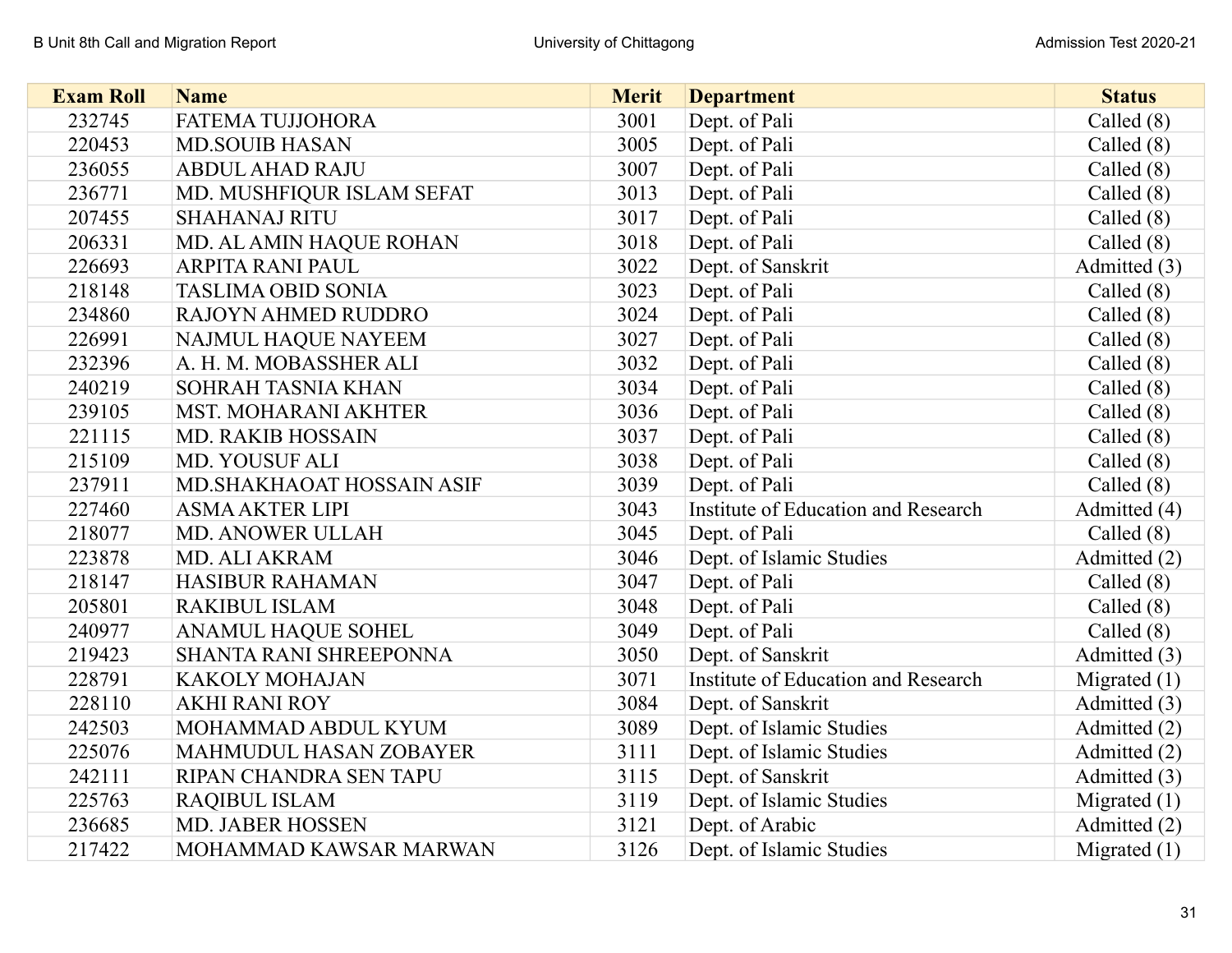| Exam Roll | Name | Merit | Department | Status |
|---|---|---|---|---|
| 232745 | FATEMA TUJJOHORA | 3001 | Dept. of Pali | Called (8) |
| 220453 | MD.SOUIB HASAN | 3005 | Dept. of Pali | Called (8) |
| 236055 | ABDUL AHAD RAJU | 3007 | Dept. of Pali | Called (8) |
| 236771 | MD. MUSHFIQUR ISLAM SEFAT | 3013 | Dept. of Pali | Called (8) |
| 207455 | SHAHANAJ RITU | 3017 | Dept. of Pali | Called (8) |
| 206331 | MD. AL AMIN HAQUE ROHAN | 3018 | Dept. of Pali | Called (8) |
| 226693 | ARPITA RANI PAUL | 3022 | Dept. of Sanskrit | Admitted (3) |
| 218148 | TASLIMA OBID SONIA | 3023 | Dept. of Pali | Called (8) |
| 234860 | RAJOYN AHMED RUDDRO | 3024 | Dept. of Pali | Called (8) |
| 226991 | NAJMUL HAQUE NAYEEM | 3027 | Dept. of Pali | Called (8) |
| 232396 | A. H. M. MOBASSHER ALI | 3032 | Dept. of Pali | Called (8) |
| 240219 | SOHRAH TASNIA KHAN | 3034 | Dept. of Pali | Called (8) |
| 239105 | MST. MOHARANI AKHTER | 3036 | Dept. of Pali | Called (8) |
| 221115 | MD. RAKIB HOSSAIN | 3037 | Dept. of Pali | Called (8) |
| 215109 | MD. YOUSUF ALI | 3038 | Dept. of Pali | Called (8) |
| 237911 | MD.SHAKHAOAT HOSSAIN ASIF | 3039 | Dept. of Pali | Called (8) |
| 227460 | ASMA AKTER LIPI | 3043 | Institute of Education and Research | Admitted (4) |
| 218077 | MD. ANOWER ULLAH | 3045 | Dept. of Pali | Called (8) |
| 223878 | MD. ALI AKRAM | 3046 | Dept. of Islamic Studies | Admitted (2) |
| 218147 | HASIBUR RAHAMAN | 3047 | Dept. of Pali | Called (8) |
| 205801 | RAKIBUL ISLAM | 3048 | Dept. of Pali | Called (8) |
| 240977 | ANAMUL HAQUE SOHEL | 3049 | Dept. of Pali | Called (8) |
| 219423 | SHANTA RANI SHREEPONNA | 3050 | Dept. of Sanskrit | Admitted (3) |
| 228791 | KAKOLY MOHAJAN | 3071 | Institute of Education and Research | Migrated (1) |
| 228110 | AKHI RANI ROY | 3084 | Dept. of Sanskrit | Admitted (3) |
| 242503 | MOHAMMAD ABDUL KYUM | 3089 | Dept. of Islamic Studies | Admitted (2) |
| 225076 | MAHMUDUL HASAN ZOBAYER | 3111 | Dept. of Islamic Studies | Admitted (2) |
| 242111 | RIPAN CHANDRA SEN TAPU | 3115 | Dept. of Sanskrit | Admitted (3) |
| 225763 | RAQIBUL ISLAM | 3119 | Dept. of Islamic Studies | Migrated (1) |
| 236685 | MD. JABER HOSSEN | 3121 | Dept. of Arabic | Admitted (2) |
| 217422 | MOHAMMAD KAWSAR MARWAN | 3126 | Dept. of Islamic Studies | Migrated (1) |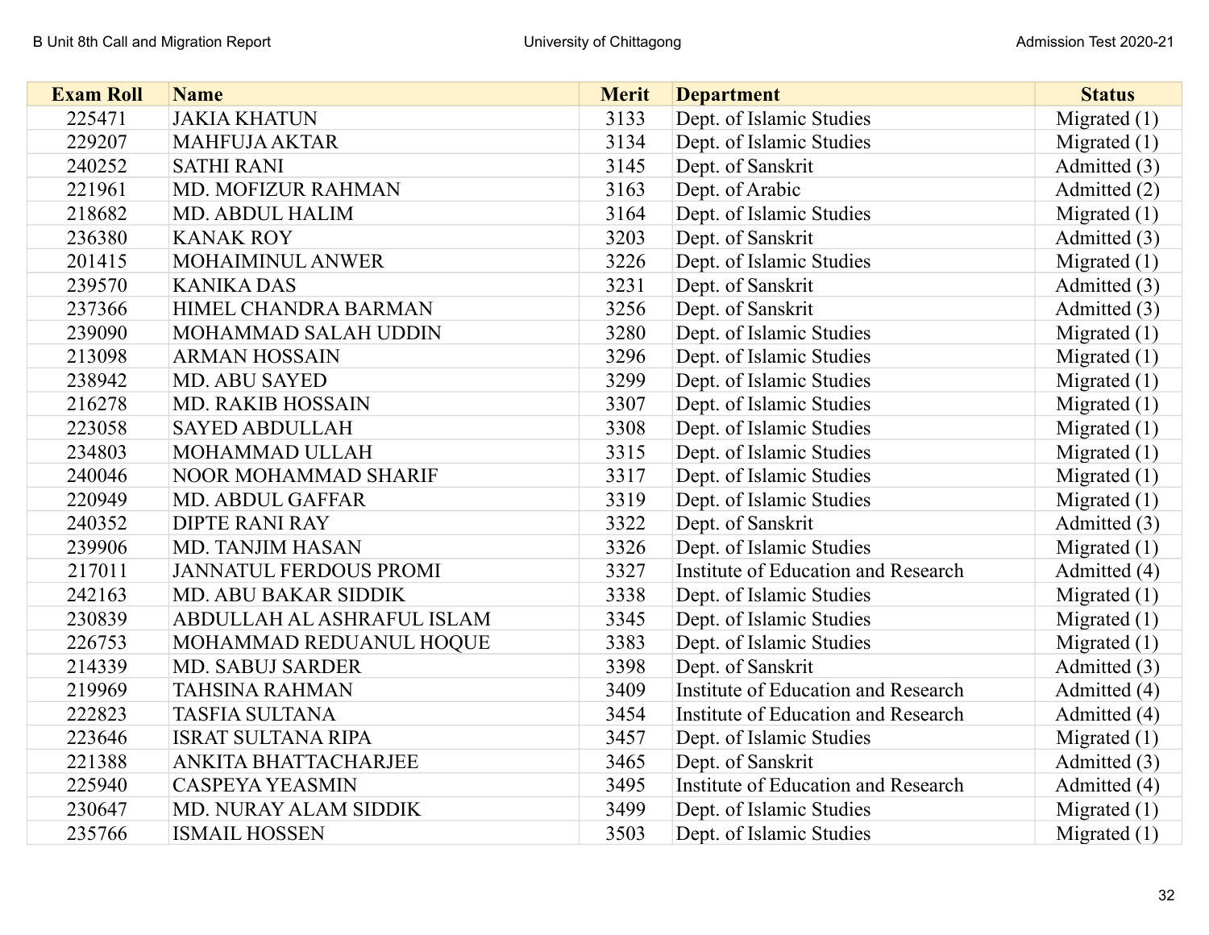| Exam Roll | Name | Merit | Department | Status |
|---|---|---|---|---|
| 225471 | JAKIA KHATUN | 3133 | Dept. of Islamic Studies | Migrated (1) |
| 229207 | MAHFUJA AKTAR | 3134 | Dept. of Islamic Studies | Migrated (1) |
| 240252 | SATHI RANI | 3145 | Dept. of Sanskrit | Admitted (3) |
| 221961 | MD. MOFIZUR RAHMAN | 3163 | Dept. of Arabic | Admitted (2) |
| 218682 | MD. ABDUL HALIM | 3164 | Dept. of Islamic Studies | Migrated (1) |
| 236380 | KANAK ROY | 3203 | Dept. of Sanskrit | Admitted (3) |
| 201415 | MOHAIMINUL ANWER | 3226 | Dept. of Islamic Studies | Migrated (1) |
| 239570 | KANIKA DAS | 3231 | Dept. of Sanskrit | Admitted (3) |
| 237366 | HIMEL CHANDRA BARMAN | 3256 | Dept. of Sanskrit | Admitted (3) |
| 239090 | MOHAMMAD SALAH UDDIN | 3280 | Dept. of Islamic Studies | Migrated (1) |
| 213098 | ARMAN HOSSAIN | 3296 | Dept. of Islamic Studies | Migrated (1) |
| 238942 | MD. ABU SAYED | 3299 | Dept. of Islamic Studies | Migrated (1) |
| 216278 | MD. RAKIB HOSSAIN | 3307 | Dept. of Islamic Studies | Migrated (1) |
| 223058 | SAYED ABDULLAH | 3308 | Dept. of Islamic Studies | Migrated (1) |
| 234803 | MOHAMMAD ULLAH | 3315 | Dept. of Islamic Studies | Migrated (1) |
| 240046 | NOOR MOHAMMAD SHARIF | 3317 | Dept. of Islamic Studies | Migrated (1) |
| 220949 | MD. ABDUL GAFFAR | 3319 | Dept. of Islamic Studies | Migrated (1) |
| 240352 | DIPTE RANI RAY | 3322 | Dept. of Sanskrit | Admitted (3) |
| 239906 | MD. TANJIM HASAN | 3326 | Dept. of Islamic Studies | Migrated (1) |
| 217011 | JANNATUL FERDOUS PROMI | 3327 | Institute of Education and Research | Admitted (4) |
| 242163 | MD. ABU BAKAR SIDDIK | 3338 | Dept. of Islamic Studies | Migrated (1) |
| 230839 | ABDULLAH AL ASHRAFUL ISLAM | 3345 | Dept. of Islamic Studies | Migrated (1) |
| 226753 | MOHAMMAD REDUANUL HOQUE | 3383 | Dept. of Islamic Studies | Migrated (1) |
| 214339 | MD. SABUJ SARDER | 3398 | Dept. of Sanskrit | Admitted (3) |
| 219969 | TAHSINA RAHMAN | 3409 | Institute of Education and Research | Admitted (4) |
| 222823 | TASFIA SULTANA | 3454 | Institute of Education and Research | Admitted (4) |
| 223646 | ISRAT SULTANA RIPA | 3457 | Dept. of Islamic Studies | Migrated (1) |
| 221388 | ANKITA BHATTACHARJEE | 3465 | Dept. of Sanskrit | Admitted (3) |
| 225940 | CASPEYA YEASMIN | 3495 | Institute of Education and Research | Admitted (4) |
| 230647 | MD. NURAY ALAM SIDDIK | 3499 | Dept. of Islamic Studies | Migrated (1) |
| 235766 | ISMAIL HOSSEN | 3503 | Dept. of Islamic Studies | Migrated (1) |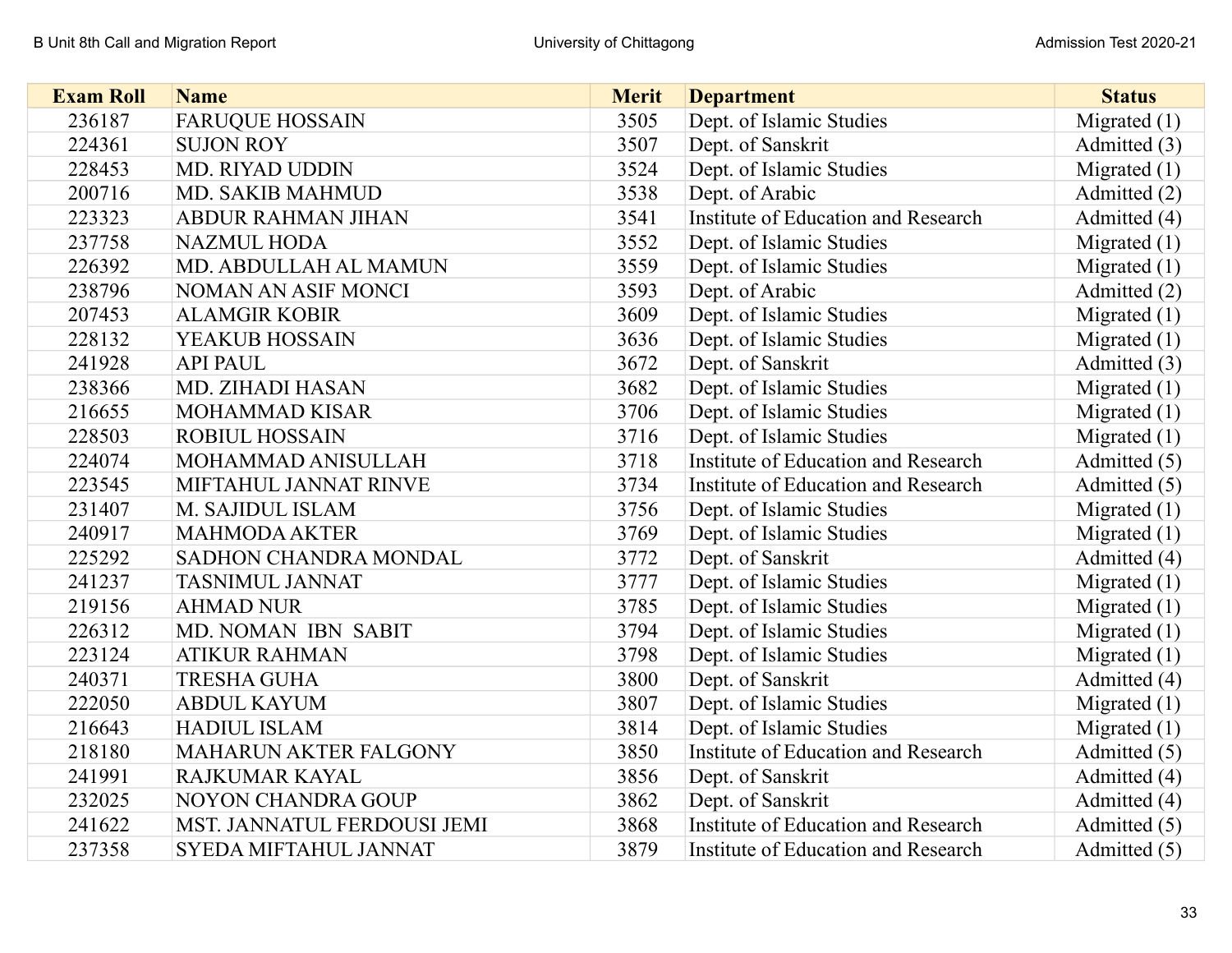| Exam Roll | Name | Merit | Department | Status |
|---|---|---|---|---|
| 236187 | FARUQUE HOSSAIN | 3505 | Dept. of Islamic Studies | Migrated (1) |
| 224361 | SUJON ROY | 3507 | Dept. of Sanskrit | Admitted (3) |
| 228453 | MD. RIYAD UDDIN | 3524 | Dept. of Islamic Studies | Migrated (1) |
| 200716 | MD. SAKIB MAHMUD | 3538 | Dept. of Arabic | Admitted (2) |
| 223323 | ABDUR RAHMAN JIHAN | 3541 | Institute of Education and Research | Admitted (4) |
| 237758 | NAZMUL HODA | 3552 | Dept. of Islamic Studies | Migrated (1) |
| 226392 | MD. ABDULLAH AL MAMUN | 3559 | Dept. of Islamic Studies | Migrated (1) |
| 238796 | NOMAN AN ASIF MONCI | 3593 | Dept. of Arabic | Admitted (2) |
| 207453 | ALAMGIR KOBIR | 3609 | Dept. of Islamic Studies | Migrated (1) |
| 228132 | YEAKUB HOSSAIN | 3636 | Dept. of Islamic Studies | Migrated (1) |
| 241928 | API PAUL | 3672 | Dept. of Sanskrit | Admitted (3) |
| 238366 | MD. ZIHADI HASAN | 3682 | Dept. of Islamic Studies | Migrated (1) |
| 216655 | MOHAMMAD KISAR | 3706 | Dept. of Islamic Studies | Migrated (1) |
| 228503 | ROBIUL HOSSAIN | 3716 | Dept. of Islamic Studies | Migrated (1) |
| 224074 | MOHAMMAD ANISULLAH | 3718 | Institute of Education and Research | Admitted (5) |
| 223545 | MIFTAHUL JANNAT RINVE | 3734 | Institute of Education and Research | Admitted (5) |
| 231407 | M. SAJIDUL ISLAM | 3756 | Dept. of Islamic Studies | Migrated (1) |
| 240917 | MAHMODA AKTER | 3769 | Dept. of Islamic Studies | Migrated (1) |
| 225292 | SADHON CHANDRA MONDAL | 3772 | Dept. of Sanskrit | Admitted (4) |
| 241237 | TASNIMUL JANNAT | 3777 | Dept. of Islamic Studies | Migrated (1) |
| 219156 | AHMAD NUR | 3785 | Dept. of Islamic Studies | Migrated (1) |
| 226312 | MD. NOMAN IBN SABIT | 3794 | Dept. of Islamic Studies | Migrated (1) |
| 223124 | ATIKUR RAHMAN | 3798 | Dept. of Islamic Studies | Migrated (1) |
| 240371 | TRESHA GUHA | 3800 | Dept. of Sanskrit | Admitted (4) |
| 222050 | ABDUL KAYUM | 3807 | Dept. of Islamic Studies | Migrated (1) |
| 216643 | HADIUL ISLAM | 3814 | Dept. of Islamic Studies | Migrated (1) |
| 218180 | MAHARUN AKTER FALGONY | 3850 | Institute of Education and Research | Admitted (5) |
| 241991 | RAJKUMAR KAYAL | 3856 | Dept. of Sanskrit | Admitted (4) |
| 232025 | NOYON CHANDRA GOUP | 3862 | Dept. of Sanskrit | Admitted (4) |
| 241622 | MST. JANNATUL FERDOUSI JEMI | 3868 | Institute of Education and Research | Admitted (5) |
| 237358 | SYEDA MIFTAHUL JANNAT | 3879 | Institute of Education and Research | Admitted (5) |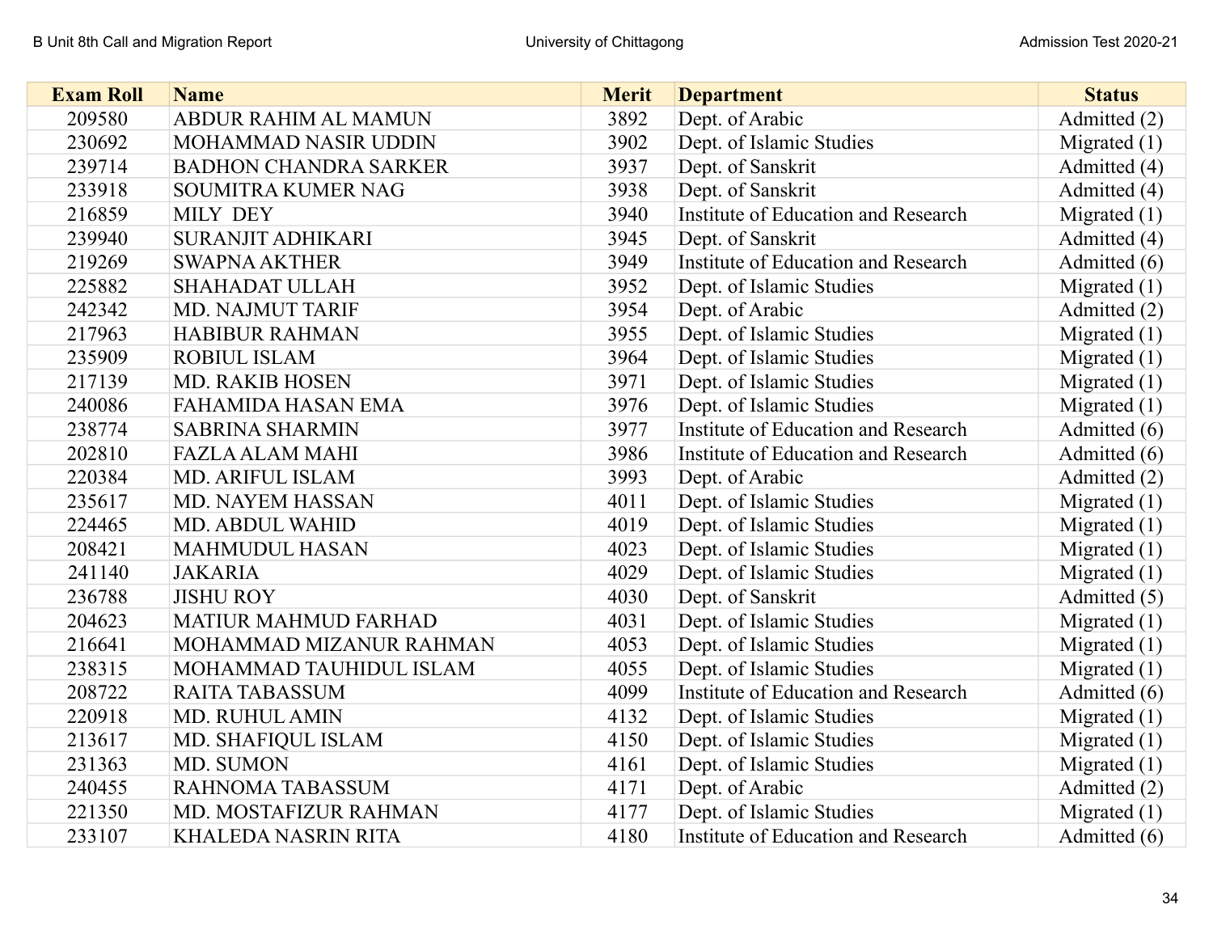| Exam Roll | Name | Merit | Department | Status |
|---|---|---|---|---|
| 209580 | ABDUR RAHIM AL MAMUN | 3892 | Dept. of Arabic | Admitted (2) |
| 230692 | MOHAMMAD NASIR UDDIN | 3902 | Dept. of Islamic Studies | Migrated (1) |
| 239714 | BADHON CHANDRA SARKER | 3937 | Dept. of Sanskrit | Admitted (4) |
| 233918 | SOUMITRA KUMER NAG | 3938 | Dept. of Sanskrit | Admitted (4) |
| 216859 | MILY DEY | 3940 | Institute of Education and Research | Migrated (1) |
| 239940 | SURANJIT ADHIKARI | 3945 | Dept. of Sanskrit | Admitted (4) |
| 219269 | SWAPNA AKTHER | 3949 | Institute of Education and Research | Admitted (6) |
| 225882 | SHAHADAT ULLAH | 3952 | Dept. of Islamic Studies | Migrated (1) |
| 242342 | MD. NAJMUT TARIF | 3954 | Dept. of Arabic | Admitted (2) |
| 217963 | HABIBUR RAHMAN | 3955 | Dept. of Islamic Studies | Migrated (1) |
| 235909 | ROBIUL ISLAM | 3964 | Dept. of Islamic Studies | Migrated (1) |
| 217139 | MD. RAKIB HOSEN | 3971 | Dept. of Islamic Studies | Migrated (1) |
| 240086 | FAHAMIDA HASAN EMA | 3976 | Dept. of Islamic Studies | Migrated (1) |
| 238774 | SABRINA SHARMIN | 3977 | Institute of Education and Research | Admitted (6) |
| 202810 | FAZLA ALAM MAHI | 3986 | Institute of Education and Research | Admitted (6) |
| 220384 | MD. ARIFUL ISLAM | 3993 | Dept. of Arabic | Admitted (2) |
| 235617 | MD. NAYEM HASSAN | 4011 | Dept. of Islamic Studies | Migrated (1) |
| 224465 | MD. ABDUL WAHID | 4019 | Dept. of Islamic Studies | Migrated (1) |
| 208421 | MAHMUDUL HASAN | 4023 | Dept. of Islamic Studies | Migrated (1) |
| 241140 | JAKARIA | 4029 | Dept. of Islamic Studies | Migrated (1) |
| 236788 | JISHU ROY | 4030 | Dept. of Sanskrit | Admitted (5) |
| 204623 | MATIUR MAHMUD FARHAD | 4031 | Dept. of Islamic Studies | Migrated (1) |
| 216641 | MOHAMMAD MIZANUR RAHMAN | 4053 | Dept. of Islamic Studies | Migrated (1) |
| 238315 | MOHAMMAD TAUHIDUL ISLAM | 4055 | Dept. of Islamic Studies | Migrated (1) |
| 208722 | RAITA TABASSUM | 4099 | Institute of Education and Research | Admitted (6) |
| 220918 | MD. RUHUL AMIN | 4132 | Dept. of Islamic Studies | Migrated (1) |
| 213617 | MD. SHAFIQUL ISLAM | 4150 | Dept. of Islamic Studies | Migrated (1) |
| 231363 | MD. SUMON | 4161 | Dept. of Islamic Studies | Migrated (1) |
| 240455 | RAHNOMA TABASSUM | 4171 | Dept. of Arabic | Admitted (2) |
| 221350 | MD. MOSTAFIZUR RAHMAN | 4177 | Dept. of Islamic Studies | Migrated (1) |
| 233107 | KHALEDA NASRIN RITA | 4180 | Institute of Education and Research | Admitted (6) |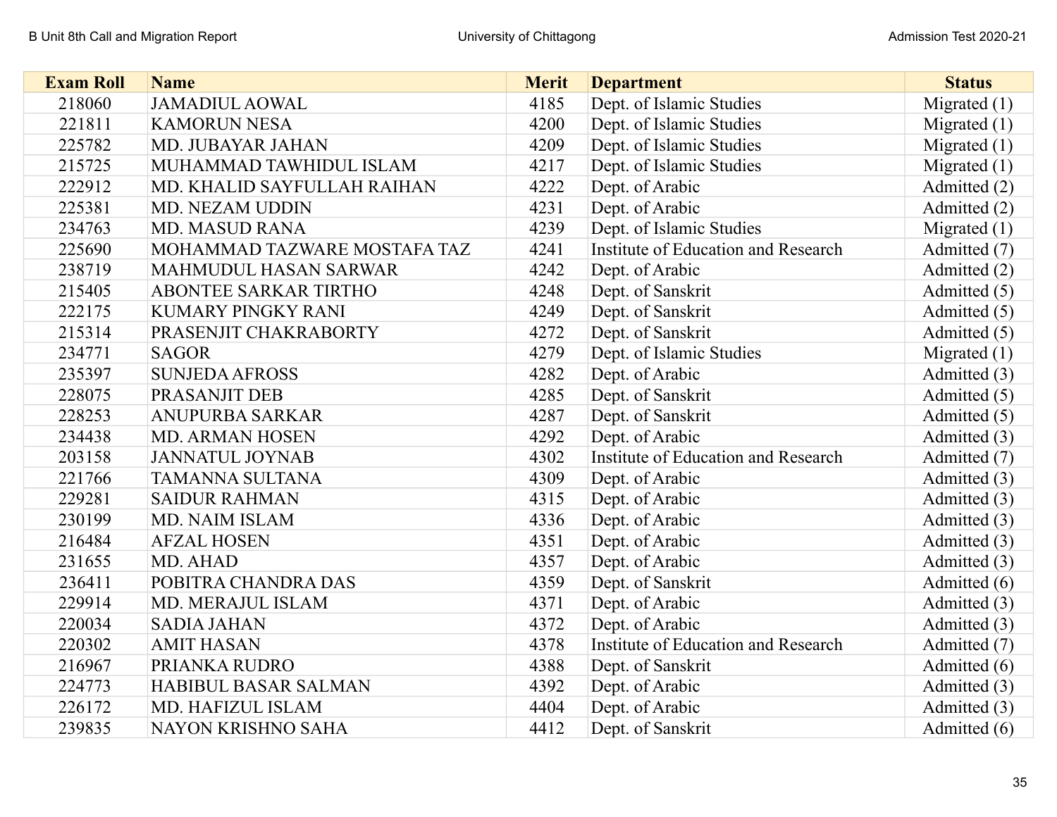| Exam Roll | Name | Merit | Department | Status |
|---|---|---|---|---|
| 218060 | JAMADIUL AOWAL | 4185 | Dept. of Islamic Studies | Migrated (1) |
| 221811 | KAMORUN NESA | 4200 | Dept. of Islamic Studies | Migrated (1) |
| 225782 | MD. JUBAYAR JAHAN | 4209 | Dept. of Islamic Studies | Migrated (1) |
| 215725 | MUHAMMAD TAWHIDUL ISLAM | 4217 | Dept. of Islamic Studies | Migrated (1) |
| 222912 | MD. KHALID SAYFULLAH RAIHAN | 4222 | Dept. of Arabic | Admitted (2) |
| 225381 | MD. NEZAM UDDIN | 4231 | Dept. of Arabic | Admitted (2) |
| 234763 | MD. MASUD RANA | 4239 | Dept. of Islamic Studies | Migrated (1) |
| 225690 | MOHAMMAD TAZWARE MOSTAFA TAZ | 4241 | Institute of Education and Research | Admitted (7) |
| 238719 | MAHMUDUL HASAN SARWAR | 4242 | Dept. of Arabic | Admitted (2) |
| 215405 | ABONTEE SARKAR TIRTHO | 4248 | Dept. of Sanskrit | Admitted (5) |
| 222175 | KUMARY PINGKY RANI | 4249 | Dept. of Sanskrit | Admitted (5) |
| 215314 | PRASENJIT CHAKRABORTY | 4272 | Dept. of Sanskrit | Admitted (5) |
| 234771 | SAGOR | 4279 | Dept. of Islamic Studies | Migrated (1) |
| 235397 | SUNJEDA AFROSS | 4282 | Dept. of Arabic | Admitted (3) |
| 228075 | PRASANJIT DEB | 4285 | Dept. of Sanskrit | Admitted (5) |
| 228253 | ANUPURBA SARKAR | 4287 | Dept. of Sanskrit | Admitted (5) |
| 234438 | MD. ARMAN HOSEN | 4292 | Dept. of Arabic | Admitted (3) |
| 203158 | JANNATUL JOYNAB | 4302 | Institute of Education and Research | Admitted (7) |
| 221766 | TAMANNA SULTANA | 4309 | Dept. of Arabic | Admitted (3) |
| 229281 | SAIDUR RAHMAN | 4315 | Dept. of Arabic | Admitted (3) |
| 230199 | MD. NAIM ISLAM | 4336 | Dept. of Arabic | Admitted (3) |
| 216484 | AFZAL HOSEN | 4351 | Dept. of Arabic | Admitted (3) |
| 231655 | MD. AHAD | 4357 | Dept. of Arabic | Admitted (3) |
| 236411 | POBITRA CHANDRA DAS | 4359 | Dept. of Sanskrit | Admitted (6) |
| 229914 | MD. MERAJUL ISLAM | 4371 | Dept. of Arabic | Admitted (3) |
| 220034 | SADIA JAHAN | 4372 | Dept. of Arabic | Admitted (3) |
| 220302 | AMIT HASAN | 4378 | Institute of Education and Research | Admitted (7) |
| 216967 | PRIANKA RUDRO | 4388 | Dept. of Sanskrit | Admitted (6) |
| 224773 | HABIBUL BASAR SALMAN | 4392 | Dept. of Arabic | Admitted (3) |
| 226172 | MD. HAFIZUL ISLAM | 4404 | Dept. of Arabic | Admitted (3) |
| 239835 | NAYON KRISHNO SAHA | 4412 | Dept. of Sanskrit | Admitted (6) |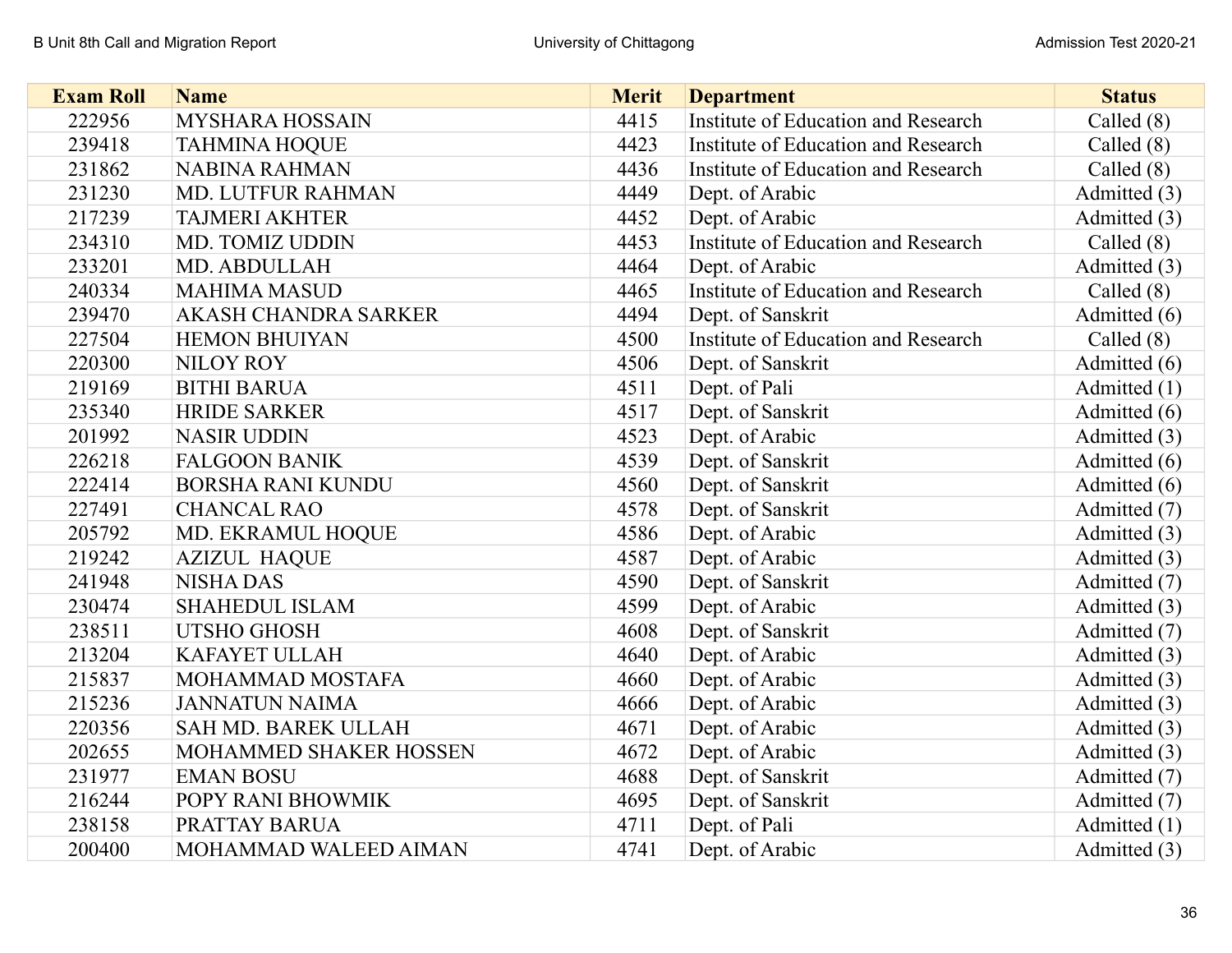| Exam Roll | Name | Merit | Department | Status |
|---|---|---|---|---|
| 222956 | MYSHARA HOSSAIN | 4415 | Institute of Education and Research | Called (8) |
| 239418 | TAHMINA HOQUE | 4423 | Institute of Education and Research | Called (8) |
| 231862 | NABINA RAHMAN | 4436 | Institute of Education and Research | Called (8) |
| 231230 | MD. LUTFUR RAHMAN | 4449 | Dept. of Arabic | Admitted (3) |
| 217239 | TAJMERI AKHTER | 4452 | Dept. of Arabic | Admitted (3) |
| 234310 | MD. TOMIZ UDDIN | 4453 | Institute of Education and Research | Called (8) |
| 233201 | MD. ABDULLAH | 4464 | Dept. of Arabic | Admitted (3) |
| 240334 | MAHIMA MASUD | 4465 | Institute of Education and Research | Called (8) |
| 239470 | AKASH CHANDRA SARKER | 4494 | Dept. of Sanskrit | Admitted (6) |
| 227504 | HEMON BHUIYAN | 4500 | Institute of Education and Research | Called (8) |
| 220300 | NILOY ROY | 4506 | Dept. of Sanskrit | Admitted (6) |
| 219169 | BITHI BARUA | 4511 | Dept. of Pali | Admitted (1) |
| 235340 | HRIDE SARKER | 4517 | Dept. of Sanskrit | Admitted (6) |
| 201992 | NASIR UDDIN | 4523 | Dept. of Arabic | Admitted (3) |
| 226218 | FALGOON BANIK | 4539 | Dept. of Sanskrit | Admitted (6) |
| 222414 | BORSHA RANI KUNDU | 4560 | Dept. of Sanskrit | Admitted (6) |
| 227491 | CHANCAL RAO | 4578 | Dept. of Sanskrit | Admitted (7) |
| 205792 | MD. EKRAMUL HOQUE | 4586 | Dept. of Arabic | Admitted (3) |
| 219242 | AZIZUL HAQUE | 4587 | Dept. of Arabic | Admitted (3) |
| 241948 | NISHA DAS | 4590 | Dept. of Sanskrit | Admitted (7) |
| 230474 | SHAHEDUL ISLAM | 4599 | Dept. of Arabic | Admitted (3) |
| 238511 | UTSHO GHOSH | 4608 | Dept. of Sanskrit | Admitted (7) |
| 213204 | KAFAYET ULLAH | 4640 | Dept. of Arabic | Admitted (3) |
| 215837 | MOHAMMAD MOSTAFA | 4660 | Dept. of Arabic | Admitted (3) |
| 215236 | JANNATUN NAIMA | 4666 | Dept. of Arabic | Admitted (3) |
| 220356 | SAH MD. BAREK ULLAH | 4671 | Dept. of Arabic | Admitted (3) |
| 202655 | MOHAMMED SHAKER HOSSEN | 4672 | Dept. of Arabic | Admitted (3) |
| 231977 | EMAN BOSU | 4688 | Dept. of Sanskrit | Admitted (7) |
| 216244 | POPY RANI BHOWMIK | 4695 | Dept. of Sanskrit | Admitted (7) |
| 238158 | PRATTAY BARUA | 4711 | Dept. of Pali | Admitted (1) |
| 200400 | MOHAMMAD WALEED AIMAN | 4741 | Dept. of Arabic | Admitted (3) |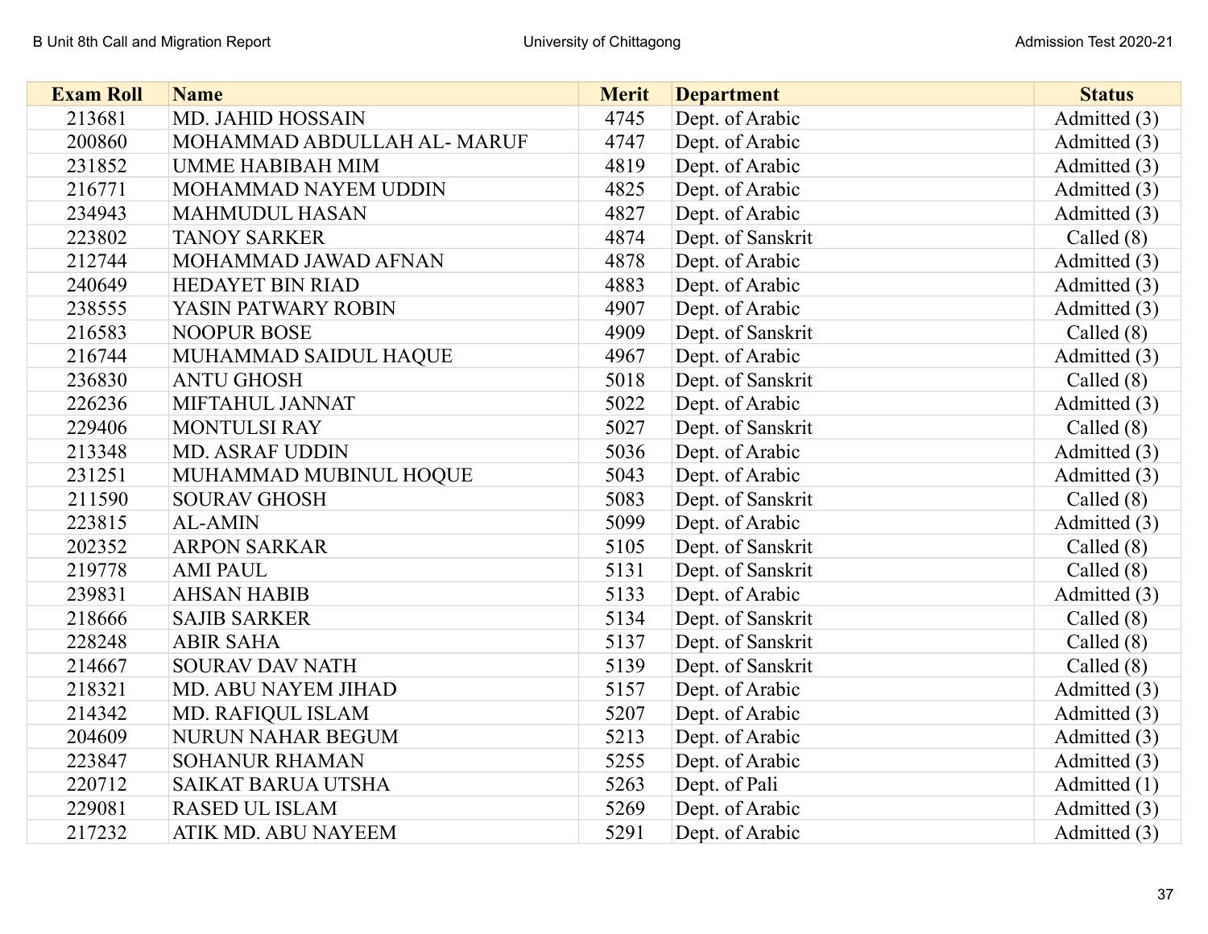| Exam Roll | Name | Merit | Department | Status |
|---|---|---|---|---|
| 213681 | MD. JAHID HOSSAIN | 4745 | Dept. of Arabic | Admitted (3) |
| 200860 | MOHAMMAD ABDULLAH AL- MARUF | 4747 | Dept. of Arabic | Admitted (3) |
| 231852 | UMME HABIBAH MIM | 4819 | Dept. of Arabic | Admitted (3) |
| 216771 | MOHAMMAD NAYEM UDDIN | 4825 | Dept. of Arabic | Admitted (3) |
| 234943 | MAHMUDUL HASAN | 4827 | Dept. of Arabic | Admitted (3) |
| 223802 | TANOY SARKER | 4874 | Dept. of Sanskrit | Called (8) |
| 212744 | MOHAMMAD JAWAD AFNAN | 4878 | Dept. of Arabic | Admitted (3) |
| 240649 | HEDAYET BIN RIAD | 4883 | Dept. of Arabic | Admitted (3) |
| 238555 | YASIN PATWARY ROBIN | 4907 | Dept. of Arabic | Admitted (3) |
| 216583 | NOOPUR BOSE | 4909 | Dept. of Sanskrit | Called (8) |
| 216744 | MUHAMMAD SAIDUL HAQUE | 4967 | Dept. of Arabic | Admitted (3) |
| 236830 | ANTU GHOSH | 5018 | Dept. of Sanskrit | Called (8) |
| 226236 | MIFTAHUL JANNAT | 5022 | Dept. of Arabic | Admitted (3) |
| 229406 | MONTULSI RAY | 5027 | Dept. of Sanskrit | Called (8) |
| 213348 | MD. ASRAF UDDIN | 5036 | Dept. of Arabic | Admitted (3) |
| 231251 | MUHAMMAD MUBINUL HOQUE | 5043 | Dept. of Arabic | Admitted (3) |
| 211590 | SOURAV GHOSH | 5083 | Dept. of Sanskrit | Called (8) |
| 223815 | AL-AMIN | 5099 | Dept. of Arabic | Admitted (3) |
| 202352 | ARPON SARKAR | 5105 | Dept. of Sanskrit | Called (8) |
| 219778 | AMI PAUL | 5131 | Dept. of Sanskrit | Called (8) |
| 239831 | AHSAN HABIB | 5133 | Dept. of Arabic | Admitted (3) |
| 218666 | SAJIB SARKER | 5134 | Dept. of Sanskrit | Called (8) |
| 228248 | ABIR SAHA | 5137 | Dept. of Sanskrit | Called (8) |
| 214667 | SOURAV DAV NATH | 5139 | Dept. of Sanskrit | Called (8) |
| 218321 | MD. ABU NAYEM JIHAD | 5157 | Dept. of Arabic | Admitted (3) |
| 214342 | MD. RAFIQUL ISLAM | 5207 | Dept. of Arabic | Admitted (3) |
| 204609 | NURUN NAHAR BEGUM | 5213 | Dept. of Arabic | Admitted (3) |
| 223847 | SOHANUR RHAMAN | 5255 | Dept. of Arabic | Admitted (3) |
| 220712 | SAIKAT BARUA UTSHA | 5263 | Dept. of Pali | Admitted (1) |
| 229081 | RASED UL ISLAM | 5269 | Dept. of Arabic | Admitted (3) |
| 217232 | ATIK MD. ABU NAYEEM | 5291 | Dept. of Arabic | Admitted (3) |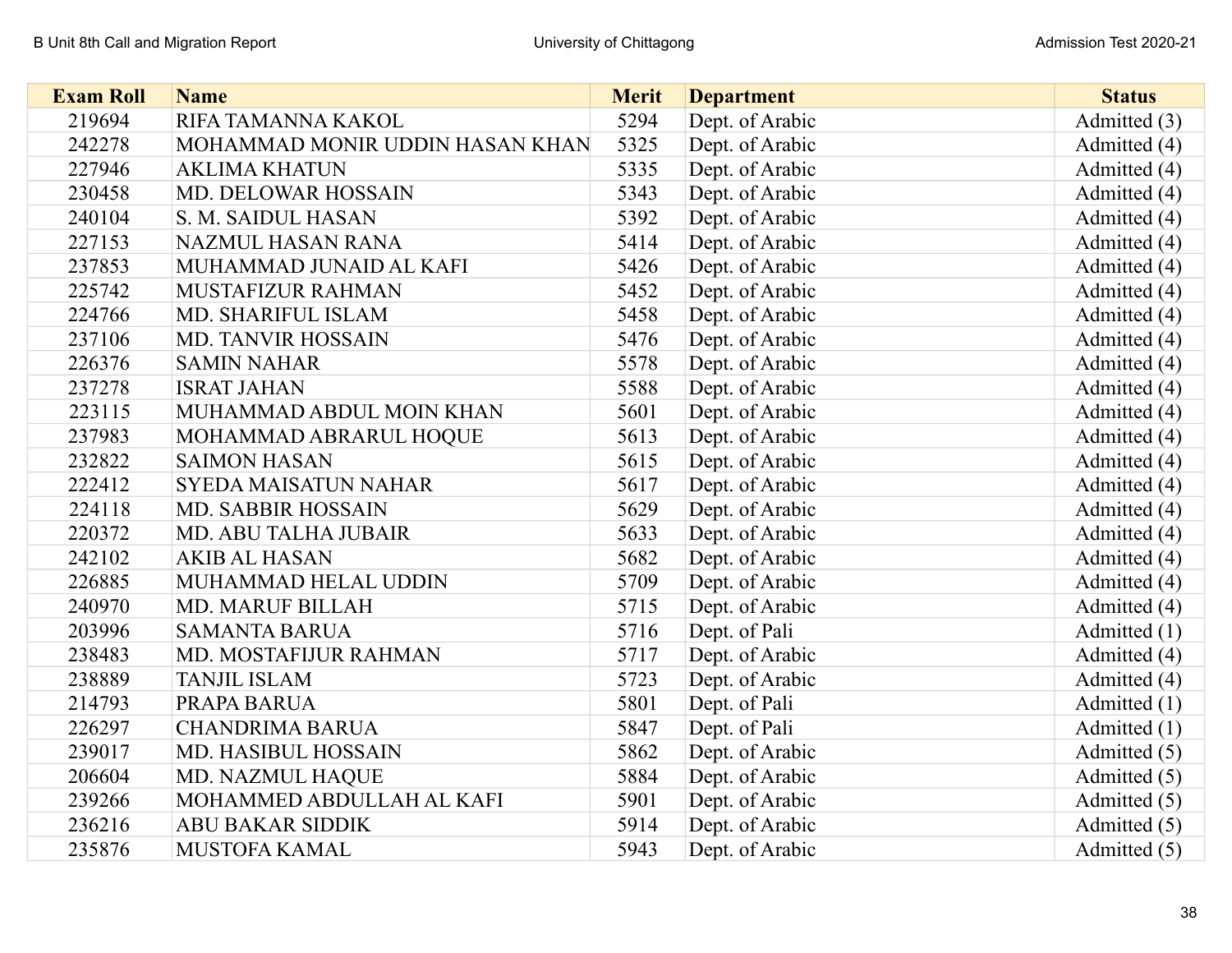| Exam Roll | Name | Merit | Department | Status |
|---|---|---|---|---|
| 219694 | RIFA TAMANNA KAKOL | 5294 | Dept. of Arabic | Admitted (3) |
| 242278 | MOHAMMAD MONIR UDDIN HASAN KHAN | 5325 | Dept. of Arabic | Admitted (4) |
| 227946 | AKLIMA KHATUN | 5335 | Dept. of Arabic | Admitted (4) |
| 230458 | MD. DELOWAR HOSSAIN | 5343 | Dept. of Arabic | Admitted (4) |
| 240104 | S. M. SAIDUL HASAN | 5392 | Dept. of Arabic | Admitted (4) |
| 227153 | NAZMUL HASAN RANA | 5414 | Dept. of Arabic | Admitted (4) |
| 237853 | MUHAMMAD JUNAID AL KAFI | 5426 | Dept. of Arabic | Admitted (4) |
| 225742 | MUSTAFIZUR RAHMAN | 5452 | Dept. of Arabic | Admitted (4) |
| 224766 | MD. SHARIFUL ISLAM | 5458 | Dept. of Arabic | Admitted (4) |
| 237106 | MD. TANVIR HOSSAIN | 5476 | Dept. of Arabic | Admitted (4) |
| 226376 | SAMIN NAHAR | 5578 | Dept. of Arabic | Admitted (4) |
| 237278 | ISRAT JAHAN | 5588 | Dept. of Arabic | Admitted (4) |
| 223115 | MUHAMMAD ABDUL MOIN KHAN | 5601 | Dept. of Arabic | Admitted (4) |
| 237983 | MOHAMMAD ABRARUL HOQUE | 5613 | Dept. of Arabic | Admitted (4) |
| 232822 | SAIMON HASAN | 5615 | Dept. of Arabic | Admitted (4) |
| 222412 | SYEDA MAISATUN NAHAR | 5617 | Dept. of Arabic | Admitted (4) |
| 224118 | MD. SABBIR HOSSAIN | 5629 | Dept. of Arabic | Admitted (4) |
| 220372 | MD. ABU TALHA JUBAIR | 5633 | Dept. of Arabic | Admitted (4) |
| 242102 | AKIB AL HASAN | 5682 | Dept. of Arabic | Admitted (4) |
| 226885 | MUHAMMAD HELAL UDDIN | 5709 | Dept. of Arabic | Admitted (4) |
| 240970 | MD. MARUF BILLAH | 5715 | Dept. of Arabic | Admitted (4) |
| 203996 | SAMANTA BARUA | 5716 | Dept. of Pali | Admitted (1) |
| 238483 | MD. MOSTAFIJUR RAHMAN | 5717 | Dept. of Arabic | Admitted (4) |
| 238889 | TANJIL ISLAM | 5723 | Dept. of Arabic | Admitted (4) |
| 214793 | PRAPA BARUA | 5801 | Dept. of Pali | Admitted (1) |
| 226297 | CHANDRIMA BARUA | 5847 | Dept. of Pali | Admitted (1) |
| 239017 | MD. HASIBUL HOSSAIN | 5862 | Dept. of Arabic | Admitted (5) |
| 206604 | MD. NAZMUL HAQUE | 5884 | Dept. of Arabic | Admitted (5) |
| 239266 | MOHAMMED ABDULLAH AL KAFI | 5901 | Dept. of Arabic | Admitted (5) |
| 236216 | ABU BAKAR SIDDIK | 5914 | Dept. of Arabic | Admitted (5) |
| 235876 | MUSTOFA KAMAL | 5943 | Dept. of Arabic | Admitted (5) |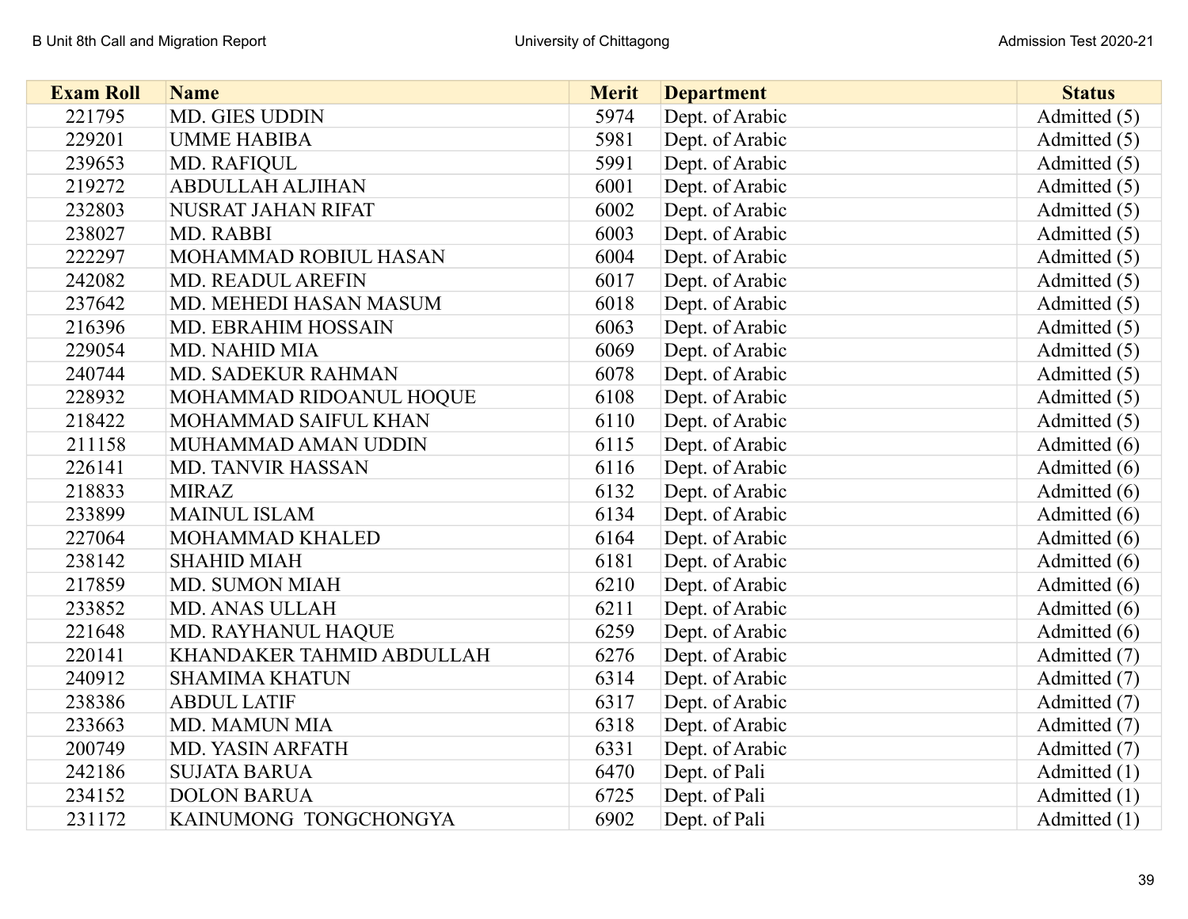| Exam Roll | Name | Merit | Department | Status |
|---|---|---|---|---|
| 221795 | MD. GIES UDDIN | 5974 | Dept. of Arabic | Admitted (5) |
| 229201 | UMME HABIBA | 5981 | Dept. of Arabic | Admitted (5) |
| 239653 | MD. RAFIQUL | 5991 | Dept. of Arabic | Admitted (5) |
| 219272 | ABDULLAH ALJIHAN | 6001 | Dept. of Arabic | Admitted (5) |
| 232803 | NUSRAT JAHAN RIFAT | 6002 | Dept. of Arabic | Admitted (5) |
| 238027 | MD. RABBI | 6003 | Dept. of Arabic | Admitted (5) |
| 222297 | MOHAMMAD ROBIUL HASAN | 6004 | Dept. of Arabic | Admitted (5) |
| 242082 | MD. READUL AREFIN | 6017 | Dept. of Arabic | Admitted (5) |
| 237642 | MD. MEHEDI HASAN MASUM | 6018 | Dept. of Arabic | Admitted (5) |
| 216396 | MD. EBRAHIM HOSSAIN | 6063 | Dept. of Arabic | Admitted (5) |
| 229054 | MD. NAHID MIA | 6069 | Dept. of Arabic | Admitted (5) |
| 240744 | MD. SADEKUR RAHMAN | 6078 | Dept. of Arabic | Admitted (5) |
| 228932 | MOHAMMAD RIDOANUL HOQUE | 6108 | Dept. of Arabic | Admitted (5) |
| 218422 | MOHAMMAD SAIFUL KHAN | 6110 | Dept. of Arabic | Admitted (5) |
| 211158 | MUHAMMAD AMAN UDDIN | 6115 | Dept. of Arabic | Admitted (6) |
| 226141 | MD. TANVIR HASSAN | 6116 | Dept. of Arabic | Admitted (6) |
| 218833 | MIRAZ | 6132 | Dept. of Arabic | Admitted (6) |
| 233899 | MAINUL ISLAM | 6134 | Dept. of Arabic | Admitted (6) |
| 227064 | MOHAMMAD KHALED | 6164 | Dept. of Arabic | Admitted (6) |
| 238142 | SHAHID MIAH | 6181 | Dept. of Arabic | Admitted (6) |
| 217859 | MD. SUMON MIAH | 6210 | Dept. of Arabic | Admitted (6) |
| 233852 | MD. ANAS ULLAH | 6211 | Dept. of Arabic | Admitted (6) |
| 221648 | MD. RAYHANUL HAQUE | 6259 | Dept. of Arabic | Admitted (6) |
| 220141 | KHANDAKER TAHMID ABDULLAH | 6276 | Dept. of Arabic | Admitted (7) |
| 240912 | SHAMIMA KHATUN | 6314 | Dept. of Arabic | Admitted (7) |
| 238386 | ABDUL LATIF | 6317 | Dept. of Arabic | Admitted (7) |
| 233663 | MD. MAMUN MIA | 6318 | Dept. of Arabic | Admitted (7) |
| 200749 | MD. YASIN ARFATH | 6331 | Dept. of Arabic | Admitted (7) |
| 242186 | SUJATA BARUA | 6470 | Dept. of Pali | Admitted (1) |
| 234152 | DOLON BARUA | 6725 | Dept. of Pali | Admitted (1) |
| 231172 | KAINUMONG TONGCHONGYA | 6902 | Dept. of Pali | Admitted (1) |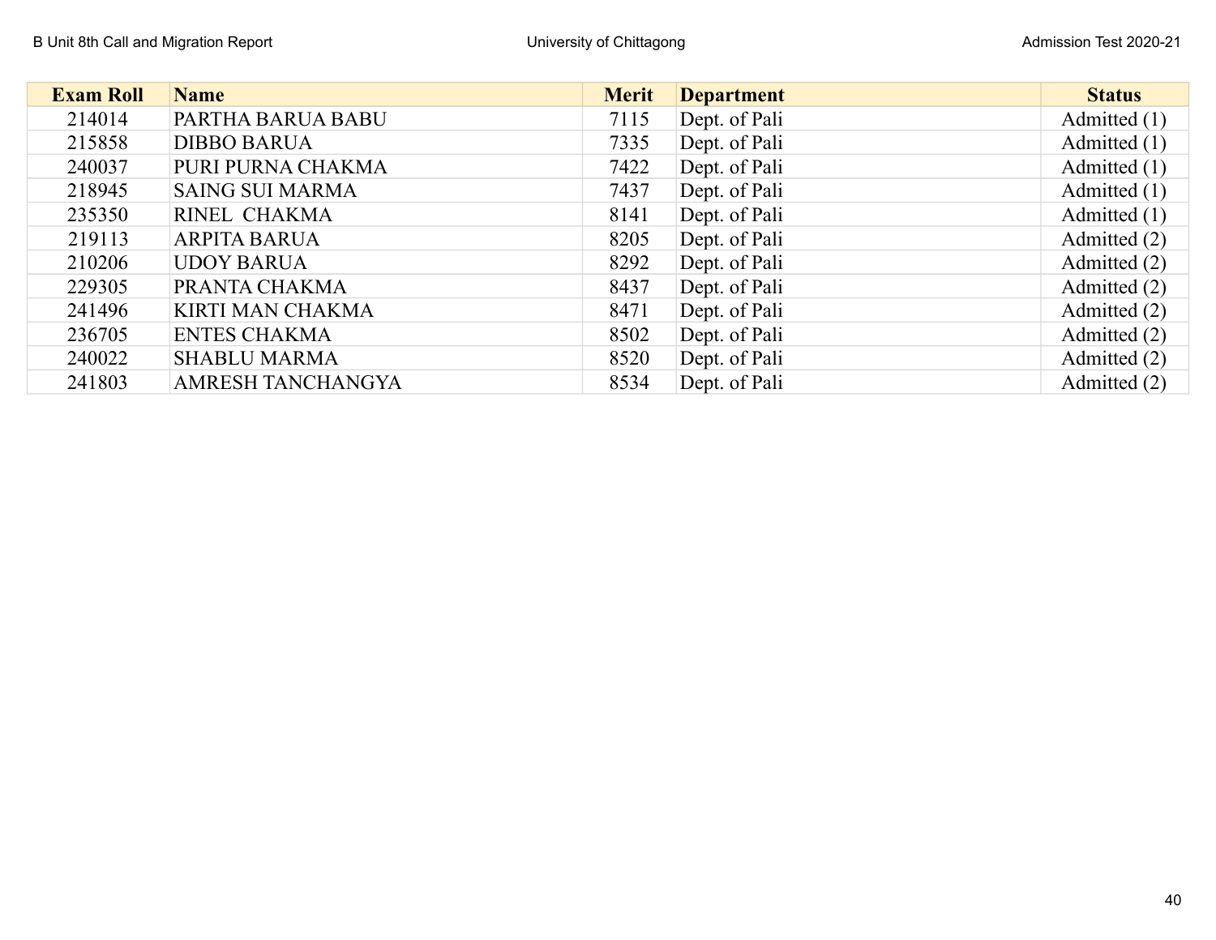| Exam Roll | Name | Merit | Department | Status |
|---|---|---|---|---|
| 214014 | PARTHA BARUA BABU | 7115 | Dept. of Pali | Admitted (1) |
| 215858 | DIBBO BARUA | 7335 | Dept. of Pali | Admitted (1) |
| 240037 | PURI PURNA CHAKMA | 7422 | Dept. of Pali | Admitted (1) |
| 218945 | SAING SUI MARMA | 7437 | Dept. of Pali | Admitted (1) |
| 235350 | RINEL CHAKMA | 8141 | Dept. of Pali | Admitted (1) |
| 219113 | ARPITA BARUA | 8205 | Dept. of Pali | Admitted (2) |
| 210206 | UDOY BARUA | 8292 | Dept. of Pali | Admitted (2) |
| 229305 | PRANTA CHAKMA | 8437 | Dept. of Pali | Admitted (2) |
| 241496 | KIRTI MAN CHAKMA | 8471 | Dept. of Pali | Admitted (2) |
| 236705 | ENTES CHAKMA | 8502 | Dept. of Pali | Admitted (2) |
| 240022 | SHABLU MARMA | 8520 | Dept. of Pali | Admitted (2) |
| 241803 | AMRESH TANCHANGYA | 8534 | Dept. of Pali | Admitted (2) |